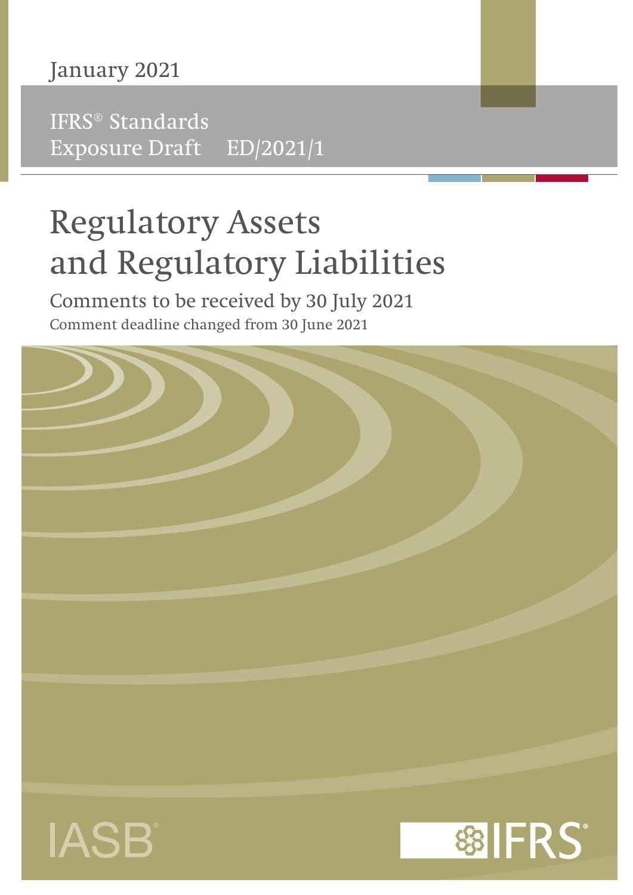January 2021

IFRS® Standards
Exposure Draft ED/2021/1

# Regulatory Assets and Regulatory Liabilities

Comments to be received by 30 July 2021

Comment deadline changed from 30 June 2021

IASB®

IFRS®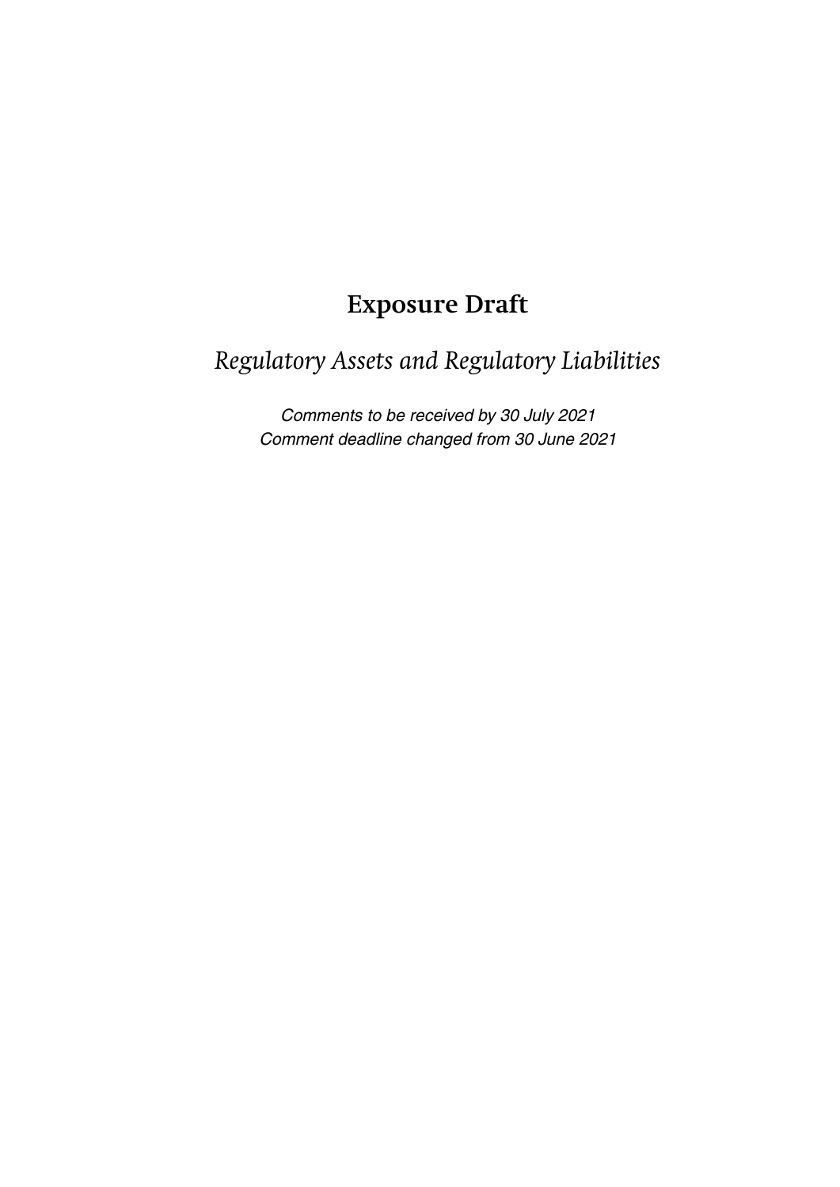# Exposure Draft

## *Regulatory Assets and Regulatory Liabilities*

*Comments to be received by 30 July 2021*
*Comment deadline changed from 30 June 2021*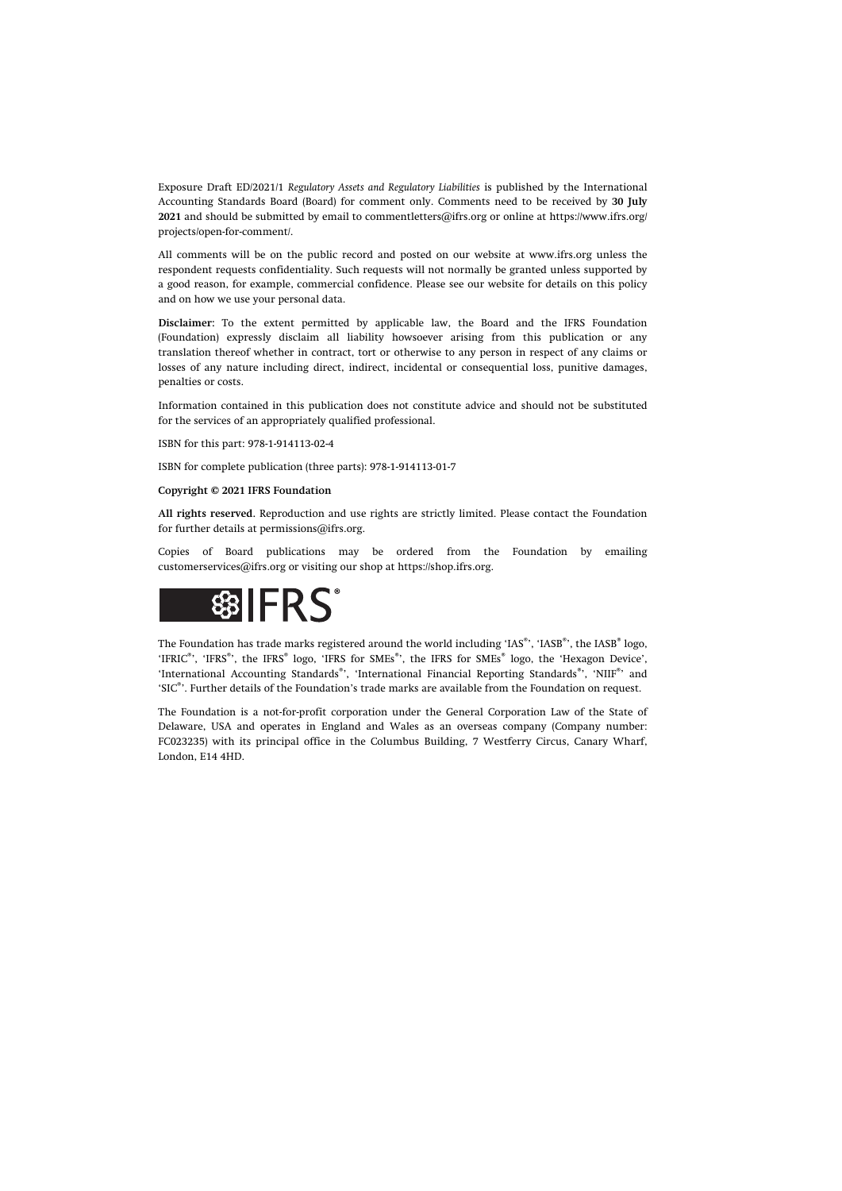Exposure Draft ED/2021/1 *Regulatory Assets and Regulatory Liabilities* is published by the International Accounting Standards Board (Board) for comment only. Comments need to be received by **30 July 2021** and should be submitted by email to commentletters@ifrs.org or online at https://www.ifrs.org/projects/open-for-comment/.

All comments will be on the public record and posted on our website at www.ifrs.org unless the respondent requests confidentiality. Such requests will not normally be granted unless supported by a good reason, for example, commercial confidence. Please see our website for details on this policy and on how we use your personal data.

**Disclaimer:** To the extent permitted by applicable law, the Board and the IFRS Foundation (Foundation) expressly disclaim all liability howsoever arising from this publication or any translation thereof whether in contract, tort or otherwise to any person in respect of any claims or losses of any nature including direct, indirect, incidental or consequential loss, punitive damages, penalties or costs.

Information contained in this publication does not constitute advice and should not be substituted for the services of an appropriately qualified professional.

ISBN for this part: 978-1-914113-02-4

ISBN for complete publication (three parts): 978-1-914113-01-7

**Copyright © 2021 IFRS Foundation**

**All rights reserved.** Reproduction and use rights are strictly limited. Please contact the Foundation for further details at permissions@ifrs.org.

Copies of Board publications may be ordered from the Foundation by emailing customerservices@ifrs.org or visiting our shop at https://shop.ifrs.org.

IFRS®

The Foundation has trade marks registered around the world including 'IAS®', 'IASB®', the IASB® logo, 'IFRIC®', 'IFRS®', the IFRS® logo, 'IFRS for SMEs®', the IFRS for SMEs® logo, the 'Hexagon Device', 'International Accounting Standards®', 'International Financial Reporting Standards®', 'NIIF®' and 'SIC®'. Further details of the Foundation's trade marks are available from the Foundation on request.

The Foundation is a not-for-profit corporation under the General Corporation Law of the State of Delaware, USA and operates in England and Wales as an overseas company (Company number: FC023235) with its principal office in the Columbus Building, 7 Westferry Circus, Canary Wharf, London, E14 4HD.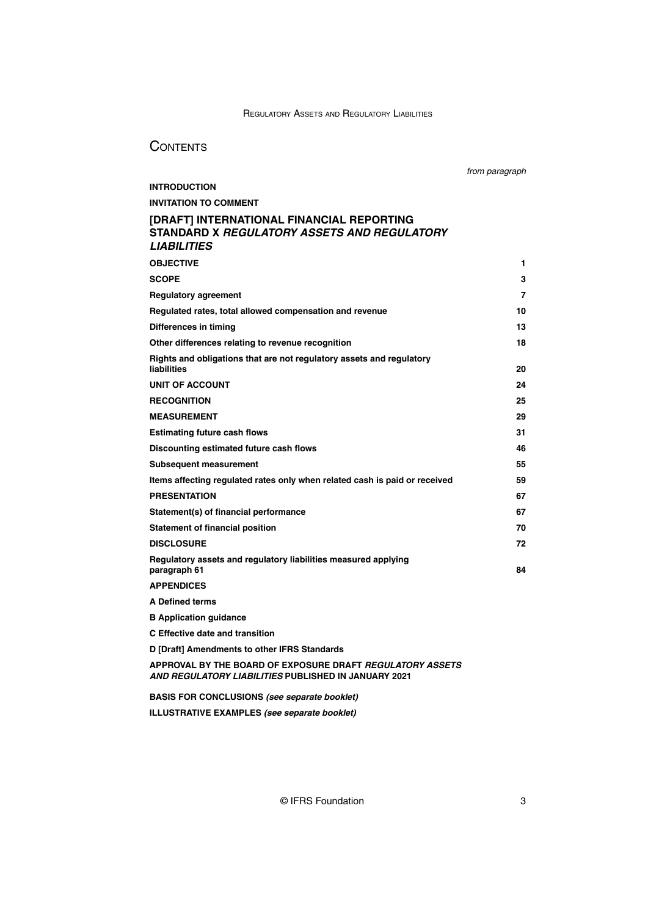# CONTENTS

| | *from paragraph* |
|---|---|
| **INTRODUCTION** | |
| **INVITATION TO COMMENT** | |
| **[DRAFT] INTERNATIONAL FINANCIAL REPORTING STANDARD X *REGULATORY ASSETS AND REGULATORY LIABILITIES*** | |
| **OBJECTIVE** | **1** |
| **SCOPE** | **3** |
| **Regulatory agreement** | **7** |
| **Regulated rates, total allowed compensation and revenue** | **10** |
| **Differences in timing** | **13** |
| **Other differences relating to revenue recognition** | **18** |
| **Rights and obligations that are not regulatory assets and regulatory liabilities** | **20** |
| **UNIT OF ACCOUNT** | **24** |
| **RECOGNITION** | **25** |
| **MEASUREMENT** | **29** |
| **Estimating future cash flows** | **31** |
| **Discounting estimated future cash flows** | **46** |
| **Subsequent measurement** | **55** |
| **Items affecting regulated rates only when related cash is paid or received** | **59** |
| **PRESENTATION** | **67** |
| **Statement(s) of financial performance** | **67** |
| **Statement of financial position** | **70** |
| **DISCLOSURE** | **72** |
| **Regulatory assets and regulatory liabilities measured applying paragraph 61** | **84** |
| **APPENDICES** | |
| **A Defined terms** | |
| **B Application guidance** | |
| **C Effective date and transition** | |
| **D [Draft] Amendments to other IFRS Standards** | |
| **APPROVAL BY THE BOARD OF EXPOSURE DRAFT *REGULATORY ASSETS AND REGULATORY LIABILITIES* PUBLISHED IN JANUARY 2021** | |
| **BASIS FOR CONCLUSIONS *(see separate booklet)*** | |
| **ILLUSTRATIVE EXAMPLES *(see separate booklet)*** | |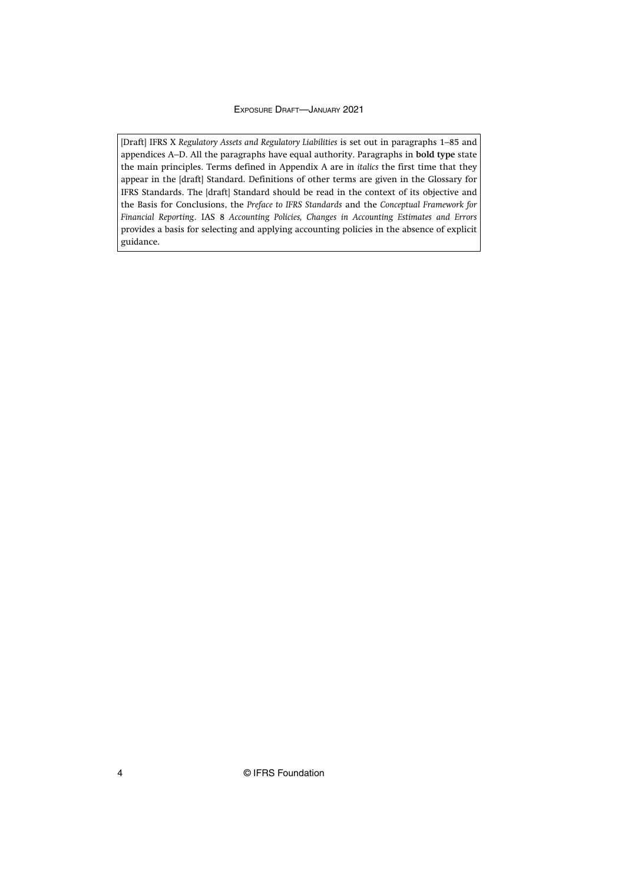[Draft] IFRS X *Regulatory Assets and Regulatory Liabilities* is set out in paragraphs 1–85 and appendices A–D. All the paragraphs have equal authority. Paragraphs in **bold type** state the main principles. Terms defined in Appendix A are in *italics* the first time that they appear in the [draft] Standard. Definitions of other terms are given in the Glossary for IFRS Standards. The [draft] Standard should be read in the context of its objective and the Basis for Conclusions, the *Preface to IFRS Standards* and the *Conceptual Framework for Financial Reporting*. IAS 8 *Accounting Policies, Changes in Accounting Estimates and Errors* provides a basis for selecting and applying accounting policies in the absence of explicit guidance.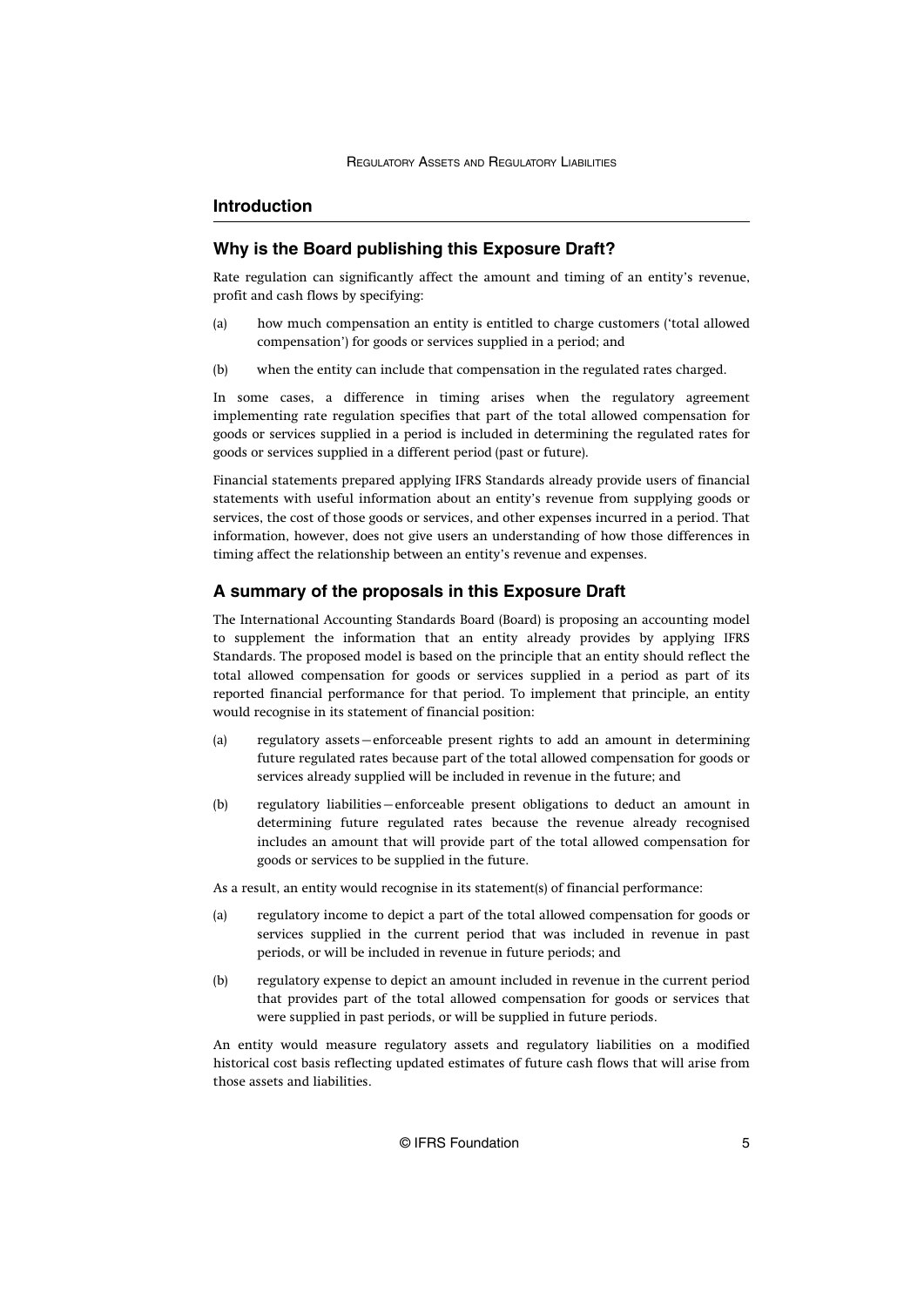## Introduction

### Why is the Board publishing this Exposure Draft?

Rate regulation can significantly affect the amount and timing of an entity's revenue, profit and cash flows by specifying:

(a) how much compensation an entity is entitled to charge customers ('total allowed compensation') for goods or services supplied in a period; and

(b) when the entity can include that compensation in the regulated rates charged.

In some cases, a difference in timing arises when the regulatory agreement implementing rate regulation specifies that part of the total allowed compensation for goods or services supplied in a period is included in determining the regulated rates for goods or services supplied in a different period (past or future).

Financial statements prepared applying IFRS Standards already provide users of financial statements with useful information about an entity's revenue from supplying goods or services, the cost of those goods or services, and other expenses incurred in a period. That information, however, does not give users an understanding of how those differences in timing affect the relationship between an entity's revenue and expenses.

### A summary of the proposals in this Exposure Draft

The International Accounting Standards Board (Board) is proposing an accounting model to supplement the information that an entity already provides by applying IFRS Standards. The proposed model is based on the principle that an entity should reflect the total allowed compensation for goods or services supplied in a period as part of its reported financial performance for that period. To implement that principle, an entity would recognise in its statement of financial position:

(a) regulatory assets—enforceable present rights to add an amount in determining future regulated rates because part of the total allowed compensation for goods or services already supplied will be included in revenue in the future; and

(b) regulatory liabilities—enforceable present obligations to deduct an amount in determining future regulated rates because the revenue already recognised includes an amount that will provide part of the total allowed compensation for goods or services to be supplied in the future.

As a result, an entity would recognise in its statement(s) of financial performance:

(a) regulatory income to depict a part of the total allowed compensation for goods or services supplied in the current period that was included in revenue in past periods, or will be included in revenue in future periods; and

(b) regulatory expense to depict an amount included in revenue in the current period that provides part of the total allowed compensation for goods or services that were supplied in past periods, or will be supplied in future periods.

An entity would measure regulatory assets and regulatory liabilities on a modified historical cost basis reflecting updated estimates of future cash flows that will arise from those assets and liabilities.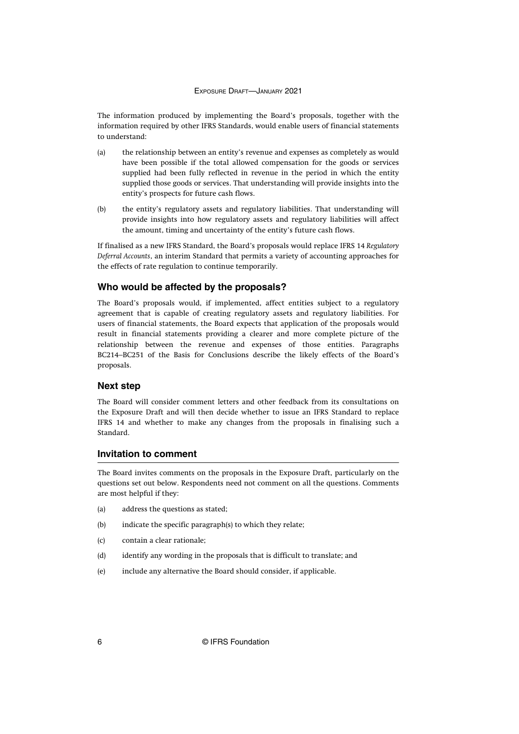The information produced by implementing the Board's proposals, together with the information required by other IFRS Standards, would enable users of financial statements to understand:

(a) the relationship between an entity's revenue and expenses as completely as would have been possible if the total allowed compensation for the goods or services supplied had been fully reflected in revenue in the period in which the entity supplied those goods or services. That understanding will provide insights into the entity's prospects for future cash flows.

(b) the entity's regulatory assets and regulatory liabilities. That understanding will provide insights into how regulatory assets and regulatory liabilities will affect the amount, timing and uncertainty of the entity's future cash flows.

If finalised as a new IFRS Standard, the Board's proposals would replace IFRS 14 *Regulatory Deferral Accounts*, an interim Standard that permits a variety of accounting approaches for the effects of rate regulation to continue temporarily.

## Who would be affected by the proposals?

The Board's proposals would, if implemented, affect entities subject to a regulatory agreement that is capable of creating regulatory assets and regulatory liabilities. For users of financial statements, the Board expects that application of the proposals would result in financial statements providing a clearer and more complete picture of the relationship between the revenue and expenses of those entities. Paragraphs BC214–BC251 of the Basis for Conclusions describe the likely effects of the Board's proposals.

## Next step

The Board will consider comment letters and other feedback from its consultations on the Exposure Draft and will then decide whether to issue an IFRS Standard to replace IFRS 14 and whether to make any changes from the proposals in finalising such a Standard.

## Invitation to comment

The Board invites comments on the proposals in the Exposure Draft, particularly on the questions set out below. Respondents need not comment on all the questions. Comments are most helpful if they:

(a) address the questions as stated;

(b) indicate the specific paragraph(s) to which they relate;

(c) contain a clear rationale;

(d) identify any wording in the proposals that is difficult to translate; and

(e) include any alternative the Board should consider, if applicable.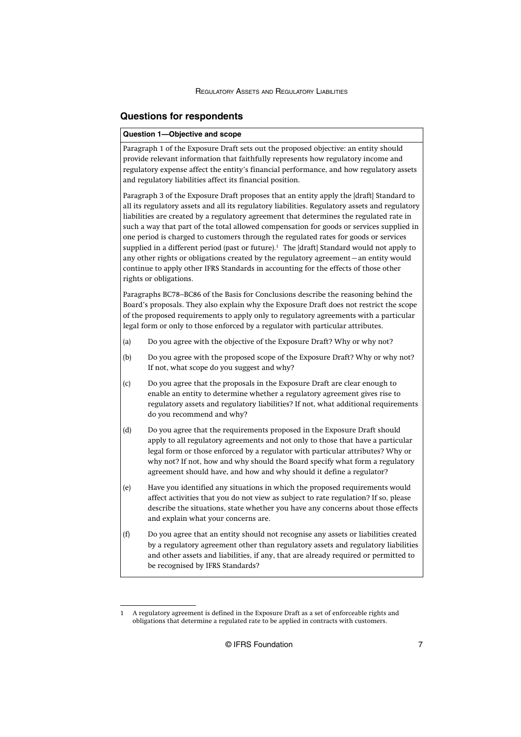## Questions for respondents

**Question 1—Objective and scope**

Paragraph 1 of the Exposure Draft sets out the proposed objective: an entity should provide relevant information that faithfully represents how regulatory income and regulatory expense affect the entity's financial performance, and how regulatory assets and regulatory liabilities affect its financial position.

Paragraph 3 of the Exposure Draft proposes that an entity apply the [draft] Standard to all its regulatory assets and all its regulatory liabilities. Regulatory assets and regulatory liabilities are created by a regulatory agreement that determines the regulated rate in such a way that part of the total allowed compensation for goods or services supplied in one period is charged to customers through the regulated rates for goods or services supplied in a different period (past or future).[1] The [draft] Standard would not apply to any other rights or obligations created by the regulatory agreement—an entity would continue to apply other IFRS Standards in accounting for the effects of those other rights or obligations.

Paragraphs BC78–BC86 of the Basis for Conclusions describe the reasoning behind the Board's proposals. They also explain why the Exposure Draft does not restrict the scope of the proposed requirements to apply only to regulatory agreements with a particular legal form or only to those enforced by a regulator with particular attributes.

(a) Do you agree with the objective of the Exposure Draft? Why or why not?

(b) Do you agree with the proposed scope of the Exposure Draft? Why or why not? If not, what scope do you suggest and why?

(c) Do you agree that the proposals in the Exposure Draft are clear enough to enable an entity to determine whether a regulatory agreement gives rise to regulatory assets and regulatory liabilities? If not, what additional requirements do you recommend and why?

(d) Do you agree that the requirements proposed in the Exposure Draft should apply to all regulatory agreements and not only to those that have a particular legal form or those enforced by a regulator with particular attributes? Why or why not? If not, how and why should the Board specify what form a regulatory agreement should have, and how and why should it define a regulator?

(e) Have you identified any situations in which the proposed requirements would affect activities that you do not view as subject to rate regulation? If so, please describe the situations, state whether you have any concerns about those effects and explain what your concerns are.

(f) Do you agree that an entity should not recognise any assets or liabilities created by a regulatory agreement other than regulatory assets and regulatory liabilities and other assets and liabilities, if any, that are already required or permitted to be recognised by IFRS Standards?

---

[1] A regulatory agreement is defined in the Exposure Draft as a set of enforceable rights and obligations that determine a regulated rate to be applied in contracts with customers.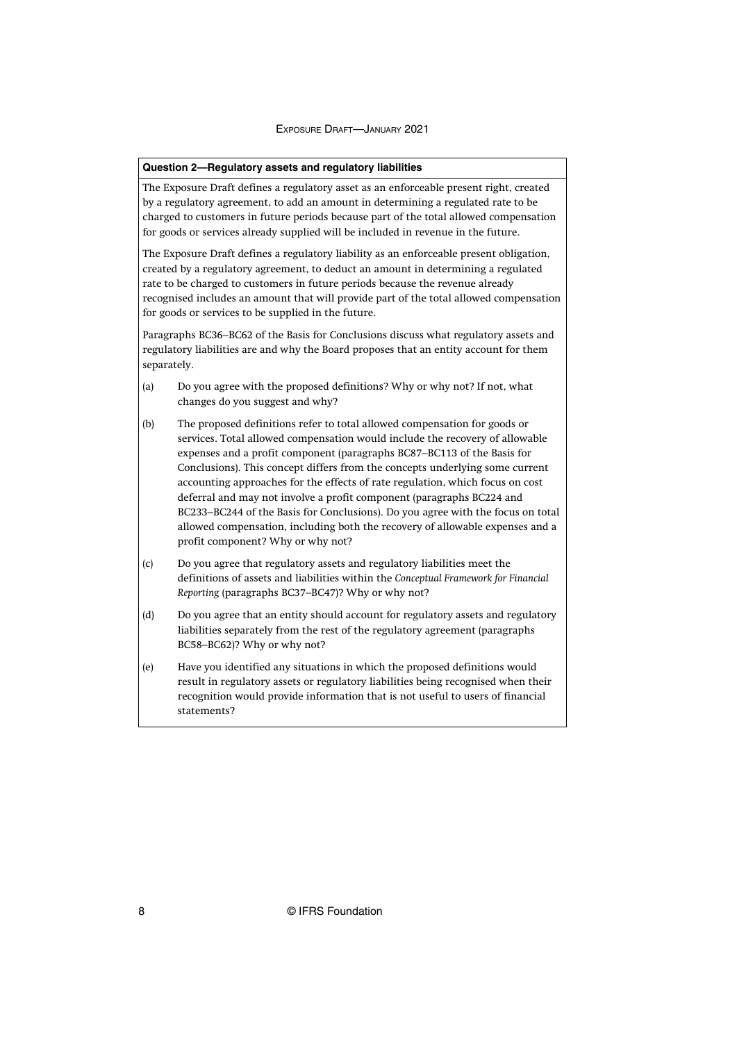**Question 2—Regulatory assets and regulatory liabilities**

The Exposure Draft defines a regulatory asset as an enforceable present right, created by a regulatory agreement, to add an amount in determining a regulated rate to be charged to customers in future periods because part of the total allowed compensation for goods or services already supplied will be included in revenue in the future.

The Exposure Draft defines a regulatory liability as an enforceable present obligation, created by a regulatory agreement, to deduct an amount in determining a regulated rate to be charged to customers in future periods because the revenue already recognised includes an amount that will provide part of the total allowed compensation for goods or services to be supplied in the future.

Paragraphs BC36–BC62 of the Basis for Conclusions discuss what regulatory assets and regulatory liabilities are and why the Board proposes that an entity account for them separately.

(a) Do you agree with the proposed definitions? Why or why not? If not, what changes do you suggest and why?

(b) The proposed definitions refer to total allowed compensation for goods or services. Total allowed compensation would include the recovery of allowable expenses and a profit component (paragraphs BC87–BC113 of the Basis for Conclusions). This concept differs from the concepts underlying some current accounting approaches for the effects of rate regulation, which focus on cost deferral and may not involve a profit component (paragraphs BC224 and BC233–BC244 of the Basis for Conclusions). Do you agree with the focus on total allowed compensation, including both the recovery of allowable expenses and a profit component? Why or why not?

(c) Do you agree that regulatory assets and regulatory liabilities meet the definitions of assets and liabilities within the *Conceptual Framework for Financial Reporting* (paragraphs BC37–BC47)? Why or why not?

(d) Do you agree that an entity should account for regulatory assets and regulatory liabilities separately from the rest of the regulatory agreement (paragraphs BC58–BC62)? Why or why not?

(e) Have you identified any situations in which the proposed definitions would result in regulatory assets or regulatory liabilities being recognised when their recognition would provide information that is not useful to users of financial statements?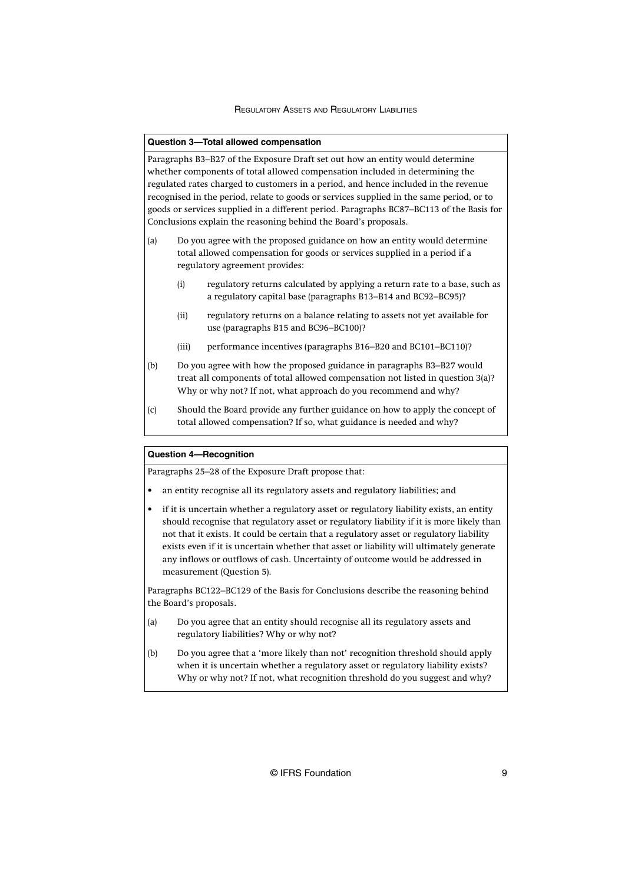**Question 3—Total allowed compensation**

Paragraphs B3–B27 of the Exposure Draft set out how an entity would determine whether components of total allowed compensation included in determining the regulated rates charged to customers in a period, and hence included in the revenue recognised in the period, relate to goods or services supplied in the same period, or to goods or services supplied in a different period. Paragraphs BC87–BC113 of the Basis for Conclusions explain the reasoning behind the Board's proposals.

(a) Do you agree with the proposed guidance on how an entity would determine total allowed compensation for goods or services supplied in a period if a regulatory agreement provides:

  (i) regulatory returns calculated by applying a return rate to a base, such as a regulatory capital base (paragraphs B13–B14 and BC92–BC95)?

  (ii) regulatory returns on a balance relating to assets not yet available for use (paragraphs B15 and BC96–BC100)?

  (iii) performance incentives (paragraphs B16–B20 and BC101–BC110)?

(b) Do you agree with how the proposed guidance in paragraphs B3–B27 would treat all components of total allowed compensation not listed in question 3(a)? Why or why not? If not, what approach do you recommend and why?

(c) Should the Board provide any further guidance on how to apply the concept of total allowed compensation? If so, what guidance is needed and why?

**Question 4—Recognition**

Paragraphs 25–28 of the Exposure Draft propose that:

- an entity recognise all its regulatory assets and regulatory liabilities; and
- if it is uncertain whether a regulatory asset or regulatory liability exists, an entity should recognise that regulatory asset or regulatory liability if it is more likely than not that it exists. It could be certain that a regulatory asset or regulatory liability exists even if it is uncertain whether that asset or liability will ultimately generate any inflows or outflows of cash. Uncertainty of outcome would be addressed in measurement (Question 5).

Paragraphs BC122–BC129 of the Basis for Conclusions describe the reasoning behind the Board's proposals.

(a) Do you agree that an entity should recognise all its regulatory assets and regulatory liabilities? Why or why not?

(b) Do you agree that a 'more likely than not' recognition threshold should apply when it is uncertain whether a regulatory asset or regulatory liability exists? Why or why not? If not, what recognition threshold do you suggest and why?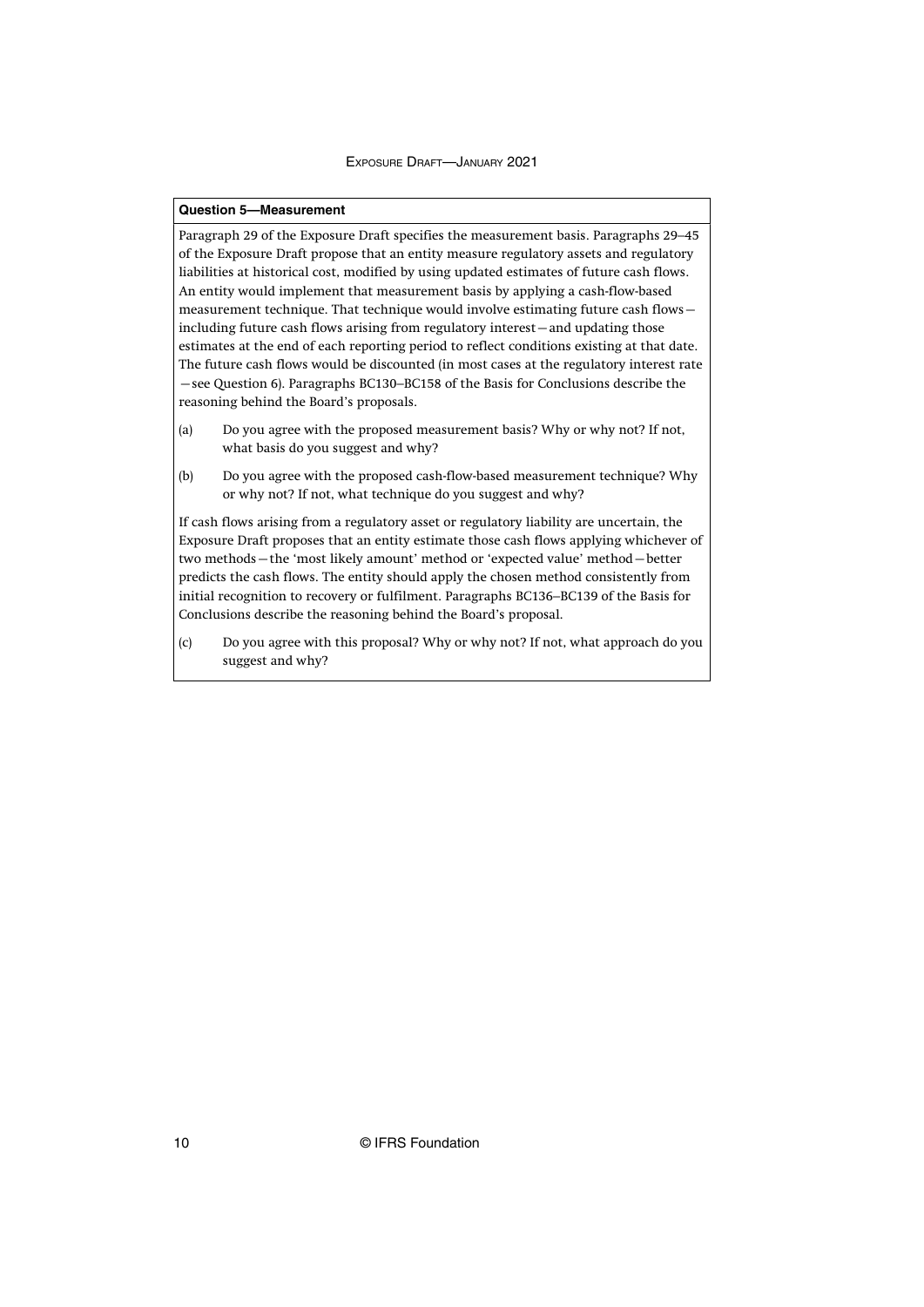**Question 5—Measurement**

Paragraph 29 of the Exposure Draft specifies the measurement basis. Paragraphs 29–45 of the Exposure Draft propose that an entity measure regulatory assets and regulatory liabilities at historical cost, modified by using updated estimates of future cash flows. An entity would implement that measurement basis by applying a cash-flow-based measurement technique. That technique would involve estimating future cash flows—including future cash flows arising from regulatory interest—and updating those estimates at the end of each reporting period to reflect conditions existing at that date. The future cash flows would be discounted (in most cases at the regulatory interest rate—see Question 6). Paragraphs BC130–BC158 of the Basis for Conclusions describe the reasoning behind the Board's proposals.

(a) Do you agree with the proposed measurement basis? Why or why not? If not, what basis do you suggest and why?

(b) Do you agree with the proposed cash-flow-based measurement technique? Why or why not? If not, what technique do you suggest and why?

If cash flows arising from a regulatory asset or regulatory liability are uncertain, the Exposure Draft proposes that an entity estimate those cash flows applying whichever of two methods—the 'most likely amount' method or 'expected value' method—better predicts the cash flows. The entity should apply the chosen method consistently from initial recognition to recovery or fulfilment. Paragraphs BC136–BC139 of the Basis for Conclusions describe the reasoning behind the Board's proposal.

(c) Do you agree with this proposal? Why or why not? If not, what approach do you suggest and why?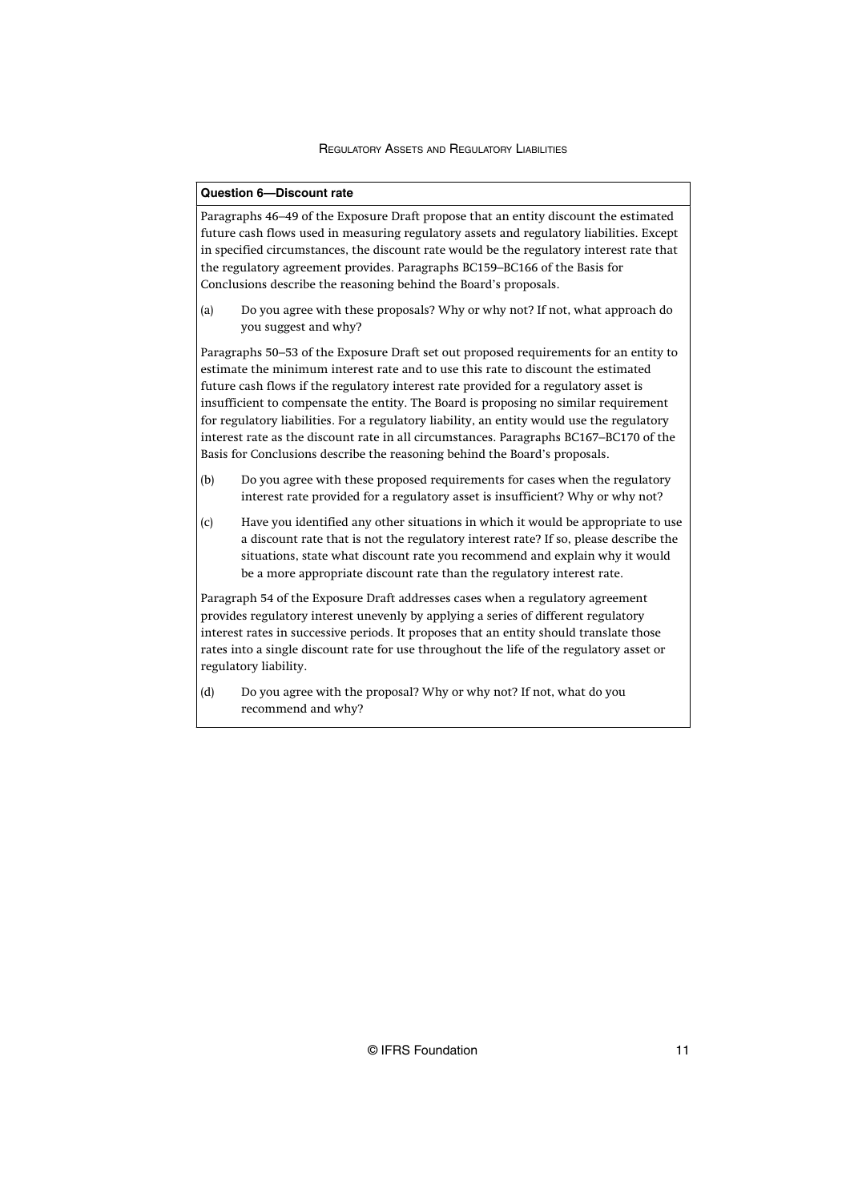**Question 6—Discount rate**

Paragraphs 46–49 of the Exposure Draft propose that an entity discount the estimated future cash flows used in measuring regulatory assets and regulatory liabilities. Except in specified circumstances, the discount rate would be the regulatory interest rate that the regulatory agreement provides. Paragraphs BC159–BC166 of the Basis for Conclusions describe the reasoning behind the Board's proposals.

(a) Do you agree with these proposals? Why or why not? If not, what approach do you suggest and why?

Paragraphs 50–53 of the Exposure Draft set out proposed requirements for an entity to estimate the minimum interest rate and to use this rate to discount the estimated future cash flows if the regulatory interest rate provided for a regulatory asset is insufficient to compensate the entity. The Board is proposing no similar requirement for regulatory liabilities. For a regulatory liability, an entity would use the regulatory interest rate as the discount rate in all circumstances. Paragraphs BC167–BC170 of the Basis for Conclusions describe the reasoning behind the Board's proposals.

(b) Do you agree with these proposed requirements for cases when the regulatory interest rate provided for a regulatory asset is insufficient? Why or why not?

(c) Have you identified any other situations in which it would be appropriate to use a discount rate that is not the regulatory interest rate? If so, please describe the situations, state what discount rate you recommend and explain why it would be a more appropriate discount rate than the regulatory interest rate.

Paragraph 54 of the Exposure Draft addresses cases when a regulatory agreement provides regulatory interest unevenly by applying a series of different regulatory interest rates in successive periods. It proposes that an entity should translate those rates into a single discount rate for use throughout the life of the regulatory asset or regulatory liability.

(d) Do you agree with the proposal? Why or why not? If not, what do you recommend and why?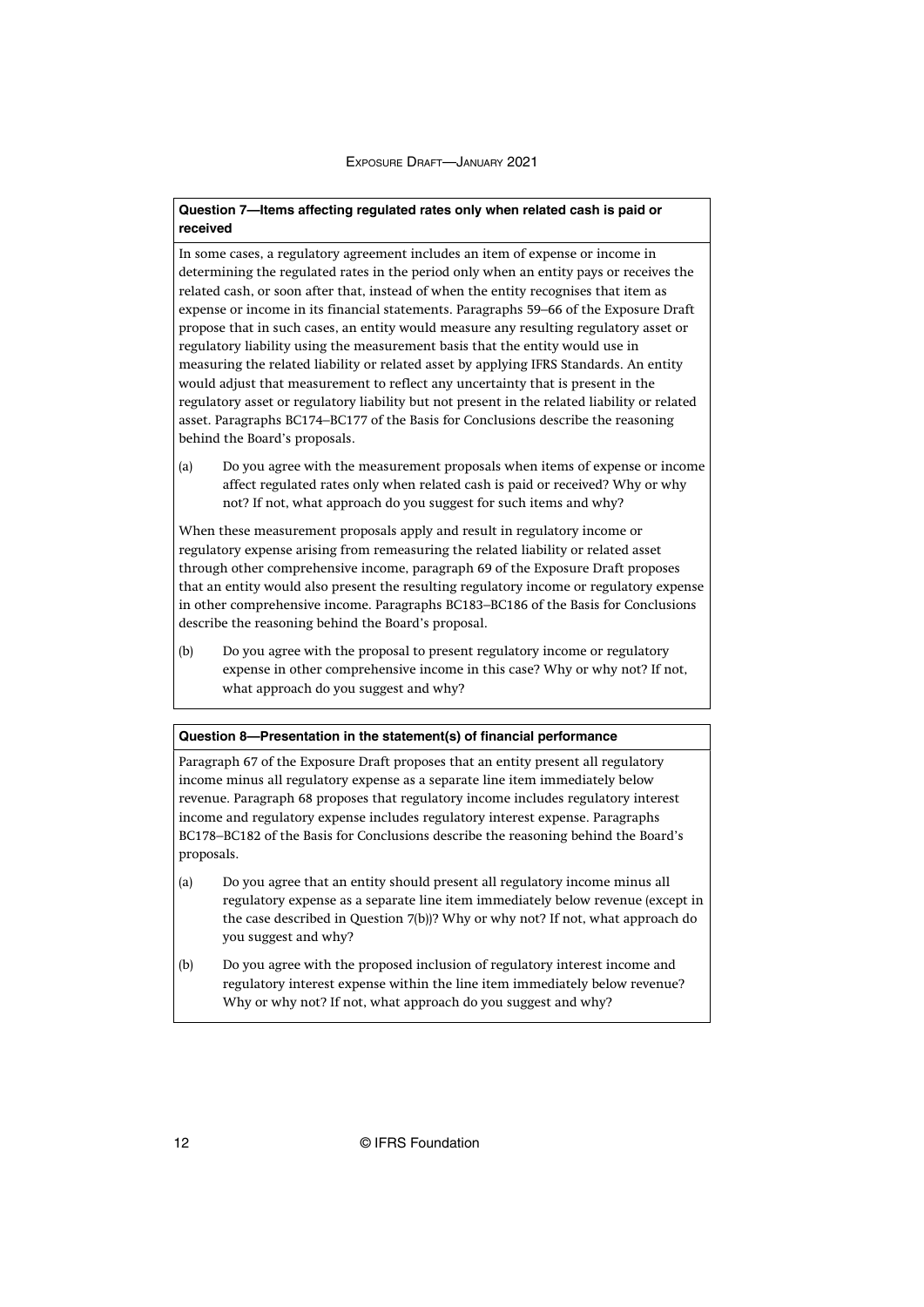**Question 7—Items affecting regulated rates only when related cash is paid or received**

In some cases, a regulatory agreement includes an item of expense or income in determining the regulated rates in the period only when an entity pays or receives the related cash, or soon after that, instead of when the entity recognises that item as expense or income in its financial statements. Paragraphs 59–66 of the Exposure Draft propose that in such cases, an entity would measure any resulting regulatory asset or regulatory liability using the measurement basis that the entity would use in measuring the related liability or related asset by applying IFRS Standards. An entity would adjust that measurement to reflect any uncertainty that is present in the regulatory asset or regulatory liability but not present in the related liability or related asset. Paragraphs BC174–BC177 of the Basis for Conclusions describe the reasoning behind the Board's proposals.

(a) Do you agree with the measurement proposals when items of expense or income affect regulated rates only when related cash is paid or received? Why or why not? If not, what approach do you suggest for such items and why?

When these measurement proposals apply and result in regulatory income or regulatory expense arising from remeasuring the related liability or related asset through other comprehensive income, paragraph 69 of the Exposure Draft proposes that an entity would also present the resulting regulatory income or regulatory expense in other comprehensive income. Paragraphs BC183–BC186 of the Basis for Conclusions describe the reasoning behind the Board's proposal.

(b) Do you agree with the proposal to present regulatory income or regulatory expense in other comprehensive income in this case? Why or why not? If not, what approach do you suggest and why?

**Question 8—Presentation in the statement(s) of financial performance**

Paragraph 67 of the Exposure Draft proposes that an entity present all regulatory income minus all regulatory expense as a separate line item immediately below revenue. Paragraph 68 proposes that regulatory income includes regulatory interest income and regulatory expense includes regulatory interest expense. Paragraphs BC178–BC182 of the Basis for Conclusions describe the reasoning behind the Board's proposals.

(a) Do you agree that an entity should present all regulatory income minus all regulatory expense as a separate line item immediately below revenue (except in the case described in Question 7(b))? Why or why not? If not, what approach do you suggest and why?

(b) Do you agree with the proposed inclusion of regulatory interest income and regulatory interest expense within the line item immediately below revenue? Why or why not? If not, what approach do you suggest and why?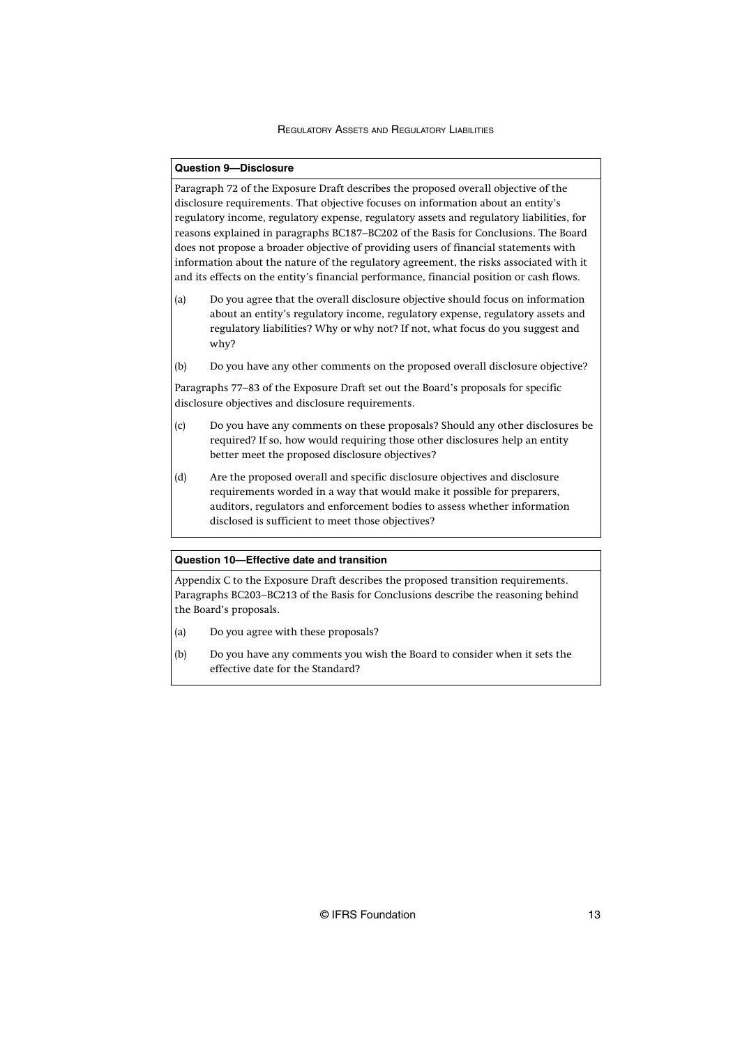### Question 9—Disclosure

Paragraph 72 of the Exposure Draft describes the proposed overall objective of the disclosure requirements. That objective focuses on information about an entity's regulatory income, regulatory expense, regulatory assets and regulatory liabilities, for reasons explained in paragraphs BC187–BC202 of the Basis for Conclusions. The Board does not propose a broader objective of providing users of financial statements with information about the nature of the regulatory agreement, the risks associated with it and its effects on the entity's financial performance, financial position or cash flows.

(a) Do you agree that the overall disclosure objective should focus on information about an entity's regulatory income, regulatory expense, regulatory assets and regulatory liabilities? Why or why not? If not, what focus do you suggest and why?

(b) Do you have any other comments on the proposed overall disclosure objective?

Paragraphs 77–83 of the Exposure Draft set out the Board's proposals for specific disclosure objectives and disclosure requirements.

(c) Do you have any comments on these proposals? Should any other disclosures be required? If so, how would requiring those other disclosures help an entity better meet the proposed disclosure objectives?

(d) Are the proposed overall and specific disclosure objectives and disclosure requirements worded in a way that would make it possible for preparers, auditors, regulators and enforcement bodies to assess whether information disclosed is sufficient to meet those objectives?

### Question 10—Effective date and transition

Appendix C to the Exposure Draft describes the proposed transition requirements. Paragraphs BC203–BC213 of the Basis for Conclusions describe the reasoning behind the Board's proposals.

(a) Do you agree with these proposals?

(b) Do you have any comments you wish the Board to consider when it sets the effective date for the Standard?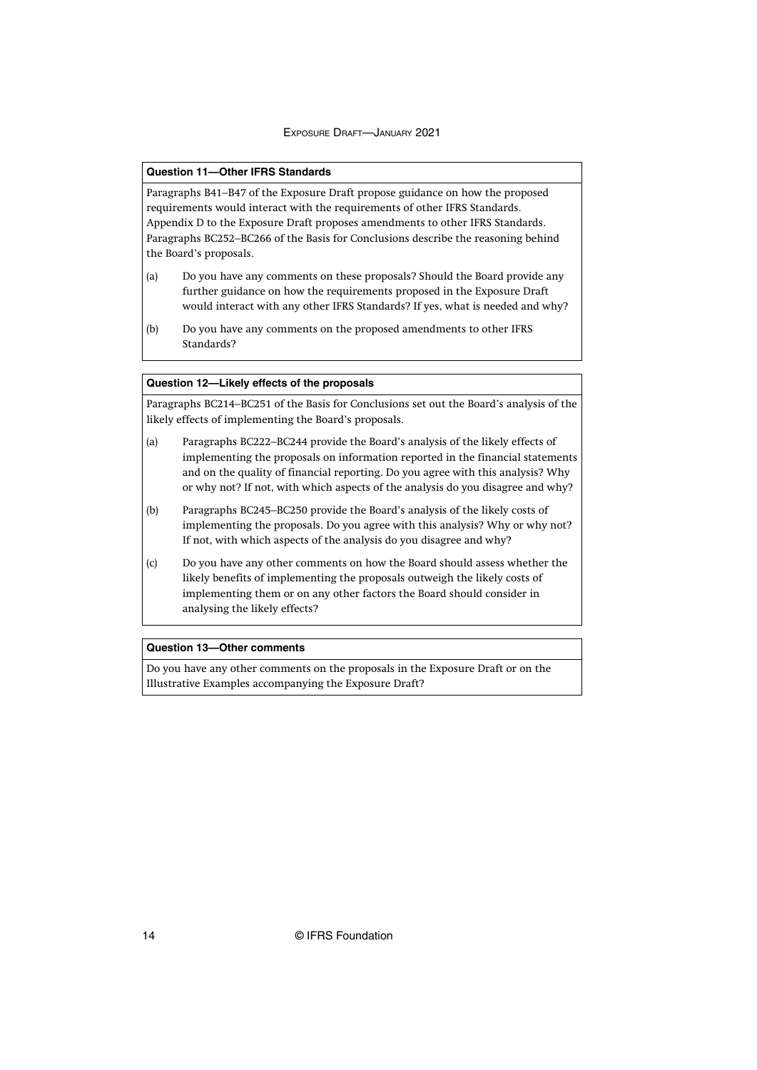### Question 11—Other IFRS Standards

Paragraphs B41–B47 of the Exposure Draft propose guidance on how the proposed requirements would interact with the requirements of other IFRS Standards. Appendix D to the Exposure Draft proposes amendments to other IFRS Standards. Paragraphs BC252–BC266 of the Basis for Conclusions describe the reasoning behind the Board's proposals.

(a) Do you have any comments on these proposals? Should the Board provide any further guidance on how the requirements proposed in the Exposure Draft would interact with any other IFRS Standards? If yes, what is needed and why?

(b) Do you have any comments on the proposed amendments to other IFRS Standards?

### Question 12—Likely effects of the proposals

Paragraphs BC214–BC251 of the Basis for Conclusions set out the Board's analysis of the likely effects of implementing the Board's proposals.

(a) Paragraphs BC222–BC244 provide the Board's analysis of the likely effects of implementing the proposals on information reported in the financial statements and on the quality of financial reporting. Do you agree with this analysis? Why or why not? If not, with which aspects of the analysis do you disagree and why?

(b) Paragraphs BC245–BC250 provide the Board's analysis of the likely costs of implementing the proposals. Do you agree with this analysis? Why or why not? If not, with which aspects of the analysis do you disagree and why?

(c) Do you have any other comments on how the Board should assess whether the likely benefits of implementing the proposals outweigh the likely costs of implementing them or on any other factors the Board should consider in analysing the likely effects?

### Question 13—Other comments

Do you have any other comments on the proposals in the Exposure Draft or on the Illustrative Examples accompanying the Exposure Draft?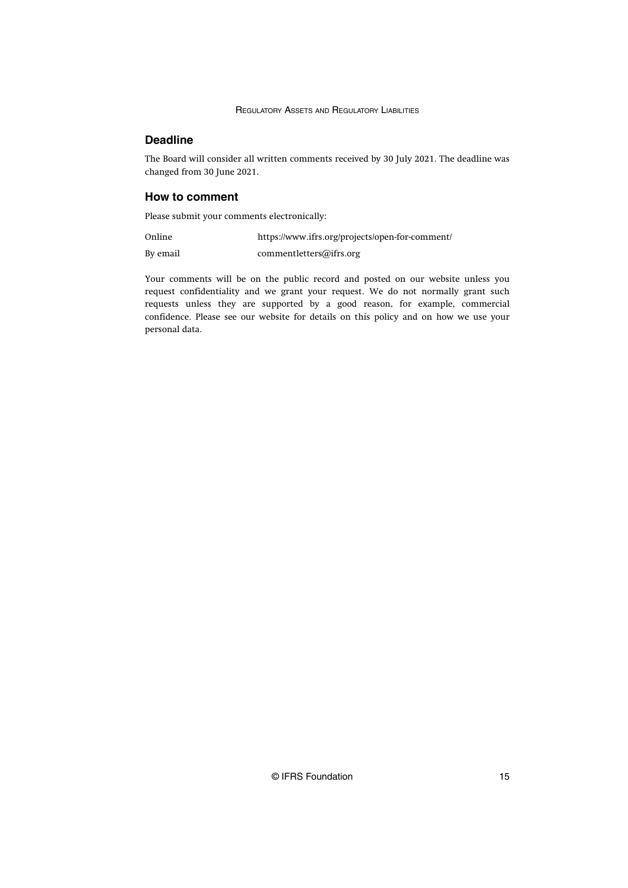## Deadline

The Board will consider all written comments received by 30 July 2021. The deadline was changed from 30 June 2021.

## How to comment

Please submit your comments electronically:

| | |
|---|---|
| Online | https://www.ifrs.org/projects/open-for-comment/ |
| By email | commentletters@ifrs.org |

Your comments will be on the public record and posted on our website unless you request confidentiality and we grant your request. We do not normally grant such requests unless they are supported by a good reason, for example, commercial confidence. Please see our website for details on this policy and on how we use your personal data.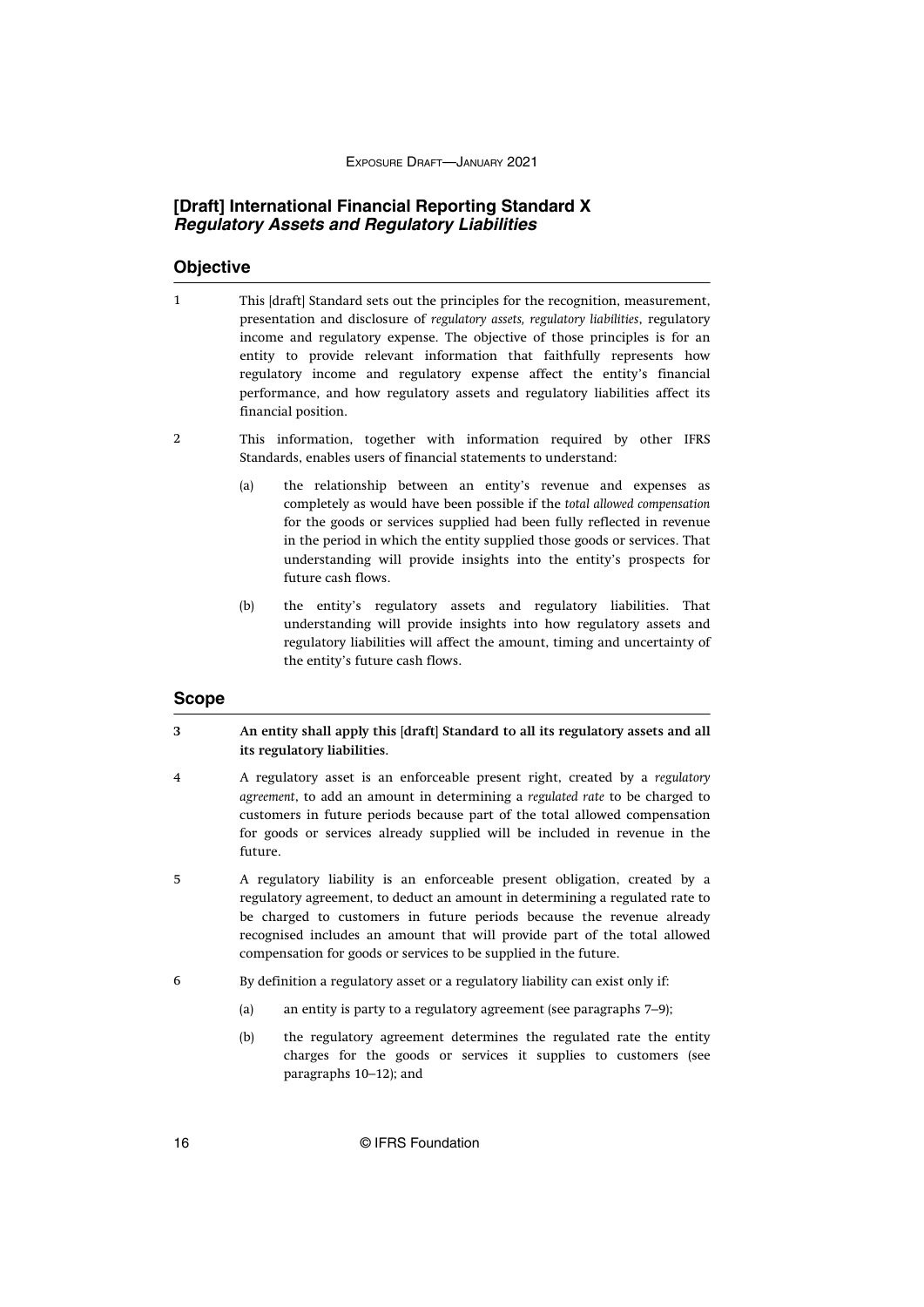# [Draft] International Financial Reporting Standard X *Regulatory Assets and Regulatory Liabilities*

## Objective

1 This [draft] Standard sets out the principles for the recognition, measurement, presentation and disclosure of *regulatory assets, regulatory liabilities*, regulatory income and regulatory expense. The objective of those principles is for an entity to provide relevant information that faithfully represents how regulatory income and regulatory expense affect the entity's financial performance, and how regulatory assets and regulatory liabilities affect its financial position.

2 This information, together with information required by other IFRS Standards, enables users of financial statements to understand:

(a) the relationship between an entity's revenue and expenses as completely as would have been possible if the *total allowed compensation* for the goods or services supplied had been fully reflected in revenue in the period in which the entity supplied those goods or services. That understanding will provide insights into the entity's prospects for future cash flows.

(b) the entity's regulatory assets and regulatory liabilities. That understanding will provide insights into how regulatory assets and regulatory liabilities will affect the amount, timing and uncertainty of the entity's future cash flows.

## Scope

3 **An entity shall apply this [draft] Standard to all its regulatory assets and all its regulatory liabilities.**

4 A regulatory asset is an enforceable present right, created by a *regulatory agreement*, to add an amount in determining a *regulated rate* to be charged to customers in future periods because part of the total allowed compensation for goods or services already supplied will be included in revenue in the future.

5 A regulatory liability is an enforceable present obligation, created by a regulatory agreement, to deduct an amount in determining a regulated rate to be charged to customers in future periods because the revenue already recognised includes an amount that will provide part of the total allowed compensation for goods or services to be supplied in the future.

6 By definition a regulatory asset or a regulatory liability can exist only if:

(a) an entity is party to a regulatory agreement (see paragraphs 7–9);

(b) the regulatory agreement determines the regulated rate the entity charges for the goods or services it supplies to customers (see paragraphs 10–12); and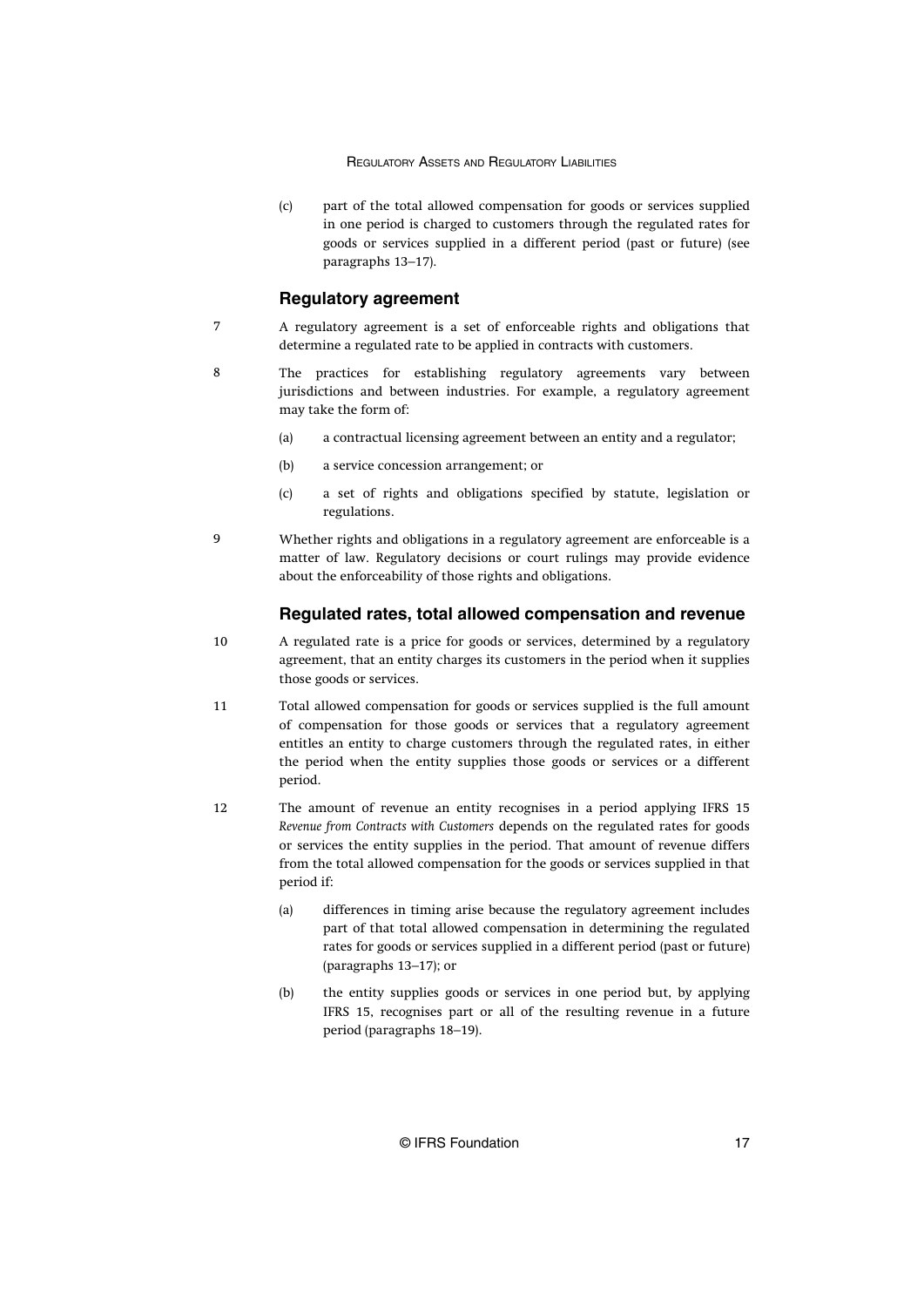(c) part of the total allowed compensation for goods or services supplied in one period is charged to customers through the regulated rates for goods or services supplied in a different period (past or future) (see paragraphs 13–17).

### Regulatory agreement

7 A regulatory agreement is a set of enforceable rights and obligations that determine a regulated rate to be applied in contracts with customers.

8 The practices for establishing regulatory agreements vary between jurisdictions and between industries. For example, a regulatory agreement may take the form of:

(a) a contractual licensing agreement between an entity and a regulator;

(b) a service concession arrangement; or

(c) a set of rights and obligations specified by statute, legislation or regulations.

9 Whether rights and obligations in a regulatory agreement are enforceable is a matter of law. Regulatory decisions or court rulings may provide evidence about the enforceability of those rights and obligations.

### Regulated rates, total allowed compensation and revenue

10 A regulated rate is a price for goods or services, determined by a regulatory agreement, that an entity charges its customers in the period when it supplies those goods or services.

11 Total allowed compensation for goods or services supplied is the full amount of compensation for those goods or services that a regulatory agreement entitles an entity to charge customers through the regulated rates, in either the period when the entity supplies those goods or services or a different period.

12 The amount of revenue an entity recognises in a period applying IFRS 15 *Revenue from Contracts with Customers* depends on the regulated rates for goods or services the entity supplies in the period. That amount of revenue differs from the total allowed compensation for the goods or services supplied in that period if:

(a) differences in timing arise because the regulatory agreement includes part of that total allowed compensation in determining the regulated rates for goods or services supplied in a different period (past or future) (paragraphs 13–17); or

(b) the entity supplies goods or services in one period but, by applying IFRS 15, recognises part or all of the resulting revenue in a future period (paragraphs 18–19).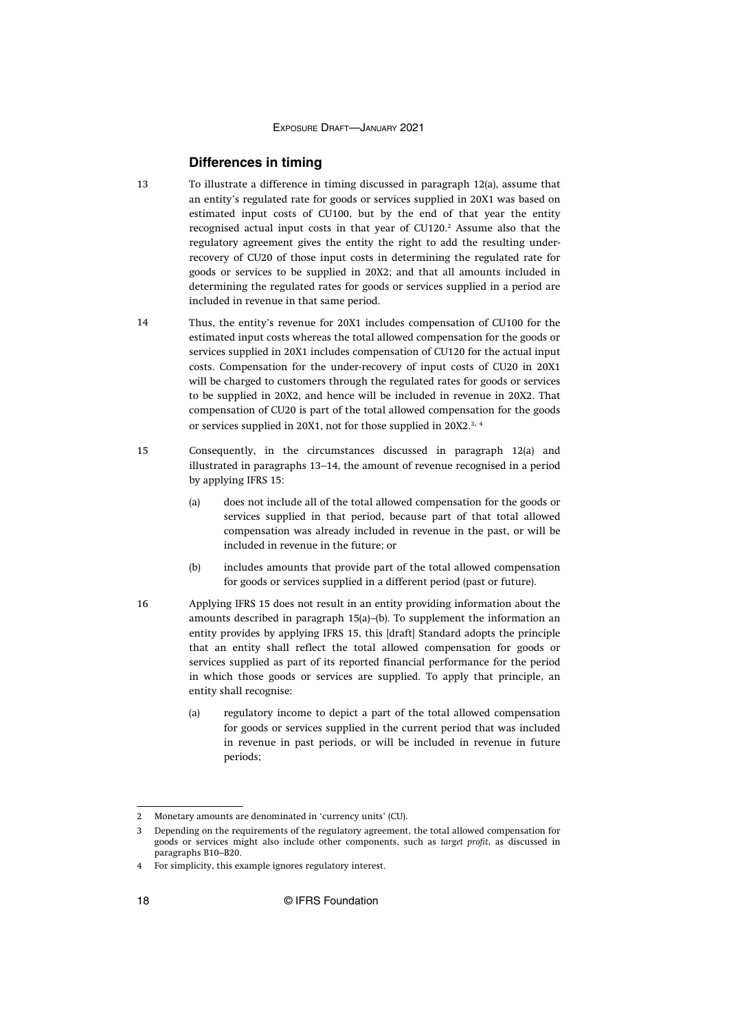## Differences in timing

13 To illustrate a difference in timing discussed in paragraph 12(a), assume that an entity's regulated rate for goods or services supplied in 20X1 was based on estimated input costs of CU100, but by the end of that year the entity recognised actual input costs in that year of CU120.[2] Assume also that the regulatory agreement gives the entity the right to add the resulting under-recovery of CU20 of those input costs in determining the regulated rate for goods or services to be supplied in 20X2; and that all amounts included in determining the regulated rates for goods or services supplied in a period are included in revenue in that same period.

14 Thus, the entity's revenue for 20X1 includes compensation of CU100 for the estimated input costs whereas the total allowed compensation for the goods or services supplied in 20X1 includes compensation of CU120 for the actual input costs. Compensation for the under-recovery of input costs of CU20 in 20X1 will be charged to customers through the regulated rates for goods or services to be supplied in 20X2, and hence will be included in revenue in 20X2. That compensation of CU20 is part of the total allowed compensation for the goods or services supplied in 20X1, not for those supplied in 20X2.[3, 4]

15 Consequently, in the circumstances discussed in paragraph 12(a) and illustrated in paragraphs 13–14, the amount of revenue recognised in a period by applying IFRS 15:

(a) does not include all of the total allowed compensation for the goods or services supplied in that period, because part of that total allowed compensation was already included in revenue in the past, or will be included in revenue in the future; or

(b) includes amounts that provide part of the total allowed compensation for goods or services supplied in a different period (past or future).

16 Applying IFRS 15 does not result in an entity providing information about the amounts described in paragraph 15(a)–(b). To supplement the information an entity provides by applying IFRS 15, this [draft] Standard adopts the principle that an entity shall reflect the total allowed compensation for goods or services supplied as part of its reported financial performance for the period in which those goods or services are supplied. To apply that principle, an entity shall recognise:

(a) regulatory income to depict a part of the total allowed compensation for goods or services supplied in the current period that was included in revenue in past periods, or will be included in revenue in future periods;

---

2 Monetary amounts are denominated in 'currency units' (CU).

3 Depending on the requirements of the regulatory agreement, the total allowed compensation for goods or services might also include other components, such as *target profit*, as discussed in paragraphs B10–B20.

4 For simplicity, this example ignores regulatory interest.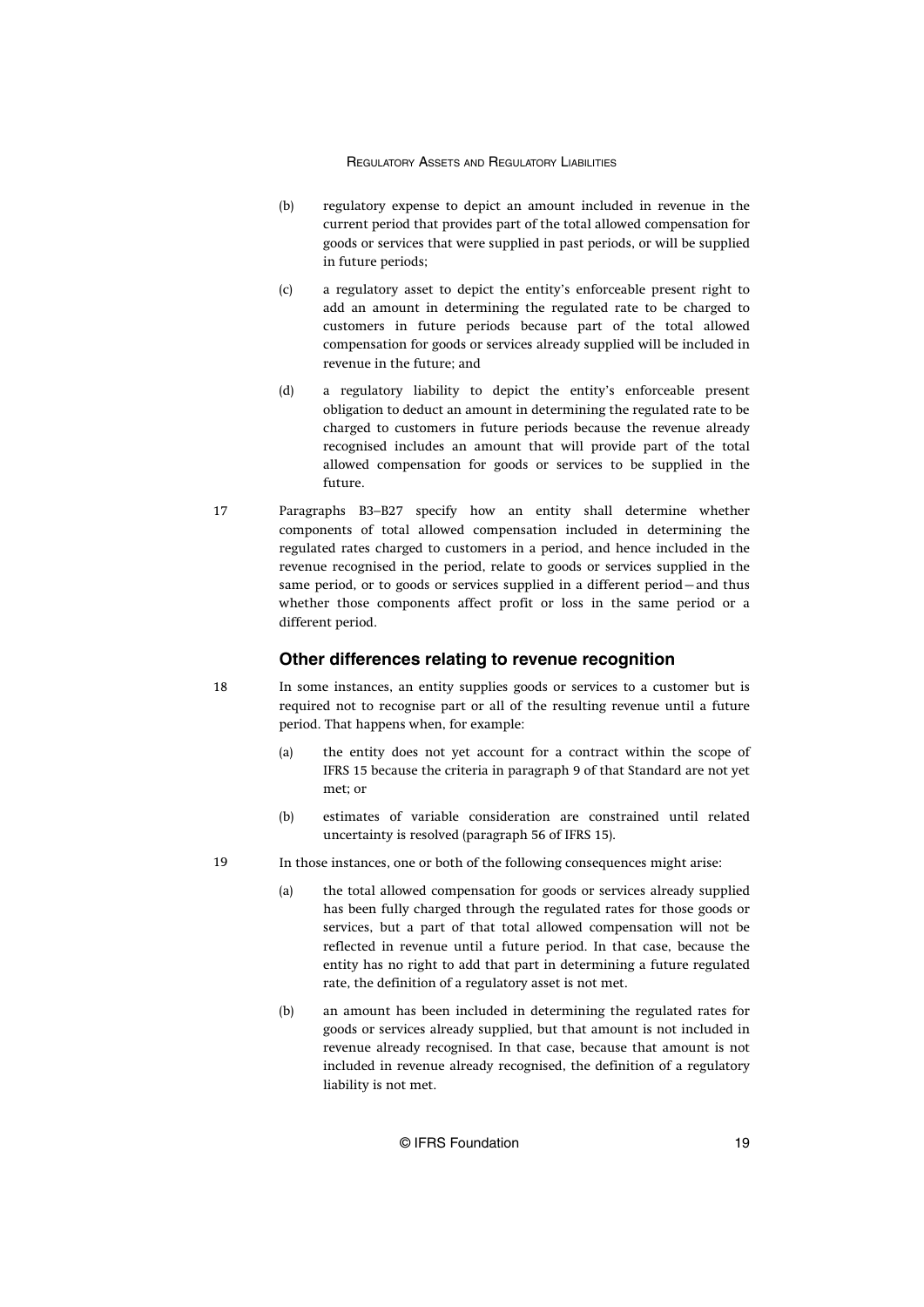(b) regulatory expense to depict an amount included in revenue in the current period that provides part of the total allowed compensation for goods or services that were supplied in past periods, or will be supplied in future periods;

(c) a regulatory asset to depict the entity's enforceable present right to add an amount in determining the regulated rate to be charged to customers in future periods because part of the total allowed compensation for goods or services already supplied will be included in revenue in the future; and

(d) a regulatory liability to depict the entity's enforceable present obligation to deduct an amount in determining the regulated rate to be charged to customers in future periods because the revenue already recognised includes an amount that will provide part of the total allowed compensation for goods or services to be supplied in the future.

17 Paragraphs B3–B27 specify how an entity shall determine whether components of total allowed compensation included in determining the regulated rates charged to customers in a period, and hence included in the revenue recognised in the period, relate to goods or services supplied in the same period, or to goods or services supplied in a different period—and thus whether those components affect profit or loss in the same period or a different period.

### Other differences relating to revenue recognition

18 In some instances, an entity supplies goods or services to a customer but is required not to recognise part or all of the resulting revenue until a future period. That happens when, for example:

(a) the entity does not yet account for a contract within the scope of IFRS 15 because the criteria in paragraph 9 of that Standard are not yet met; or

(b) estimates of variable consideration are constrained until related uncertainty is resolved (paragraph 56 of IFRS 15).

19 In those instances, one or both of the following consequences might arise:

(a) the total allowed compensation for goods or services already supplied has been fully charged through the regulated rates for those goods or services, but a part of that total allowed compensation will not be reflected in revenue until a future period. In that case, because the entity has no right to add that part in determining a future regulated rate, the definition of a regulatory asset is not met.

(b) an amount has been included in determining the regulated rates for goods or services already supplied, but that amount is not included in revenue already recognised. In that case, because that amount is not included in revenue already recognised, the definition of a regulatory liability is not met.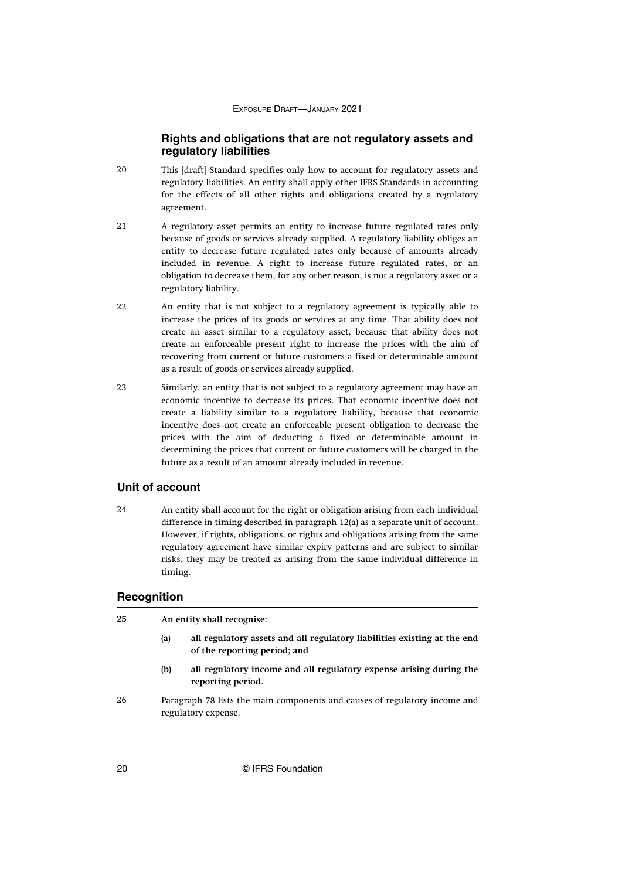### Rights and obligations that are not regulatory assets and regulatory liabilities

20 This [draft] Standard specifies only how to account for regulatory assets and regulatory liabilities. An entity shall apply other IFRS Standards in accounting for the effects of all other rights and obligations created by a regulatory agreement.

21 A regulatory asset permits an entity to increase future regulated rates only because of goods or services already supplied. A regulatory liability obliges an entity to decrease future regulated rates only because of amounts already included in revenue. A right to increase future regulated rates, or an obligation to decrease them, for any other reason, is not a regulatory asset or a regulatory liability.

22 An entity that is not subject to a regulatory agreement is typically able to increase the prices of its goods or services at any time. That ability does not create an asset similar to a regulatory asset, because that ability does not create an enforceable present right to increase the prices with the aim of recovering from current or future customers a fixed or determinable amount as a result of goods or services already supplied.

23 Similarly, an entity that is not subject to a regulatory agreement may have an economic incentive to decrease its prices. That economic incentive does not create a liability similar to a regulatory liability, because that economic incentive does not create an enforceable present obligation to decrease the prices with the aim of deducting a fixed or determinable amount in determining the prices that current or future customers will be charged in the future as a result of an amount already included in revenue.

## Unit of account

24 An entity shall account for the right or obligation arising from each individual difference in timing described in paragraph 12(a) as a separate unit of account. However, if rights, obligations, or rights and obligations arising from the same regulatory agreement have similar expiry patterns and are subject to similar risks, they may be treated as arising from the same individual difference in timing.

## Recognition

**25 An entity shall recognise:**

**(a) all regulatory assets and all regulatory liabilities existing at the end of the reporting period; and**

**(b) all regulatory income and all regulatory expense arising during the reporting period.**

26 Paragraph 78 lists the main components and causes of regulatory income and regulatory expense.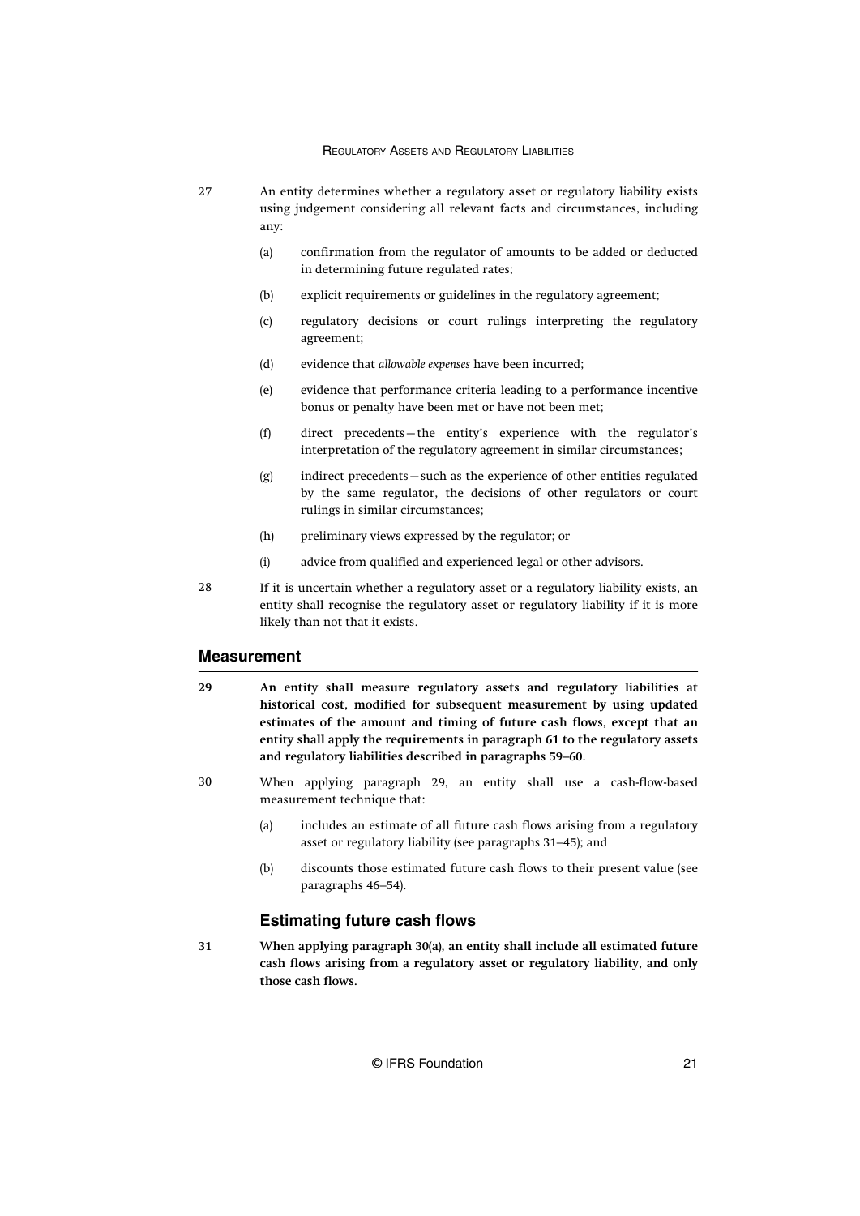27 An entity determines whether a regulatory asset or regulatory liability exists using judgement considering all relevant facts and circumstances, including any:

(a) confirmation from the regulator of amounts to be added or deducted in determining future regulated rates;

(b) explicit requirements or guidelines in the regulatory agreement;

(c) regulatory decisions or court rulings interpreting the regulatory agreement;

(d) evidence that *allowable expenses* have been incurred;

(e) evidence that performance criteria leading to a performance incentive bonus or penalty have been met or have not been met;

(f) direct precedents—the entity's experience with the regulator's interpretation of the regulatory agreement in similar circumstances;

(g) indirect precedents—such as the experience of other entities regulated by the same regulator, the decisions of other regulators or court rulings in similar circumstances;

(h) preliminary views expressed by the regulator; or

(i) advice from qualified and experienced legal or other advisors.

28 If it is uncertain whether a regulatory asset or a regulatory liability exists, an entity shall recognise the regulatory asset or regulatory liability if it is more likely than not that it exists.

## Measurement

**29 An entity shall measure regulatory assets and regulatory liabilities at historical cost, modified for subsequent measurement by using updated estimates of the amount and timing of future cash flows, except that an entity shall apply the requirements in paragraph 61 to the regulatory assets and regulatory liabilities described in paragraphs 59–60.**

30 When applying paragraph 29, an entity shall use a cash-flow-based measurement technique that:

(a) includes an estimate of all future cash flows arising from a regulatory asset or regulatory liability (see paragraphs 31–45); and

(b) discounts those estimated future cash flows to their present value (see paragraphs 46–54).

### Estimating future cash flows

**31 When applying paragraph 30(a), an entity shall include all estimated future cash flows arising from a regulatory asset or regulatory liability, and only those cash flows.**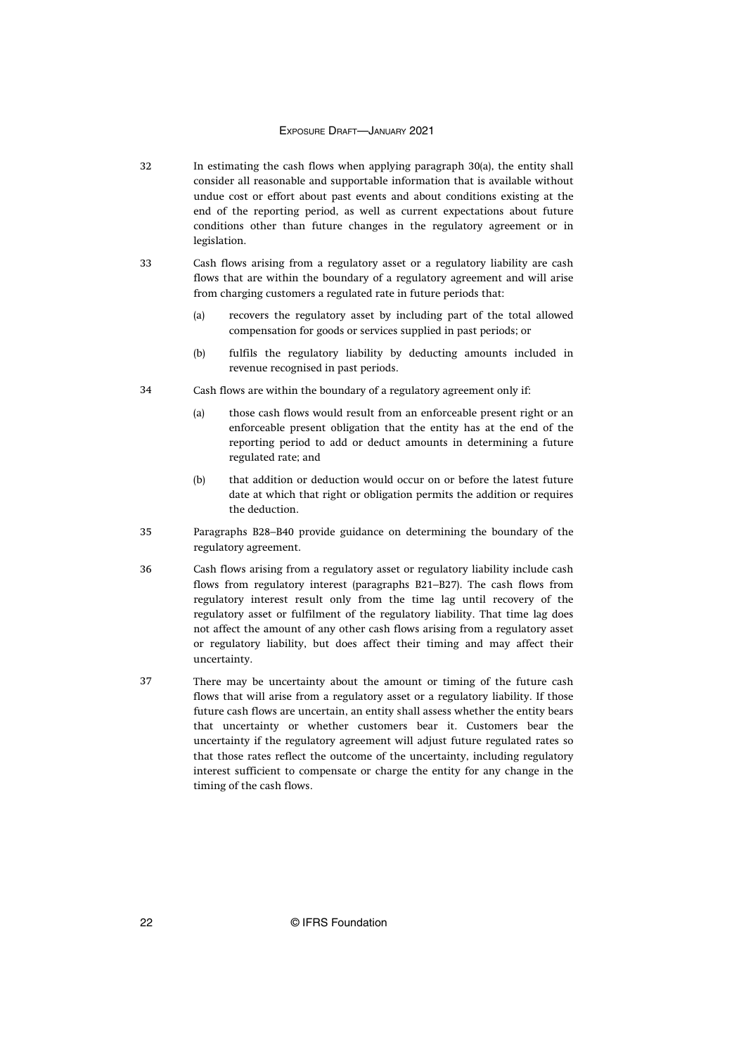32 In estimating the cash flows when applying paragraph 30(a), the entity shall consider all reasonable and supportable information that is available without undue cost or effort about past events and about conditions existing at the end of the reporting period, as well as current expectations about future conditions other than future changes in the regulatory agreement or in legislation.

33 Cash flows arising from a regulatory asset or a regulatory liability are cash flows that are within the boundary of a regulatory agreement and will arise from charging customers a regulated rate in future periods that:

(a) recovers the regulatory asset by including part of the total allowed compensation for goods or services supplied in past periods; or

(b) fulfils the regulatory liability by deducting amounts included in revenue recognised in past periods.

34 Cash flows are within the boundary of a regulatory agreement only if:

(a) those cash flows would result from an enforceable present right or an enforceable present obligation that the entity has at the end of the reporting period to add or deduct amounts in determining a future regulated rate; and

(b) that addition or deduction would occur on or before the latest future date at which that right or obligation permits the addition or requires the deduction.

35 Paragraphs B28–B40 provide guidance on determining the boundary of the regulatory agreement.

36 Cash flows arising from a regulatory asset or regulatory liability include cash flows from regulatory interest (paragraphs B21–B27). The cash flows from regulatory interest result only from the time lag until recovery of the regulatory asset or fulfilment of the regulatory liability. That time lag does not affect the amount of any other cash flows arising from a regulatory asset or regulatory liability, but does affect their timing and may affect their uncertainty.

37 There may be uncertainty about the amount or timing of the future cash flows that will arise from a regulatory asset or a regulatory liability. If those future cash flows are uncertain, an entity shall assess whether the entity bears that uncertainty or whether customers bear it. Customers bear the uncertainty if the regulatory agreement will adjust future regulated rates so that those rates reflect the outcome of the uncertainty, including regulatory interest sufficient to compensate or charge the entity for any change in the timing of the cash flows.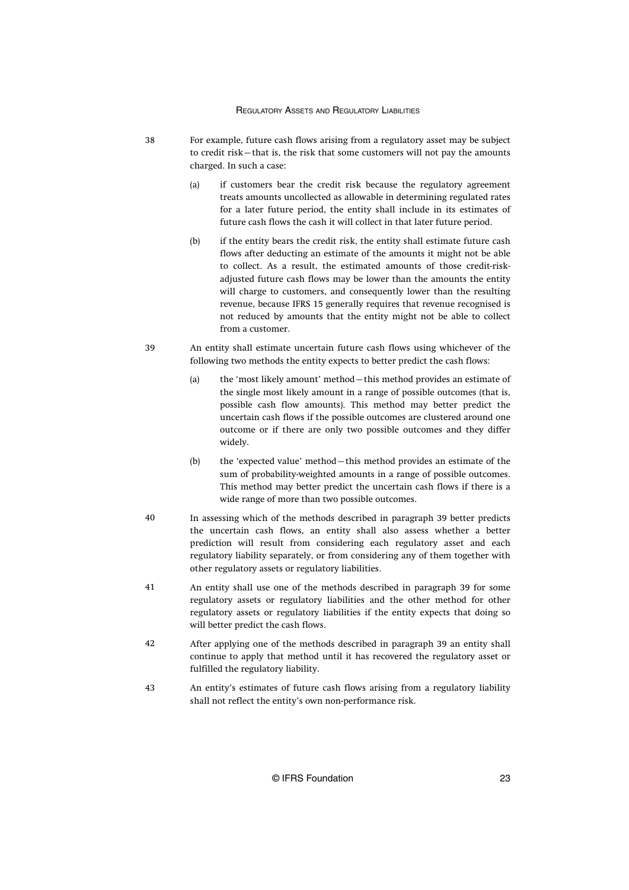38 For example, future cash flows arising from a regulatory asset may be subject to credit risk—that is, the risk that some customers will not pay the amounts charged. In such a case:

(a) if customers bear the credit risk because the regulatory agreement treats amounts uncollected as allowable in determining regulated rates for a later future period, the entity shall include in its estimates of future cash flows the cash it will collect in that later future period.

(b) if the entity bears the credit risk, the entity shall estimate future cash flows after deducting an estimate of the amounts it might not be able to collect. As a result, the estimated amounts of those credit-risk-adjusted future cash flows may be lower than the amounts the entity will charge to customers, and consequently lower than the resulting revenue, because IFRS 15 generally requires that revenue recognised is not reduced by amounts that the entity might not be able to collect from a customer.

39 An entity shall estimate uncertain future cash flows using whichever of the following two methods the entity expects to better predict the cash flows:

(a) the 'most likely amount' method—this method provides an estimate of the single most likely amount in a range of possible outcomes (that is, possible cash flow amounts). This method may better predict the uncertain cash flows if the possible outcomes are clustered around one outcome or if there are only two possible outcomes and they differ widely.

(b) the 'expected value' method—this method provides an estimate of the sum of probability-weighted amounts in a range of possible outcomes. This method may better predict the uncertain cash flows if there is a wide range of more than two possible outcomes.

40 In assessing which of the methods described in paragraph 39 better predicts the uncertain cash flows, an entity shall also assess whether a better prediction will result from considering each regulatory asset and each regulatory liability separately, or from considering any of them together with other regulatory assets or regulatory liabilities.

41 An entity shall use one of the methods described in paragraph 39 for some regulatory assets or regulatory liabilities and the other method for other regulatory assets or regulatory liabilities if the entity expects that doing so will better predict the cash flows.

42 After applying one of the methods described in paragraph 39 an entity shall continue to apply that method until it has recovered the regulatory asset or fulfilled the regulatory liability.

43 An entity's estimates of future cash flows arising from a regulatory liability shall not reflect the entity's own non-performance risk.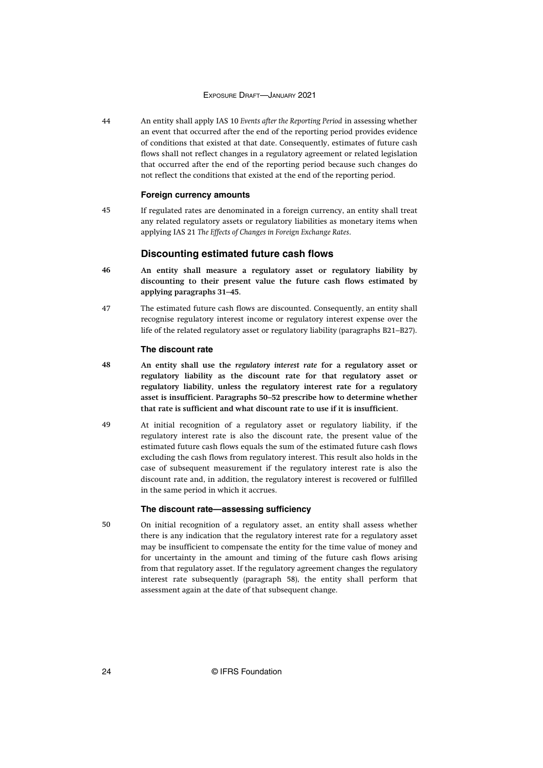44 An entity shall apply IAS 10 *Events after the Reporting Period* in assessing whether an event that occurred after the end of the reporting period provides evidence of conditions that existed at that date. Consequently, estimates of future cash flows shall not reflect changes in a regulatory agreement or related legislation that occurred after the end of the reporting period because such changes do not reflect the conditions that existed at the end of the reporting period.

#### Foreign currency amounts

45 If regulated rates are denominated in a foreign currency, an entity shall treat any related regulatory assets or regulatory liabilities as monetary items when applying IAS 21 *The Effects of Changes in Foreign Exchange Rates*.

### Discounting estimated future cash flows

46 **An entity shall measure a regulatory asset or regulatory liability by discounting to their present value the future cash flows estimated by applying paragraphs 31–45.**

47 The estimated future cash flows are discounted. Consequently, an entity shall recognise regulatory interest income or regulatory interest expense over the life of the related regulatory asset or regulatory liability (paragraphs B21–B27).

#### The discount rate

48 **An entity shall use the *regulatory interest rate* for a regulatory asset or regulatory liability as the discount rate for that regulatory asset or regulatory liability, unless the regulatory interest rate for a regulatory asset is insufficient. Paragraphs 50–52 prescribe how to determine whether that rate is sufficient and what discount rate to use if it is insufficient.**

49 At initial recognition of a regulatory asset or regulatory liability, if the regulatory interest rate is also the discount rate, the present value of the estimated future cash flows equals the sum of the estimated future cash flows excluding the cash flows from regulatory interest. This result also holds in the case of subsequent measurement if the regulatory interest rate is also the discount rate and, in addition, the regulatory interest is recovered or fulfilled in the same period in which it accrues.

#### The discount rate—assessing sufficiency

50 On initial recognition of a regulatory asset, an entity shall assess whether there is any indication that the regulatory interest rate for a regulatory asset may be insufficient to compensate the entity for the time value of money and for uncertainty in the amount and timing of the future cash flows arising from that regulatory asset. If the regulatory agreement changes the regulatory interest rate subsequently (paragraph 58), the entity shall perform that assessment again at the date of that subsequent change.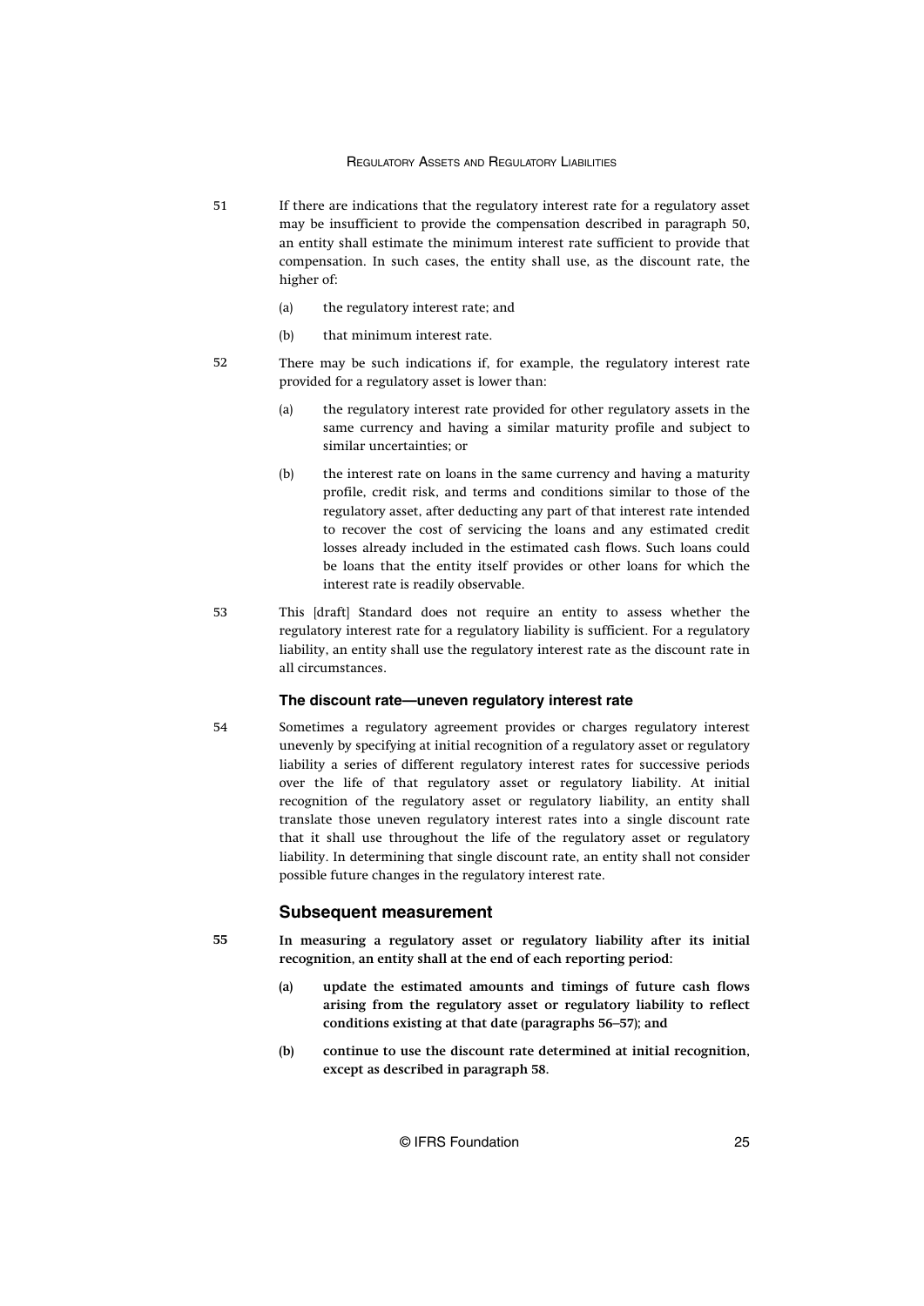51 If there are indications that the regulatory interest rate for a regulatory asset may be insufficient to provide the compensation described in paragraph 50, an entity shall estimate the minimum interest rate sufficient to provide that compensation. In such cases, the entity shall use, as the discount rate, the higher of:

(a) the regulatory interest rate; and

(b) that minimum interest rate.

52 There may be such indications if, for example, the regulatory interest rate provided for a regulatory asset is lower than:

(a) the regulatory interest rate provided for other regulatory assets in the same currency and having a similar maturity profile and subject to similar uncertainties; or

(b) the interest rate on loans in the same currency and having a maturity profile, credit risk, and terms and conditions similar to those of the regulatory asset, after deducting any part of that interest rate intended to recover the cost of servicing the loans and any estimated credit losses already included in the estimated cash flows. Such loans could be loans that the entity itself provides or other loans for which the interest rate is readily observable.

53 This [draft] Standard does not require an entity to assess whether the regulatory interest rate for a regulatory liability is sufficient. For a regulatory liability, an entity shall use the regulatory interest rate as the discount rate in all circumstances.

### The discount rate—uneven regulatory interest rate

54 Sometimes a regulatory agreement provides or charges regulatory interest unevenly by specifying at initial recognition of a regulatory asset or regulatory liability a series of different regulatory interest rates for successive periods over the life of that regulatory asset or regulatory liability. At initial recognition of the regulatory asset or regulatory liability, an entity shall translate those uneven regulatory interest rates into a single discount rate that it shall use throughout the life of the regulatory asset or regulatory liability. In determining that single discount rate, an entity shall not consider possible future changes in the regulatory interest rate.

## Subsequent measurement

**55 In measuring a regulatory asset or regulatory liability after its initial recognition, an entity shall at the end of each reporting period:**

**(a) update the estimated amounts and timings of future cash flows arising from the regulatory asset or regulatory liability to reflect conditions existing at that date (paragraphs 56–57); and**

**(b) continue to use the discount rate determined at initial recognition, except as described in paragraph 58.**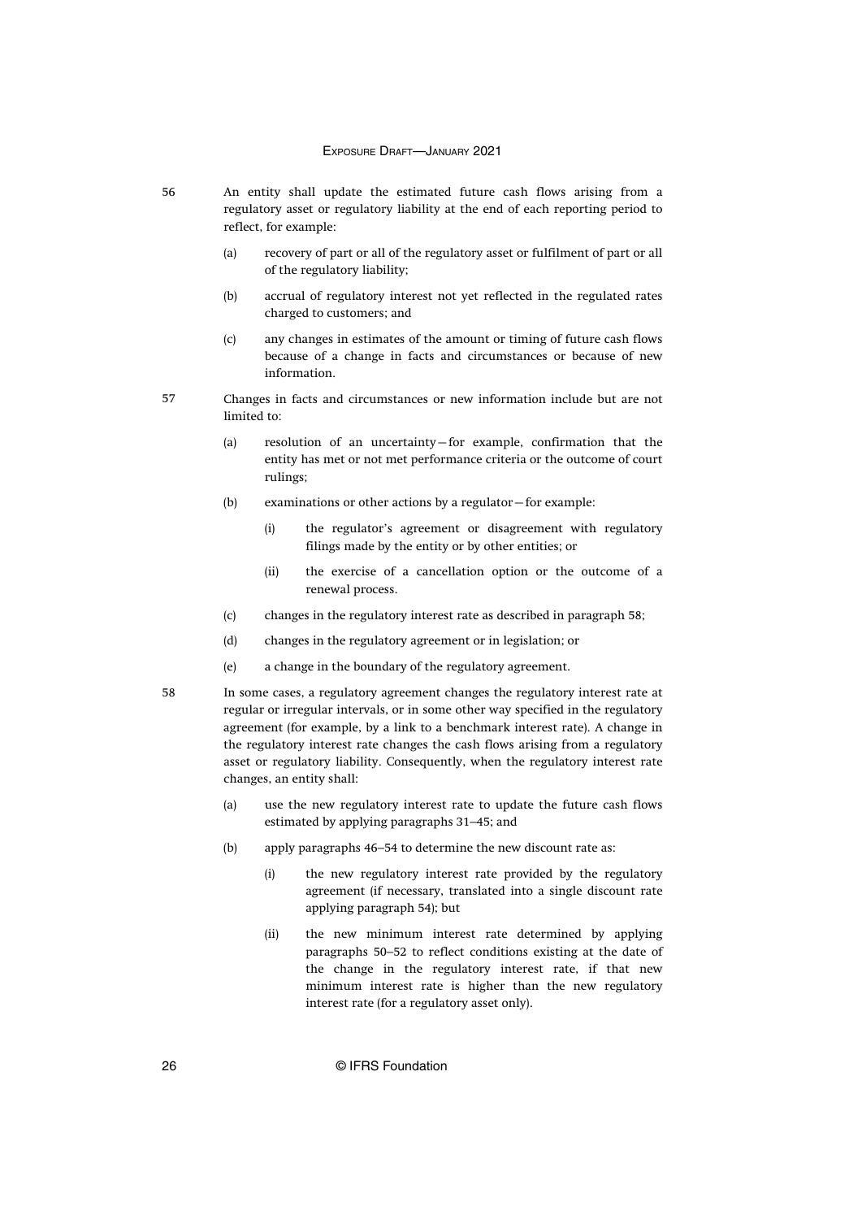56 An entity shall update the estimated future cash flows arising from a regulatory asset or regulatory liability at the end of each reporting period to reflect, for example:

(a) recovery of part or all of the regulatory asset or fulfilment of part or all of the regulatory liability;

(b) accrual of regulatory interest not yet reflected in the regulated rates charged to customers; and

(c) any changes in estimates of the amount or timing of future cash flows because of a change in facts and circumstances or because of new information.

57 Changes in facts and circumstances or new information include but are not limited to:

(a) resolution of an uncertainty—for example, confirmation that the entity has met or not met performance criteria or the outcome of court rulings;

(b) examinations or other actions by a regulator—for example:

  (i) the regulator's agreement or disagreement with regulatory filings made by the entity or by other entities; or

  (ii) the exercise of a cancellation option or the outcome of a renewal process.

(c) changes in the regulatory interest rate as described in paragraph 58;

(d) changes in the regulatory agreement or in legislation; or

(e) a change in the boundary of the regulatory agreement.

58 In some cases, a regulatory agreement changes the regulatory interest rate at regular or irregular intervals, or in some other way specified in the regulatory agreement (for example, by a link to a benchmark interest rate). A change in the regulatory interest rate changes the cash flows arising from a regulatory asset or regulatory liability. Consequently, when the regulatory interest rate changes, an entity shall:

(a) use the new regulatory interest rate to update the future cash flows estimated by applying paragraphs 31–45; and

(b) apply paragraphs 46–54 to determine the new discount rate as:

  (i) the new regulatory interest rate provided by the regulatory agreement (if necessary, translated into a single discount rate applying paragraph 54); but

  (ii) the new minimum interest rate determined by applying paragraphs 50–52 to reflect conditions existing at the date of the change in the regulatory interest rate, if that new minimum interest rate is higher than the new regulatory interest rate (for a regulatory asset only).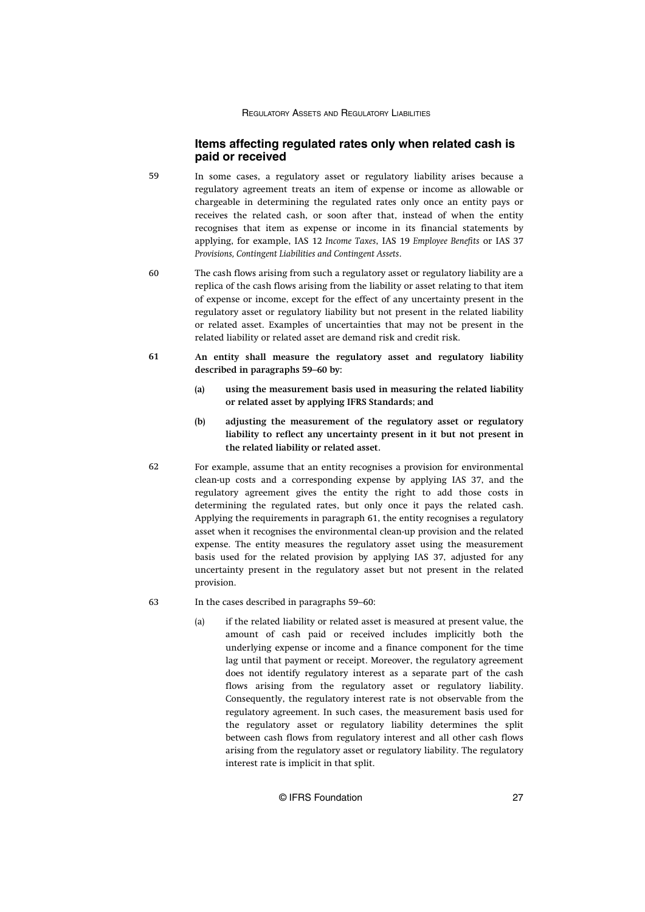## Items affecting regulated rates only when related cash is paid or received

59 In some cases, a regulatory asset or regulatory liability arises because a regulatory agreement treats an item of expense or income as allowable or chargeable in determining the regulated rates only once an entity pays or receives the related cash, or soon after that, instead of when the entity recognises that item as expense or income in its financial statements by applying, for example, IAS 12 *Income Taxes*, IAS 19 *Employee Benefits* or IAS 37 *Provisions, Contingent Liabilities and Contingent Assets*.

60 The cash flows arising from such a regulatory asset or regulatory liability are a replica of the cash flows arising from the liability or asset relating to that item of expense or income, except for the effect of any uncertainty present in the regulatory asset or regulatory liability but not present in the related liability or related asset. Examples of uncertainties that may not be present in the related liability or related asset are demand risk and credit risk.

**61 An entity shall measure the regulatory asset and regulatory liability described in paragraphs 59–60 by:**

- **(a) using the measurement basis used in measuring the related liability or related asset by applying IFRS Standards; and**
- **(b) adjusting the measurement of the regulatory asset or regulatory liability to reflect any uncertainty present in it but not present in the related liability or related asset.**

62 For example, assume that an entity recognises a provision for environmental clean-up costs and a corresponding expense by applying IAS 37, and the regulatory agreement gives the entity the right to add those costs in determining the regulated rates, but only once it pays the related cash. Applying the requirements in paragraph 61, the entity recognises a regulatory asset when it recognises the environmental clean-up provision and the related expense. The entity measures the regulatory asset using the measurement basis used for the related provision by applying IAS 37, adjusted for any uncertainty present in the regulatory asset but not present in the related provision.

63 In the cases described in paragraphs 59–60:

- (a) if the related liability or related asset is measured at present value, the amount of cash paid or received includes implicitly both the underlying expense or income and a finance component for the time lag until that payment or receipt. Moreover, the regulatory agreement does not identify regulatory interest as a separate part of the cash flows arising from the regulatory asset or regulatory liability. Consequently, the regulatory interest rate is not observable from the regulatory agreement. In such cases, the measurement basis used for the regulatory asset or regulatory liability determines the split between cash flows from regulatory interest and all other cash flows arising from the regulatory asset or regulatory liability. The regulatory interest rate is implicit in that split.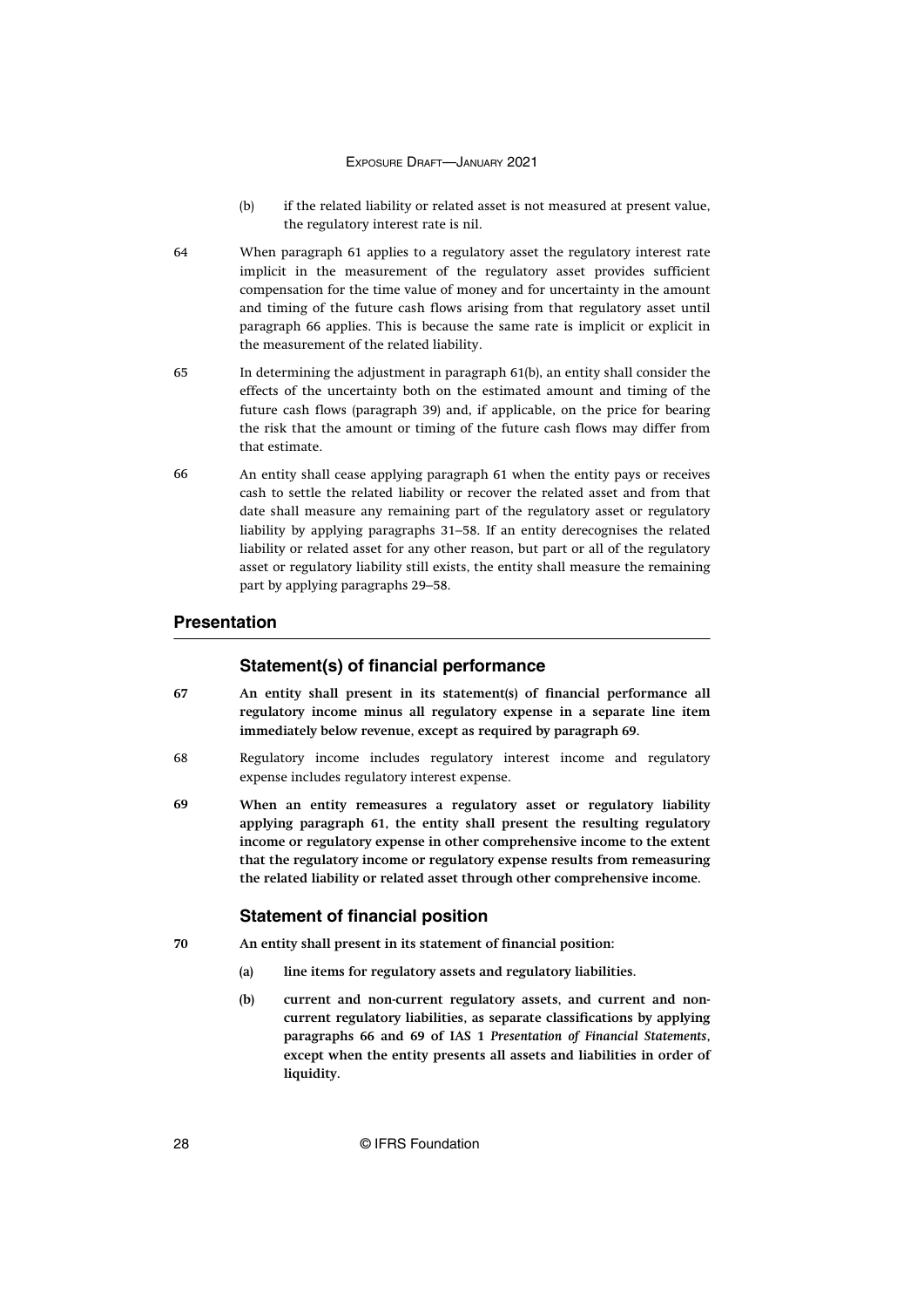(b) if the related liability or related asset is not measured at present value, the regulatory interest rate is nil.

64 When paragraph 61 applies to a regulatory asset the regulatory interest rate implicit in the measurement of the regulatory asset provides sufficient compensation for the time value of money and for uncertainty in the amount and timing of the future cash flows arising from that regulatory asset until paragraph 66 applies. This is because the same rate is implicit or explicit in the measurement of the related liability.

65 In determining the adjustment in paragraph 61(b), an entity shall consider the effects of the uncertainty both on the estimated amount and timing of the future cash flows (paragraph 39) and, if applicable, on the price for bearing the risk that the amount or timing of the future cash flows may differ from that estimate.

66 An entity shall cease applying paragraph 61 when the entity pays or receives cash to settle the related liability or recover the related asset and from that date shall measure any remaining part of the regulatory asset or regulatory liability by applying paragraphs 31–58. If an entity derecognises the related liability or related asset for any other reason, but part or all of the regulatory asset or regulatory liability still exists, the entity shall measure the remaining part by applying paragraphs 29–58.

## Presentation

### Statement(s) of financial performance

**67 An entity shall present in its statement(s) of financial performance all regulatory income minus all regulatory expense in a separate line item immediately below revenue, except as required by paragraph 69.**

68 Regulatory income includes regulatory interest income and regulatory expense includes regulatory interest expense.

**69 When an entity remeasures a regulatory asset or regulatory liability applying paragraph 61, the entity shall present the resulting regulatory income or regulatory expense in other comprehensive income to the extent that the regulatory income or regulatory expense results from remeasuring the related liability or related asset through other comprehensive income.**

### Statement of financial position

**70 An entity shall present in its statement of financial position:**

**(a) line items for regulatory assets and regulatory liabilities.**

**(b) current and non-current regulatory assets, and current and non-current regulatory liabilities, as separate classifications by applying paragraphs 66 and 69 of IAS 1 *Presentation of Financial Statements*, except when the entity presents all assets and liabilities in order of liquidity.**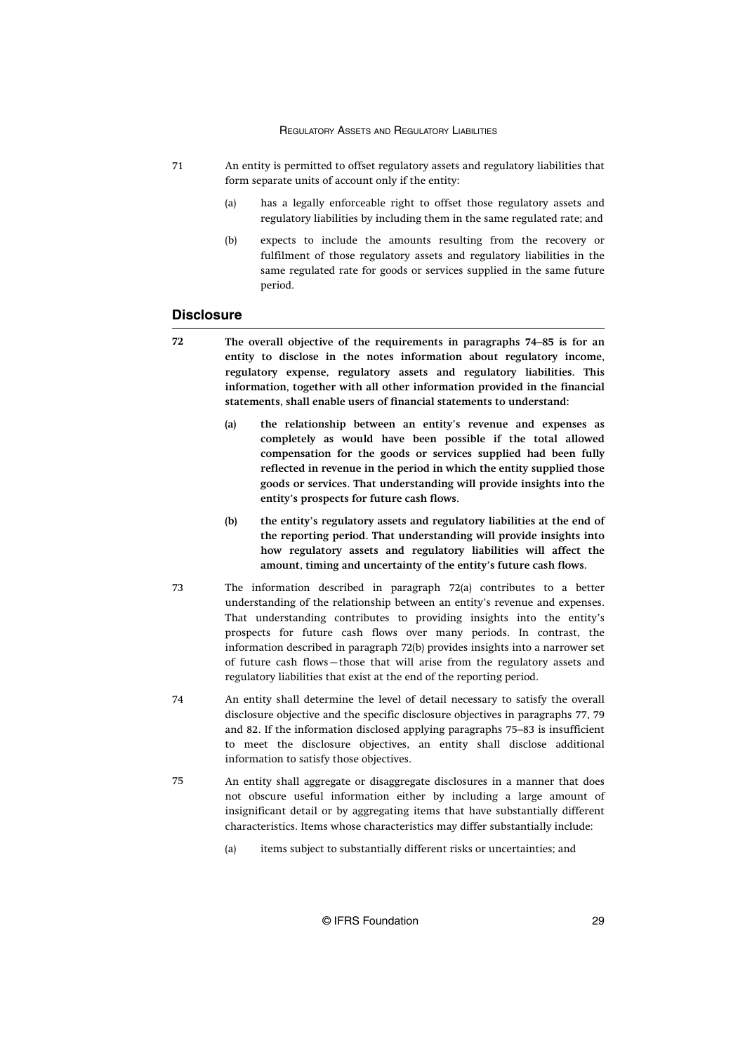71 An entity is permitted to offset regulatory assets and regulatory liabilities that form separate units of account only if the entity:

(a) has a legally enforceable right to offset those regulatory assets and regulatory liabilities by including them in the same regulated rate; and

(b) expects to include the amounts resulting from the recovery or fulfilment of those regulatory assets and regulatory liabilities in the same regulated rate for goods or services supplied in the same future period.

## Disclosure

**72 The overall objective of the requirements in paragraphs 74–85 is for an entity to disclose in the notes information about regulatory income, regulatory expense, regulatory assets and regulatory liabilities. This information, together with all other information provided in the financial statements, shall enable users of financial statements to understand:**

**(a) the relationship between an entity's revenue and expenses as completely as would have been possible if the total allowed compensation for the goods or services supplied had been fully reflected in revenue in the period in which the entity supplied those goods or services. That understanding will provide insights into the entity's prospects for future cash flows.**

**(b) the entity's regulatory assets and regulatory liabilities at the end of the reporting period. That understanding will provide insights into how regulatory assets and regulatory liabilities will affect the amount, timing and uncertainty of the entity's future cash flows.**

73 The information described in paragraph 72(a) contributes to a better understanding of the relationship between an entity's revenue and expenses. That understanding contributes to providing insights into the entity's prospects for future cash flows over many periods. In contrast, the information described in paragraph 72(b) provides insights into a narrower set of future cash flows—those that will arise from the regulatory assets and regulatory liabilities that exist at the end of the reporting period.

74 An entity shall determine the level of detail necessary to satisfy the overall disclosure objective and the specific disclosure objectives in paragraphs 77, 79 and 82. If the information disclosed applying paragraphs 75–83 is insufficient to meet the disclosure objectives, an entity shall disclose additional information to satisfy those objectives.

75 An entity shall aggregate or disaggregate disclosures in a manner that does not obscure useful information either by including a large amount of insignificant detail or by aggregating items that have substantially different characteristics. Items whose characteristics may differ substantially include:

(a) items subject to substantially different risks or uncertainties; and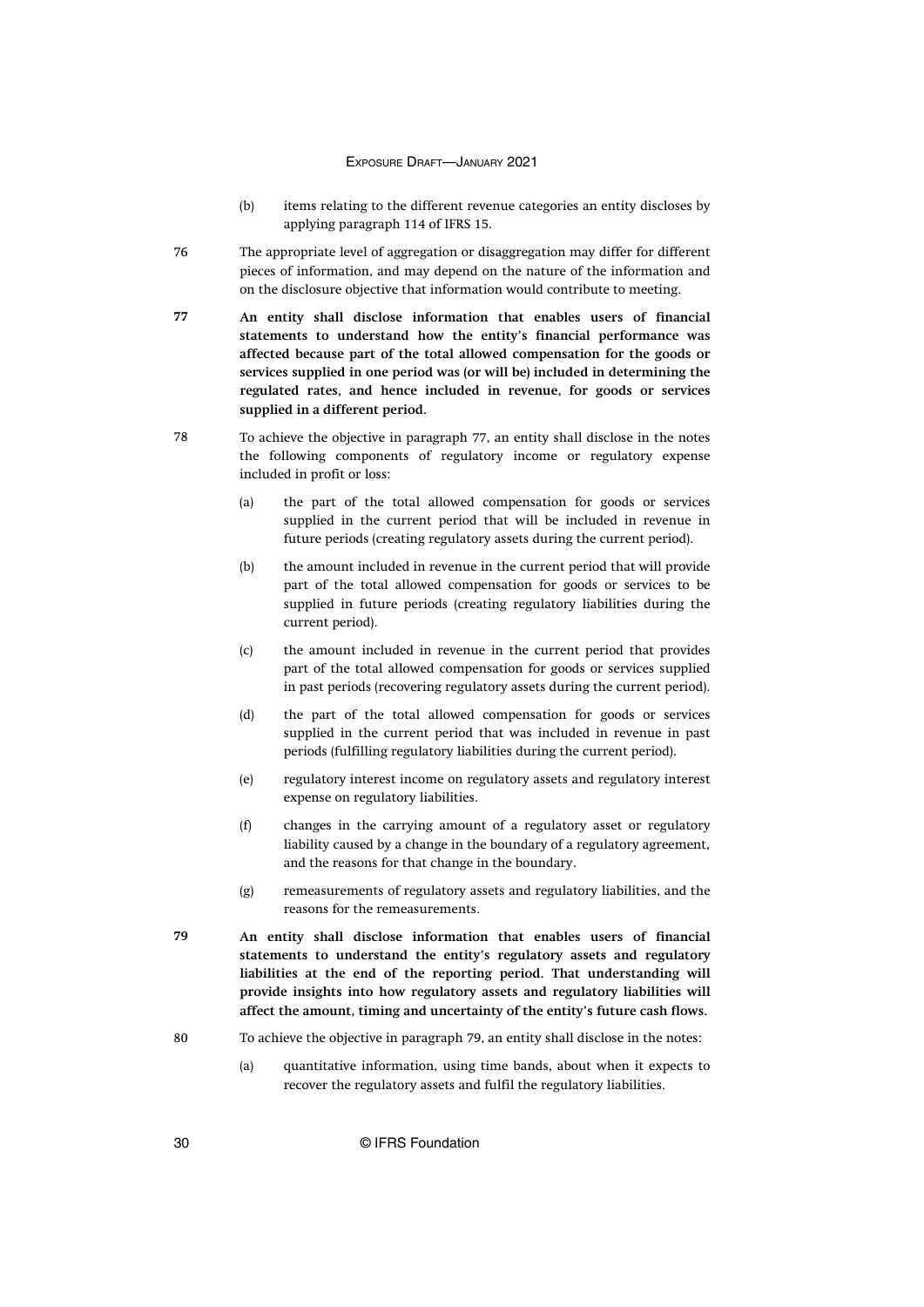(b) items relating to the different revenue categories an entity discloses by applying paragraph 114 of IFRS 15.

76 The appropriate level of aggregation or disaggregation may differ for different pieces of information, and may depend on the nature of the information and on the disclosure objective that information would contribute to meeting.

**77 An entity shall disclose information that enables users of financial statements to understand how the entity's financial performance was affected because part of the total allowed compensation for the goods or services supplied in one period was (or will be) included in determining the regulated rates, and hence included in revenue, for goods or services supplied in a different period.**

78 To achieve the objective in paragraph 77, an entity shall disclose in the notes the following components of regulatory income or regulatory expense included in profit or loss:

(a) the part of the total allowed compensation for goods or services supplied in the current period that will be included in revenue in future periods (creating regulatory assets during the current period).

(b) the amount included in revenue in the current period that will provide part of the total allowed compensation for goods or services to be supplied in future periods (creating regulatory liabilities during the current period).

(c) the amount included in revenue in the current period that provides part of the total allowed compensation for goods or services supplied in past periods (recovering regulatory assets during the current period).

(d) the part of the total allowed compensation for goods or services supplied in the current period that was included in revenue in past periods (fulfilling regulatory liabilities during the current period).

(e) regulatory interest income on regulatory assets and regulatory interest expense on regulatory liabilities.

(f) changes in the carrying amount of a regulatory asset or regulatory liability caused by a change in the boundary of a regulatory agreement, and the reasons for that change in the boundary.

(g) remeasurements of regulatory assets and regulatory liabilities, and the reasons for the remeasurements.

**79 An entity shall disclose information that enables users of financial statements to understand the entity's regulatory assets and regulatory liabilities at the end of the reporting period. That understanding will provide insights into how regulatory assets and regulatory liabilities will affect the amount, timing and uncertainty of the entity's future cash flows.**

80 To achieve the objective in paragraph 79, an entity shall disclose in the notes:

(a) quantitative information, using time bands, about when it expects to recover the regulatory assets and fulfil the regulatory liabilities.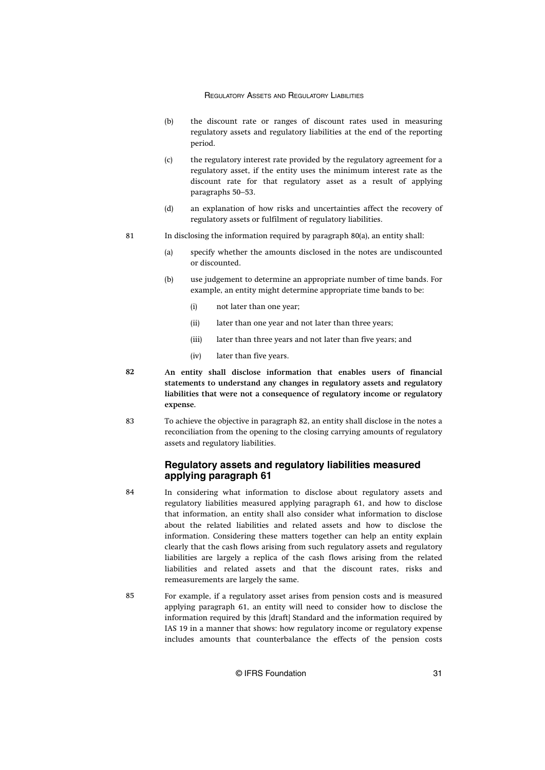(b) the discount rate or ranges of discount rates used in measuring regulatory assets and regulatory liabilities at the end of the reporting period.

(c) the regulatory interest rate provided by the regulatory agreement for a regulatory asset, if the entity uses the minimum interest rate as the discount rate for that regulatory asset as a result of applying paragraphs 50–53.

(d) an explanation of how risks and uncertainties affect the recovery of regulatory assets or fulfilment of regulatory liabilities.

81 In disclosing the information required by paragraph 80(a), an entity shall:

(a) specify whether the amounts disclosed in the notes are undiscounted or discounted.

(b) use judgement to determine an appropriate number of time bands. For example, an entity might determine appropriate time bands to be:

(i) not later than one year;

(ii) later than one year and not later than three years;

(iii) later than three years and not later than five years; and

(iv) later than five years.

**82 An entity shall disclose information that enables users of financial statements to understand any changes in regulatory assets and regulatory liabilities that were not a consequence of regulatory income or regulatory expense.**

83 To achieve the objective in paragraph 82, an entity shall disclose in the notes a reconciliation from the opening to the closing carrying amounts of regulatory assets and regulatory liabilities.

### Regulatory assets and regulatory liabilities measured applying paragraph 61

84 In considering what information to disclose about regulatory assets and regulatory liabilities measured applying paragraph 61, and how to disclose that information, an entity shall also consider what information to disclose about the related liabilities and related assets and how to disclose the information. Considering these matters together can help an entity explain clearly that the cash flows arising from such regulatory assets and regulatory liabilities are largely a replica of the cash flows arising from the related liabilities and related assets and that the discount rates, risks and remeasurements are largely the same.

85 For example, if a regulatory asset arises from pension costs and is measured applying paragraph 61, an entity will need to consider how to disclose the information required by this [draft] Standard and the information required by IAS 19 in a manner that shows: how regulatory income or regulatory expense includes amounts that counterbalance the effects of the pension costs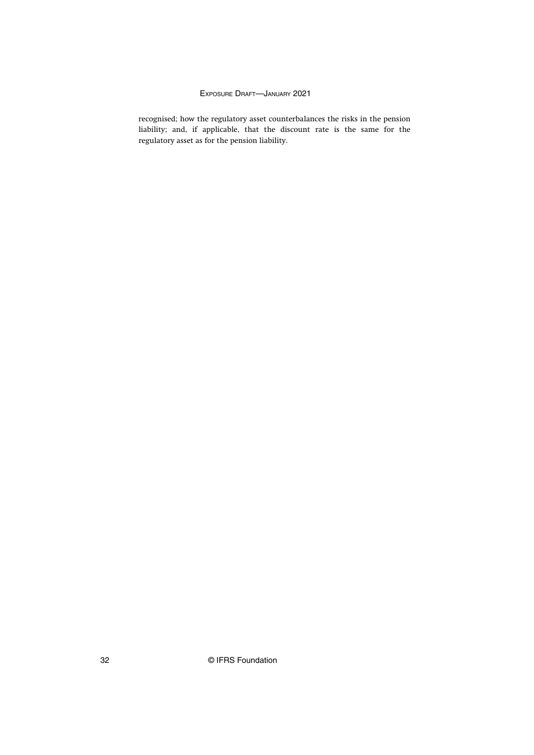recognised; how the regulatory asset counterbalances the risks in the pension liability; and, if applicable, that the discount rate is the same for the regulatory asset as for the pension liability.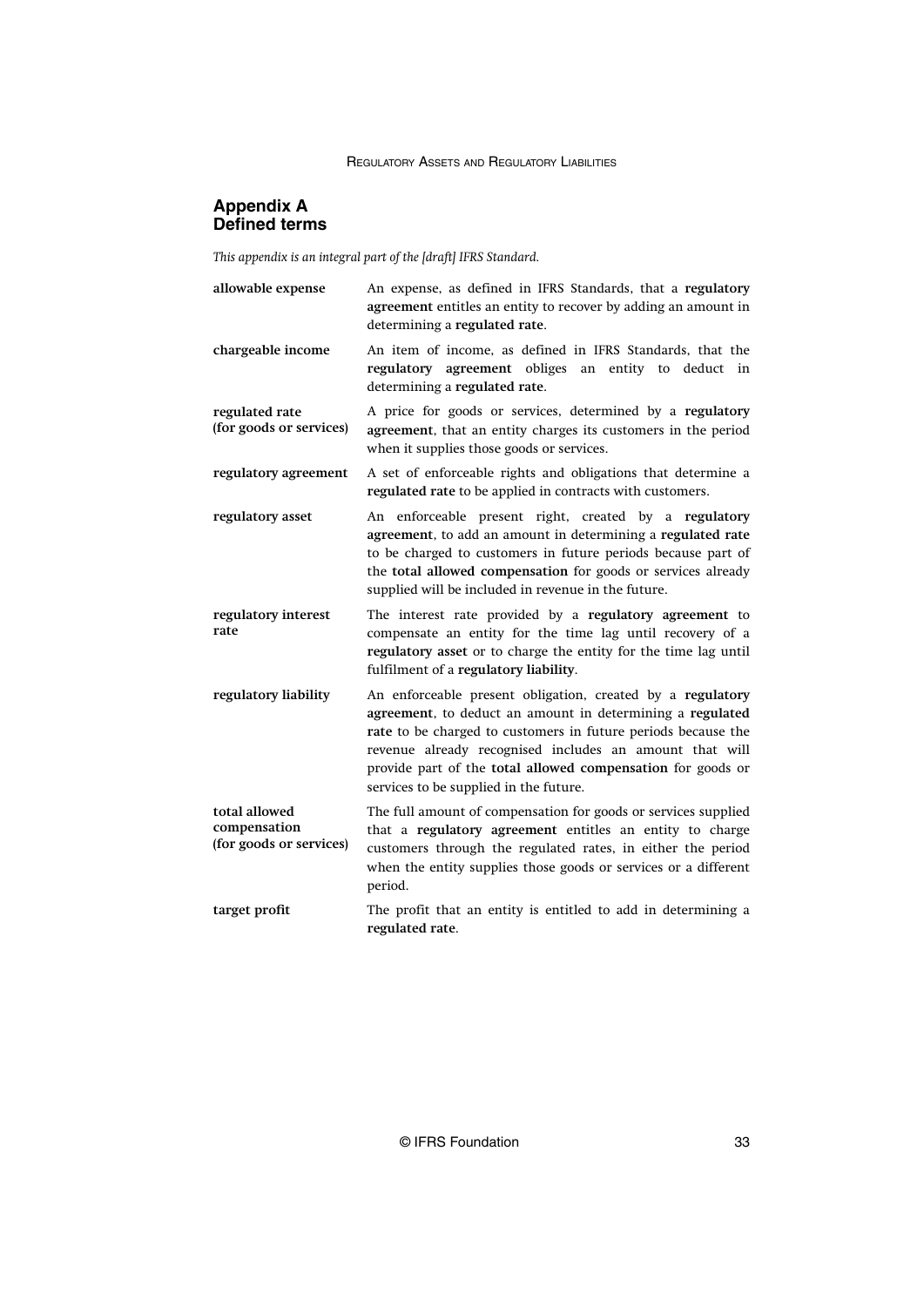## Appendix A
## Defined terms

*This appendix is an integral part of the [draft] IFRS Standard.*

| | |
|---|---|
| **allowable expense** | An expense, as defined in IFRS Standards, that a **regulatory agreement** entitles an entity to recover by adding an amount in determining a **regulated rate**. |
| **chargeable income** | An item of income, as defined in IFRS Standards, that the **regulatory agreement** obliges an entity to deduct in determining a **regulated rate**. |
| **regulated rate (for goods or services)** | A price for goods or services, determined by a **regulatory agreement**, that an entity charges its customers in the period when it supplies those goods or services. |
| **regulatory agreement** | A set of enforceable rights and obligations that determine a **regulated rate** to be applied in contracts with customers. |
| **regulatory asset** | An enforceable present right, created by a **regulatory agreement**, to add an amount in determining a **regulated rate** to be charged to customers in future periods because part of the **total allowed compensation** for goods or services already supplied will be included in revenue in the future. |
| **regulatory interest rate** | The interest rate provided by a **regulatory agreement** to compensate an entity for the time lag until recovery of a **regulatory asset** or to charge the entity for the time lag until fulfilment of a **regulatory liability**. |
| **regulatory liability** | An enforceable present obligation, created by a **regulatory agreement**, to deduct an amount in determining a **regulated rate** to be charged to customers in future periods because the revenue already recognised includes an amount that will provide part of the **total allowed compensation** for goods or services to be supplied in the future. |
| **total allowed compensation (for goods or services)** | The full amount of compensation for goods or services supplied that a **regulatory agreement** entitles an entity to charge customers through the regulated rates, in either the period when the entity supplies those goods or services or a different period. |
| **target profit** | The profit that an entity is entitled to add in determining a **regulated rate**. |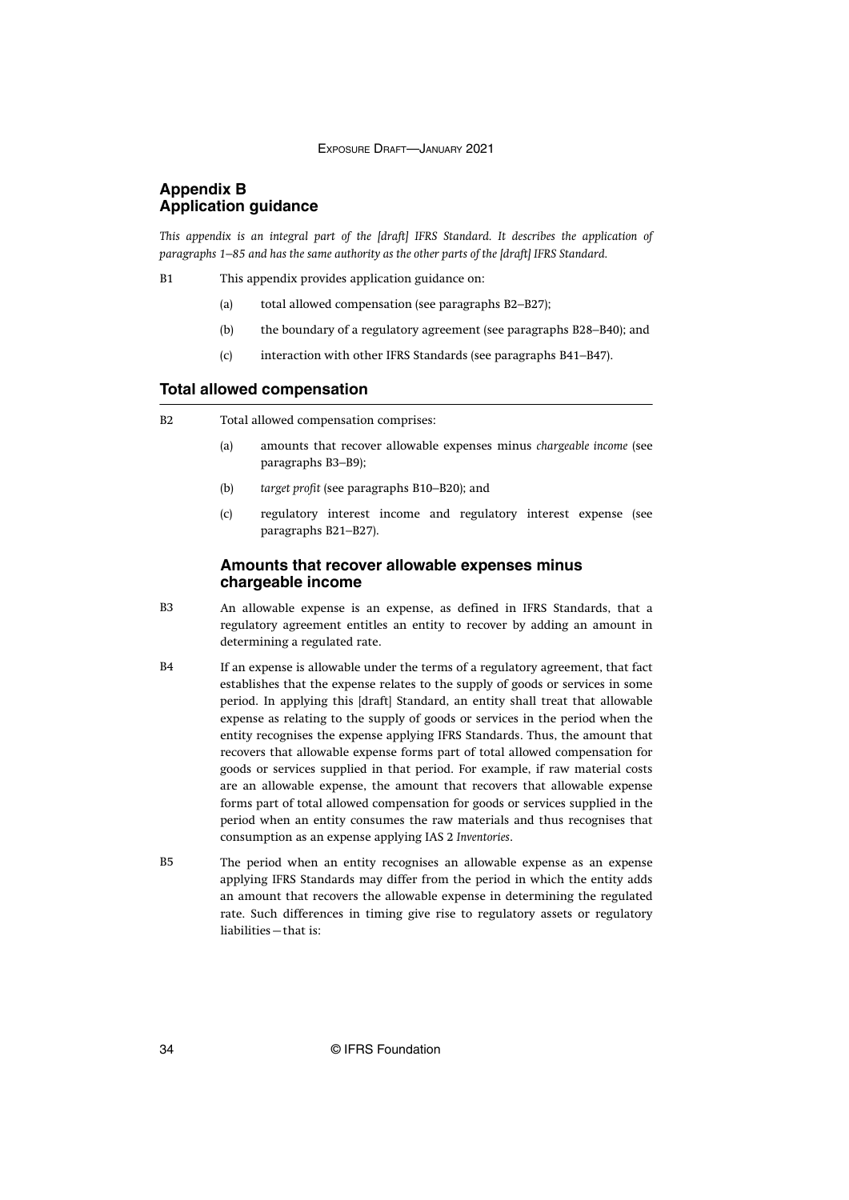## Appendix B
## Application guidance

*This appendix is an integral part of the [draft] IFRS Standard. It describes the application of paragraphs 1–85 and has the same authority as the other parts of the [draft] IFRS Standard.*

B1 This appendix provides application guidance on:

(a) total allowed compensation (see paragraphs B2–B27);

(b) the boundary of a regulatory agreement (see paragraphs B28–B40); and

(c) interaction with other IFRS Standards (see paragraphs B41–B47).

### Total allowed compensation

B2 Total allowed compensation comprises:

(a) amounts that recover allowable expenses minus *chargeable income* (see paragraphs B3–B9);

(b) *target profit* (see paragraphs B10–B20); and

(c) regulatory interest income and regulatory interest expense (see paragraphs B21–B27).

#### Amounts that recover allowable expenses minus chargeable income

B3 An allowable expense is an expense, as defined in IFRS Standards, that a regulatory agreement entitles an entity to recover by adding an amount in determining a regulated rate.

B4 If an expense is allowable under the terms of a regulatory agreement, that fact establishes that the expense relates to the supply of goods or services in some period. In applying this [draft] Standard, an entity shall treat that allowable expense as relating to the supply of goods or services in the period when the entity recognises the expense applying IFRS Standards. Thus, the amount that recovers that allowable expense forms part of total allowed compensation for goods or services supplied in that period. For example, if raw material costs are an allowable expense, the amount that recovers that allowable expense forms part of total allowed compensation for goods or services supplied in the period when an entity consumes the raw materials and thus recognises that consumption as an expense applying IAS 2 *Inventories*.

B5 The period when an entity recognises an allowable expense as an expense applying IFRS Standards may differ from the period in which the entity adds an amount that recovers the allowable expense in determining the regulated rate. Such differences in timing give rise to regulatory assets or regulatory liabilities—that is: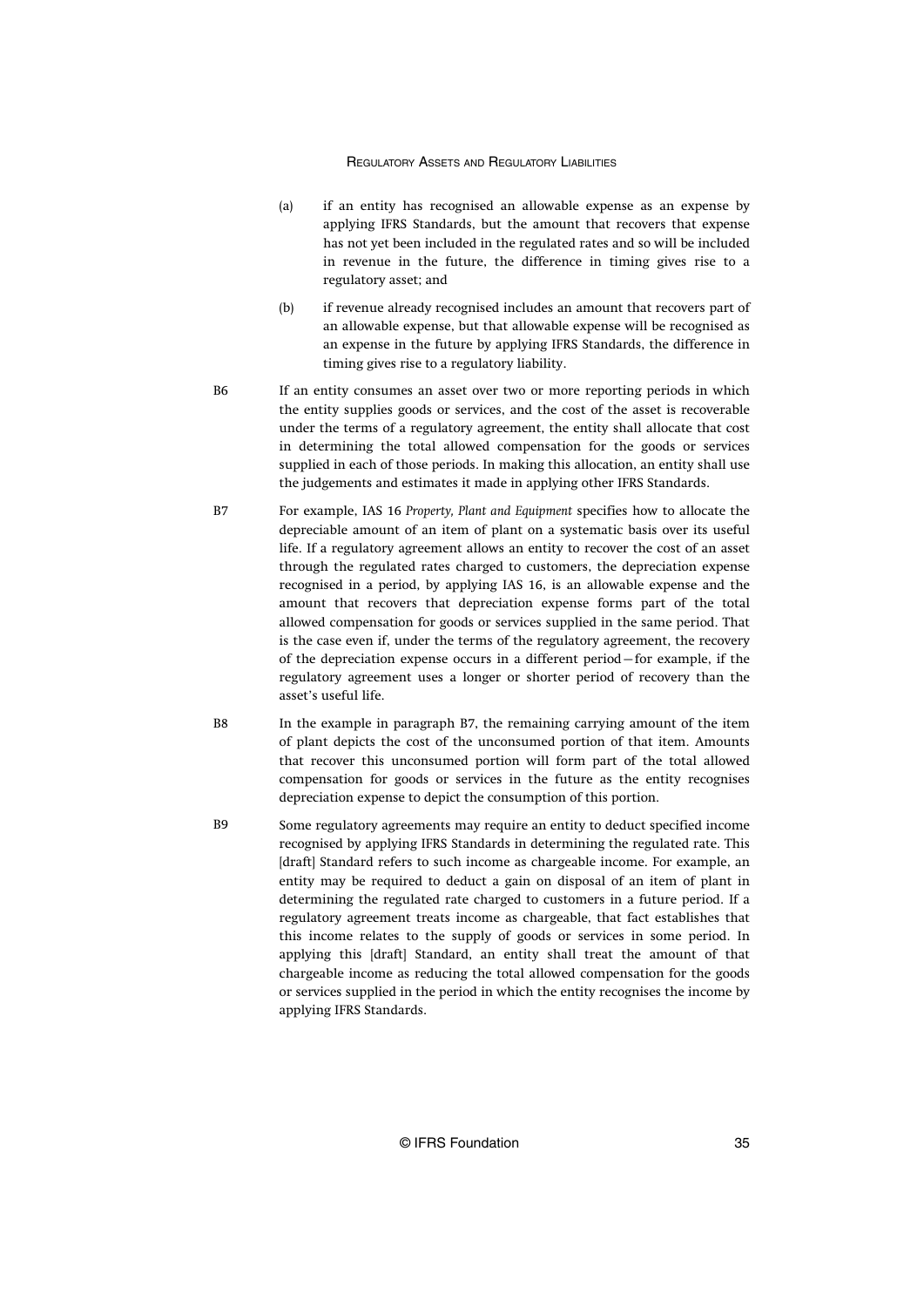(a) if an entity has recognised an allowable expense as an expense by applying IFRS Standards, but the amount that recovers that expense has not yet been included in the regulated rates and so will be included in revenue in the future, the difference in timing gives rise to a regulatory asset; and

(b) if revenue already recognised includes an amount that recovers part of an allowable expense, but that allowable expense will be recognised as an expense in the future by applying IFRS Standards, the difference in timing gives rise to a regulatory liability.

B6 If an entity consumes an asset over two or more reporting periods in which the entity supplies goods or services, and the cost of the asset is recoverable under the terms of a regulatory agreement, the entity shall allocate that cost in determining the total allowed compensation for the goods or services supplied in each of those periods. In making this allocation, an entity shall use the judgements and estimates it made in applying other IFRS Standards.

B7 For example, IAS 16 *Property, Plant and Equipment* specifies how to allocate the depreciable amount of an item of plant on a systematic basis over its useful life. If a regulatory agreement allows an entity to recover the cost of an asset through the regulated rates charged to customers, the depreciation expense recognised in a period, by applying IAS 16, is an allowable expense and the amount that recovers that depreciation expense forms part of the total allowed compensation for goods or services supplied in the same period. That is the case even if, under the terms of the regulatory agreement, the recovery of the depreciation expense occurs in a different period—for example, if the regulatory agreement uses a longer or shorter period of recovery than the asset's useful life.

B8 In the example in paragraph B7, the remaining carrying amount of the item of plant depicts the cost of the unconsumed portion of that item. Amounts that recover this unconsumed portion will form part of the total allowed compensation for goods or services in the future as the entity recognises depreciation expense to depict the consumption of this portion.

B9 Some regulatory agreements may require an entity to deduct specified income recognised by applying IFRS Standards in determining the regulated rate. This [draft] Standard refers to such income as chargeable income. For example, an entity may be required to deduct a gain on disposal of an item of plant in determining the regulated rate charged to customers in a future period. If a regulatory agreement treats income as chargeable, that fact establishes that this income relates to the supply of goods or services in some period. In applying this [draft] Standard, an entity shall treat the amount of that chargeable income as reducing the total allowed compensation for the goods or services supplied in the period in which the entity recognises the income by applying IFRS Standards.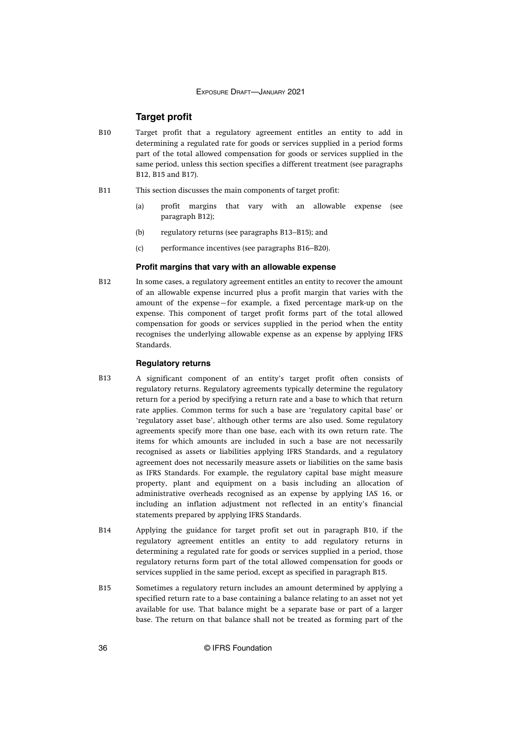## Target profit

B10 Target profit that a regulatory agreement entitles an entity to add in determining a regulated rate for goods or services supplied in a period forms part of the total allowed compensation for goods or services supplied in the same period, unless this section specifies a different treatment (see paragraphs B12, B15 and B17).

B11 This section discusses the main components of target profit:

(a) profit margins that vary with an allowable expense (see paragraph B12);

(b) regulatory returns (see paragraphs B13–B15); and

(c) performance incentives (see paragraphs B16–B20).

### Profit margins that vary with an allowable expense

B12 In some cases, a regulatory agreement entitles an entity to recover the amount of an allowable expense incurred plus a profit margin that varies with the amount of the expense—for example, a fixed percentage mark-up on the expense. This component of target profit forms part of the total allowed compensation for goods or services supplied in the period when the entity recognises the underlying allowable expense as an expense by applying IFRS Standards.

### Regulatory returns

B13 A significant component of an entity's target profit often consists of regulatory returns. Regulatory agreements typically determine the regulatory return for a period by specifying a return rate and a base to which that return rate applies. Common terms for such a base are 'regulatory capital base' or 'regulatory asset base', although other terms are also used. Some regulatory agreements specify more than one base, each with its own return rate. The items for which amounts are included in such a base are not necessarily recognised as assets or liabilities applying IFRS Standards, and a regulatory agreement does not necessarily measure assets or liabilities on the same basis as IFRS Standards. For example, the regulatory capital base might measure property, plant and equipment on a basis including an allocation of administrative overheads recognised as an expense by applying IAS 16, or including an inflation adjustment not reflected in an entity's financial statements prepared by applying IFRS Standards.

B14 Applying the guidance for target profit set out in paragraph B10, if the regulatory agreement entitles an entity to add regulatory returns in determining a regulated rate for goods or services supplied in a period, those regulatory returns form part of the total allowed compensation for goods or services supplied in the same period, except as specified in paragraph B15.

B15 Sometimes a regulatory return includes an amount determined by applying a specified return rate to a base containing a balance relating to an asset not yet available for use. That balance might be a separate base or part of a larger base. The return on that balance shall not be treated as forming part of the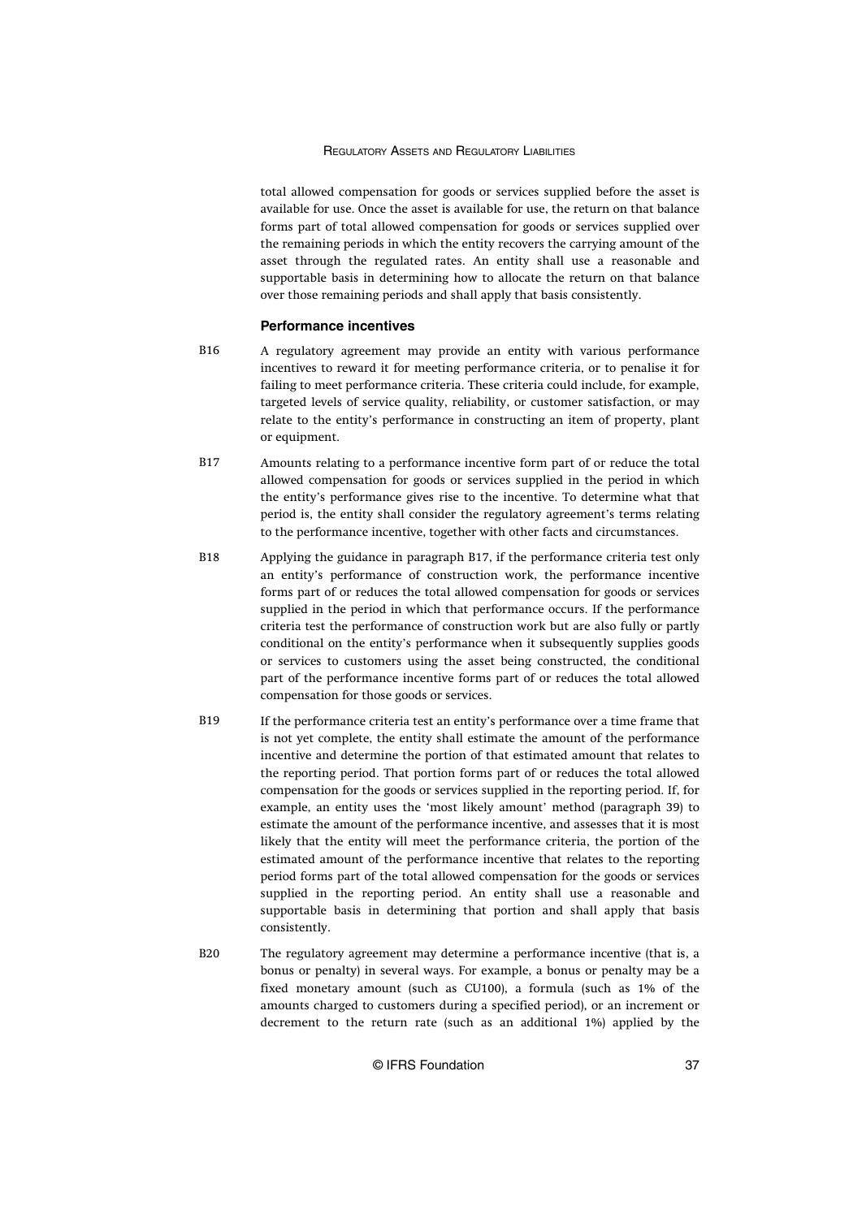total allowed compensation for goods or services supplied before the asset is available for use. Once the asset is available for use, the return on that balance forms part of total allowed compensation for goods or services supplied over the remaining periods in which the entity recovers the carrying amount of the asset through the regulated rates. An entity shall use a reasonable and supportable basis in determining how to allocate the return on that balance over those remaining periods and shall apply that basis consistently.

### Performance incentives

B16 A regulatory agreement may provide an entity with various performance incentives to reward it for meeting performance criteria, or to penalise it for failing to meet performance criteria. These criteria could include, for example, targeted levels of service quality, reliability, or customer satisfaction, or may relate to the entity's performance in constructing an item of property, plant or equipment.

B17 Amounts relating to a performance incentive form part of or reduce the total allowed compensation for goods or services supplied in the period in which the entity's performance gives rise to the incentive. To determine what that period is, the entity shall consider the regulatory agreement's terms relating to the performance incentive, together with other facts and circumstances.

B18 Applying the guidance in paragraph B17, if the performance criteria test only an entity's performance of construction work, the performance incentive forms part of or reduces the total allowed compensation for goods or services supplied in the period in which that performance occurs. If the performance criteria test the performance of construction work but are also fully or partly conditional on the entity's performance when it subsequently supplies goods or services to customers using the asset being constructed, the conditional part of the performance incentive forms part of or reduces the total allowed compensation for those goods or services.

B19 If the performance criteria test an entity's performance over a time frame that is not yet complete, the entity shall estimate the amount of the performance incentive and determine the portion of that estimated amount that relates to the reporting period. That portion forms part of or reduces the total allowed compensation for the goods or services supplied in the reporting period. If, for example, an entity uses the 'most likely amount' method (paragraph 39) to estimate the amount of the performance incentive, and assesses that it is most likely that the entity will meet the performance criteria, the portion of the estimated amount of the performance incentive that relates to the reporting period forms part of the total allowed compensation for the goods or services supplied in the reporting period. An entity shall use a reasonable and supportable basis in determining that portion and shall apply that basis consistently.

B20 The regulatory agreement may determine a performance incentive (that is, a bonus or penalty) in several ways. For example, a bonus or penalty may be a fixed monetary amount (such as CU100), a formula (such as 1% of the amounts charged to customers during a specified period), or an increment or decrement to the return rate (such as an additional 1%) applied by the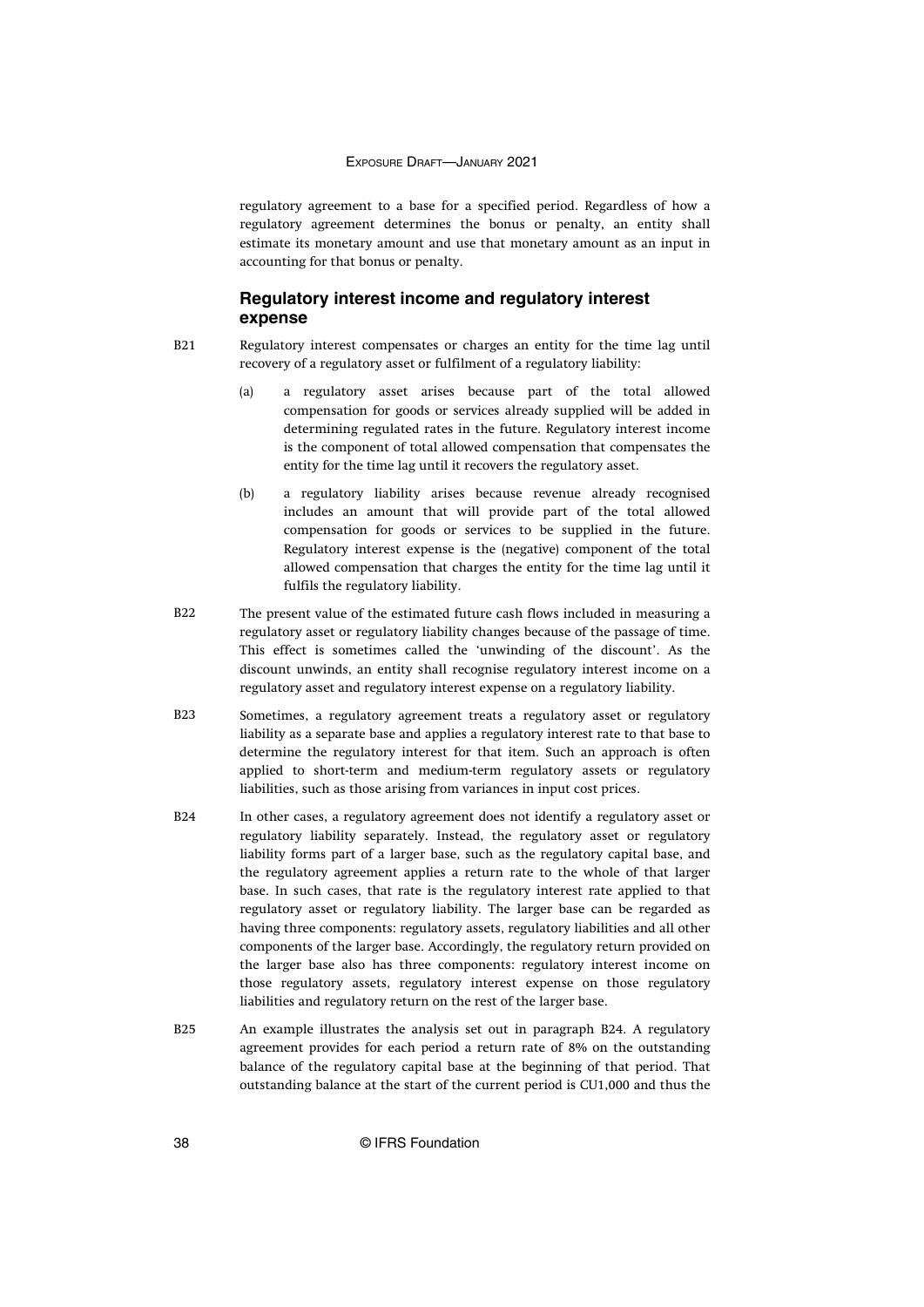regulatory agreement to a base for a specified period. Regardless of how a regulatory agreement determines the bonus or penalty, an entity shall estimate its monetary amount and use that monetary amount as an input in accounting for that bonus or penalty.

### Regulatory interest income and regulatory interest expense

B21 Regulatory interest compensates or charges an entity for the time lag until recovery of a regulatory asset or fulfilment of a regulatory liability:

(a) a regulatory asset arises because part of the total allowed compensation for goods or services already supplied will be added in determining regulated rates in the future. Regulatory interest income is the component of total allowed compensation that compensates the entity for the time lag until it recovers the regulatory asset.

(b) a regulatory liability arises because revenue already recognised includes an amount that will provide part of the total allowed compensation for goods or services to be supplied in the future. Regulatory interest expense is the (negative) component of the total allowed compensation that charges the entity for the time lag until it fulfils the regulatory liability.

B22 The present value of the estimated future cash flows included in measuring a regulatory asset or regulatory liability changes because of the passage of time. This effect is sometimes called the 'unwinding of the discount'. As the discount unwinds, an entity shall recognise regulatory interest income on a regulatory asset and regulatory interest expense on a regulatory liability.

B23 Sometimes, a regulatory agreement treats a regulatory asset or regulatory liability as a separate base and applies a regulatory interest rate to that base to determine the regulatory interest for that item. Such an approach is often applied to short-term and medium-term regulatory assets or regulatory liabilities, such as those arising from variances in input cost prices.

B24 In other cases, a regulatory agreement does not identify a regulatory asset or regulatory liability separately. Instead, the regulatory asset or regulatory liability forms part of a larger base, such as the regulatory capital base, and the regulatory agreement applies a return rate to the whole of that larger base. In such cases, that rate is the regulatory interest rate applied to that regulatory asset or regulatory liability. The larger base can be regarded as having three components: regulatory assets, regulatory liabilities and all other components of the larger base. Accordingly, the regulatory return provided on the larger base also has three components: regulatory interest income on those regulatory assets, regulatory interest expense on those regulatory liabilities and regulatory return on the rest of the larger base.

B25 An example illustrates the analysis set out in paragraph B24. A regulatory agreement provides for each period a return rate of 8% on the outstanding balance of the regulatory capital base at the beginning of that period. That outstanding balance at the start of the current period is CU1,000 and thus the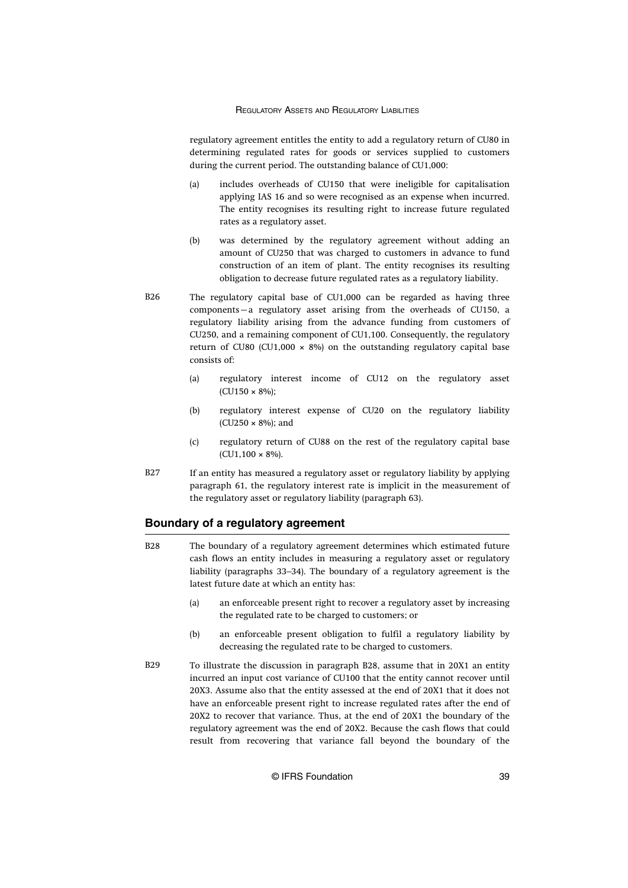regulatory agreement entitles the entity to add a regulatory return of CU80 in determining regulated rates for goods or services supplied to customers during the current period. The outstanding balance of CU1,000:

(a) includes overheads of CU150 that were ineligible for capitalisation applying IAS 16 and so were recognised as an expense when incurred. The entity recognises its resulting right to increase future regulated rates as a regulatory asset.

(b) was determined by the regulatory agreement without adding an amount of CU250 that was charged to customers in advance to fund construction of an item of plant. The entity recognises its resulting obligation to decrease future regulated rates as a regulatory liability.

B26 The regulatory capital base of CU1,000 can be regarded as having three components—a regulatory asset arising from the overheads of CU150, a regulatory liability arising from the advance funding from customers of CU250, and a remaining component of CU1,100. Consequently, the regulatory return of CU80 (CU1,000 × 8%) on the outstanding regulatory capital base consists of:

(a) regulatory interest income of CU12 on the regulatory asset (CU150 × 8%);

(b) regulatory interest expense of CU20 on the regulatory liability (CU250 × 8%); and

(c) regulatory return of CU88 on the rest of the regulatory capital base (CU1,100 × 8%).

B27 If an entity has measured a regulatory asset or regulatory liability by applying paragraph 61, the regulatory interest rate is implicit in the measurement of the regulatory asset or regulatory liability (paragraph 63).

## Boundary of a regulatory agreement

B28 The boundary of a regulatory agreement determines which estimated future cash flows an entity includes in measuring a regulatory asset or regulatory liability (paragraphs 33–34). The boundary of a regulatory agreement is the latest future date at which an entity has:

(a) an enforceable present right to recover a regulatory asset by increasing the regulated rate to be charged to customers; or

(b) an enforceable present obligation to fulfil a regulatory liability by decreasing the regulated rate to be charged to customers.

B29 To illustrate the discussion in paragraph B28, assume that in 20X1 an entity incurred an input cost variance of CU100 that the entity cannot recover until 20X3. Assume also that the entity assessed at the end of 20X1 that it does not have an enforceable present right to increase regulated rates after the end of 20X2 to recover that variance. Thus, at the end of 20X1 the boundary of the regulatory agreement was the end of 20X2. Because the cash flows that could result from recovering that variance fall beyond the boundary of the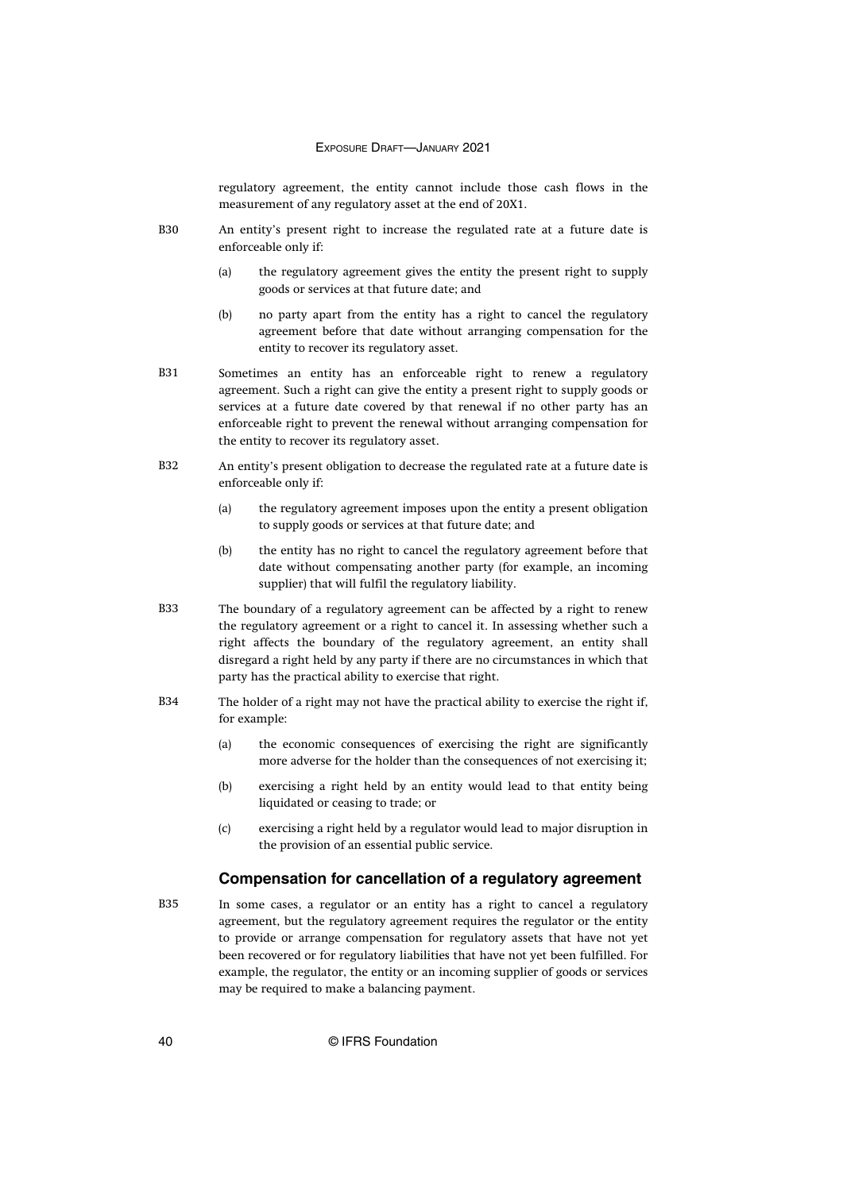regulatory agreement, the entity cannot include those cash flows in the measurement of any regulatory asset at the end of 20X1.

B30 An entity's present right to increase the regulated rate at a future date is enforceable only if:

(a) the regulatory agreement gives the entity the present right to supply goods or services at that future date; and

(b) no party apart from the entity has a right to cancel the regulatory agreement before that date without arranging compensation for the entity to recover its regulatory asset.

B31 Sometimes an entity has an enforceable right to renew a regulatory agreement. Such a right can give the entity a present right to supply goods or services at a future date covered by that renewal if no other party has an enforceable right to prevent the renewal without arranging compensation for the entity to recover its regulatory asset.

B32 An entity's present obligation to decrease the regulated rate at a future date is enforceable only if:

(a) the regulatory agreement imposes upon the entity a present obligation to supply goods or services at that future date; and

(b) the entity has no right to cancel the regulatory agreement before that date without compensating another party (for example, an incoming supplier) that will fulfil the regulatory liability.

B33 The boundary of a regulatory agreement can be affected by a right to renew the regulatory agreement or a right to cancel it. In assessing whether such a right affects the boundary of the regulatory agreement, an entity shall disregard a right held by any party if there are no circumstances in which that party has the practical ability to exercise that right.

B34 The holder of a right may not have the practical ability to exercise the right if, for example:

(a) the economic consequences of exercising the right are significantly more adverse for the holder than the consequences of not exercising it;

(b) exercising a right held by an entity would lead to that entity being liquidated or ceasing to trade; or

(c) exercising a right held by a regulator would lead to major disruption in the provision of an essential public service.

### Compensation for cancellation of a regulatory agreement

B35 In some cases, a regulator or an entity has a right to cancel a regulatory agreement, but the regulatory agreement requires the regulator or the entity to provide or arrange compensation for regulatory assets that have not yet been recovered or for regulatory liabilities that have not yet been fulfilled. For example, the regulator, the entity or an incoming supplier of goods or services may be required to make a balancing payment.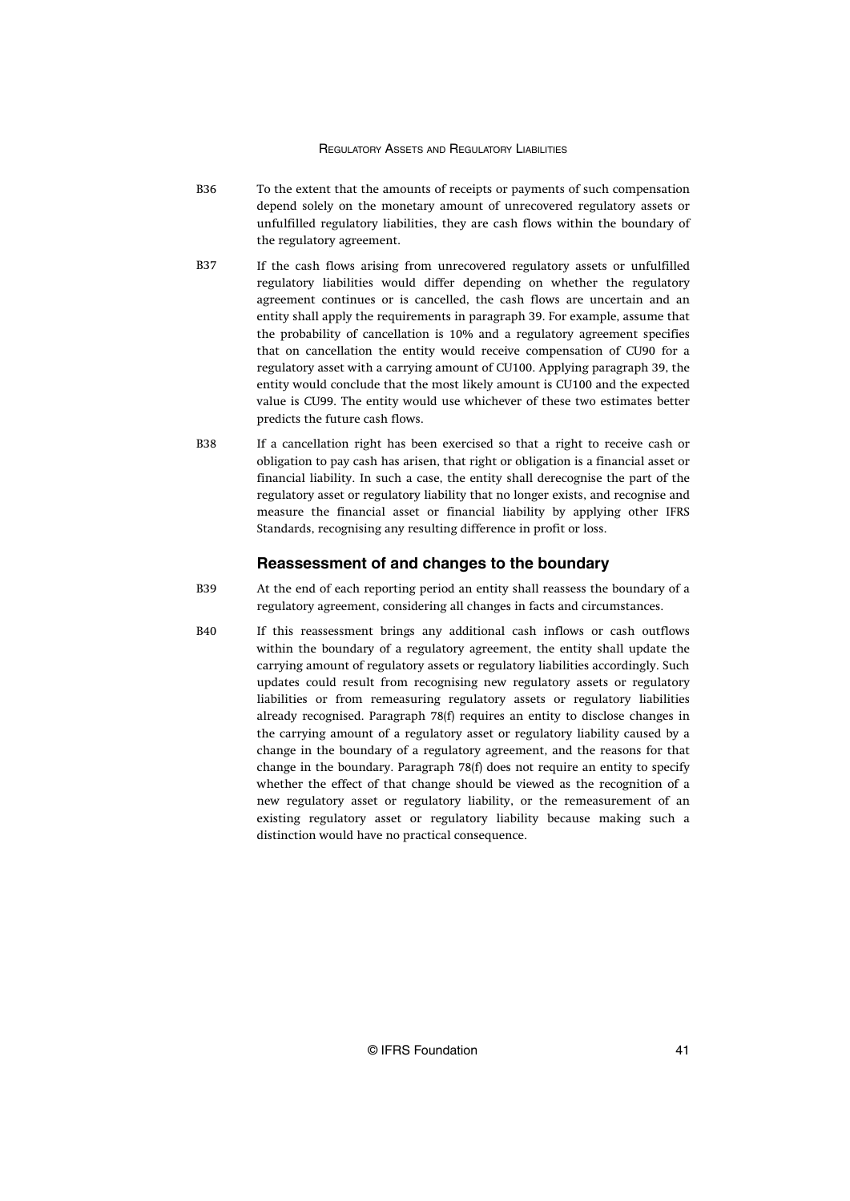B36 To the extent that the amounts of receipts or payments of such compensation depend solely on the monetary amount of unrecovered regulatory assets or unfulfilled regulatory liabilities, they are cash flows within the boundary of the regulatory agreement.

B37 If the cash flows arising from unrecovered regulatory assets or unfulfilled regulatory liabilities would differ depending on whether the regulatory agreement continues or is cancelled, the cash flows are uncertain and an entity shall apply the requirements in paragraph 39. For example, assume that the probability of cancellation is 10% and a regulatory agreement specifies that on cancellation the entity would receive compensation of CU90 for a regulatory asset with a carrying amount of CU100. Applying paragraph 39, the entity would conclude that the most likely amount is CU100 and the expected value is CU99. The entity would use whichever of these two estimates better predicts the future cash flows.

B38 If a cancellation right has been exercised so that a right to receive cash or obligation to pay cash has arisen, that right or obligation is a financial asset or financial liability. In such a case, the entity shall derecognise the part of the regulatory asset or regulatory liability that no longer exists, and recognise and measure the financial asset or financial liability by applying other IFRS Standards, recognising any resulting difference in profit or loss.

### Reassessment of and changes to the boundary

B39 At the end of each reporting period an entity shall reassess the boundary of a regulatory agreement, considering all changes in facts and circumstances.

B40 If this reassessment brings any additional cash inflows or cash outflows within the boundary of a regulatory agreement, the entity shall update the carrying amount of regulatory assets or regulatory liabilities accordingly. Such updates could result from recognising new regulatory assets or regulatory liabilities or from remeasuring regulatory assets or regulatory liabilities already recognised. Paragraph 78(f) requires an entity to disclose changes in the carrying amount of a regulatory asset or regulatory liability caused by a change in the boundary of a regulatory agreement, and the reasons for that change in the boundary. Paragraph 78(f) does not require an entity to specify whether the effect of that change should be viewed as the recognition of a new regulatory asset or regulatory liability, or the remeasurement of an existing regulatory asset or regulatory liability because making such a distinction would have no practical consequence.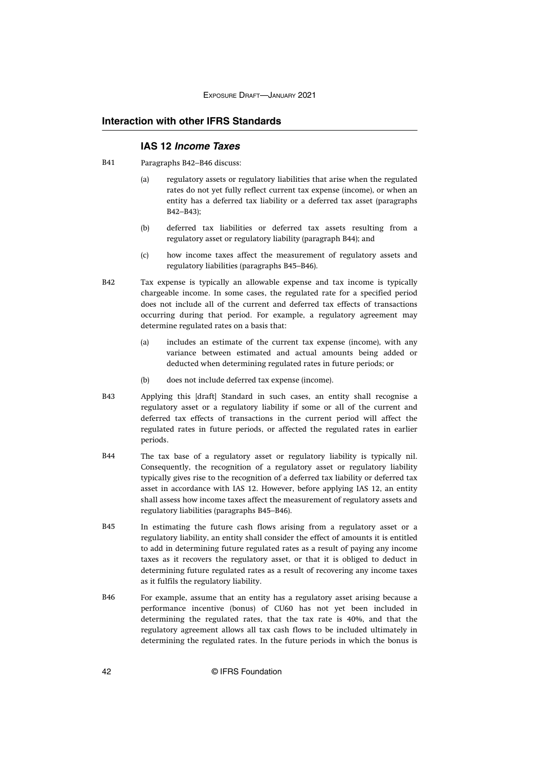## Interaction with other IFRS Standards

### IAS 12 *Income Taxes*

B41 Paragraphs B42–B46 discuss:

(a) regulatory assets or regulatory liabilities that arise when the regulated rates do not yet fully reflect current tax expense (income), or when an entity has a deferred tax liability or a deferred tax asset (paragraphs B42–B43);

(b) deferred tax liabilities or deferred tax assets resulting from a regulatory asset or regulatory liability (paragraph B44); and

(c) how income taxes affect the measurement of regulatory assets and regulatory liabilities (paragraphs B45–B46).

B42 Tax expense is typically an allowable expense and tax income is typically chargeable income. In some cases, the regulated rate for a specified period does not include all of the current and deferred tax effects of transactions occurring during that period. For example, a regulatory agreement may determine regulated rates on a basis that:

(a) includes an estimate of the current tax expense (income), with any variance between estimated and actual amounts being added or deducted when determining regulated rates in future periods; or

(b) does not include deferred tax expense (income).

B43 Applying this [draft] Standard in such cases, an entity shall recognise a regulatory asset or a regulatory liability if some or all of the current and deferred tax effects of transactions in the current period will affect the regulated rates in future periods, or affected the regulated rates in earlier periods.

B44 The tax base of a regulatory asset or regulatory liability is typically nil. Consequently, the recognition of a regulatory asset or regulatory liability typically gives rise to the recognition of a deferred tax liability or deferred tax asset in accordance with IAS 12. However, before applying IAS 12, an entity shall assess how income taxes affect the measurement of regulatory assets and regulatory liabilities (paragraphs B45–B46).

B45 In estimating the future cash flows arising from a regulatory asset or a regulatory liability, an entity shall consider the effect of amounts it is entitled to add in determining future regulated rates as a result of paying any income taxes as it recovers the regulatory asset, or that it is obliged to deduct in determining future regulated rates as a result of recovering any income taxes as it fulfils the regulatory liability.

B46 For example, assume that an entity has a regulatory asset arising because a performance incentive (bonus) of CU60 has not yet been included in determining the regulated rates, that the tax rate is 40%, and that the regulatory agreement allows all tax cash flows to be included ultimately in determining the regulated rates. In the future periods in which the bonus is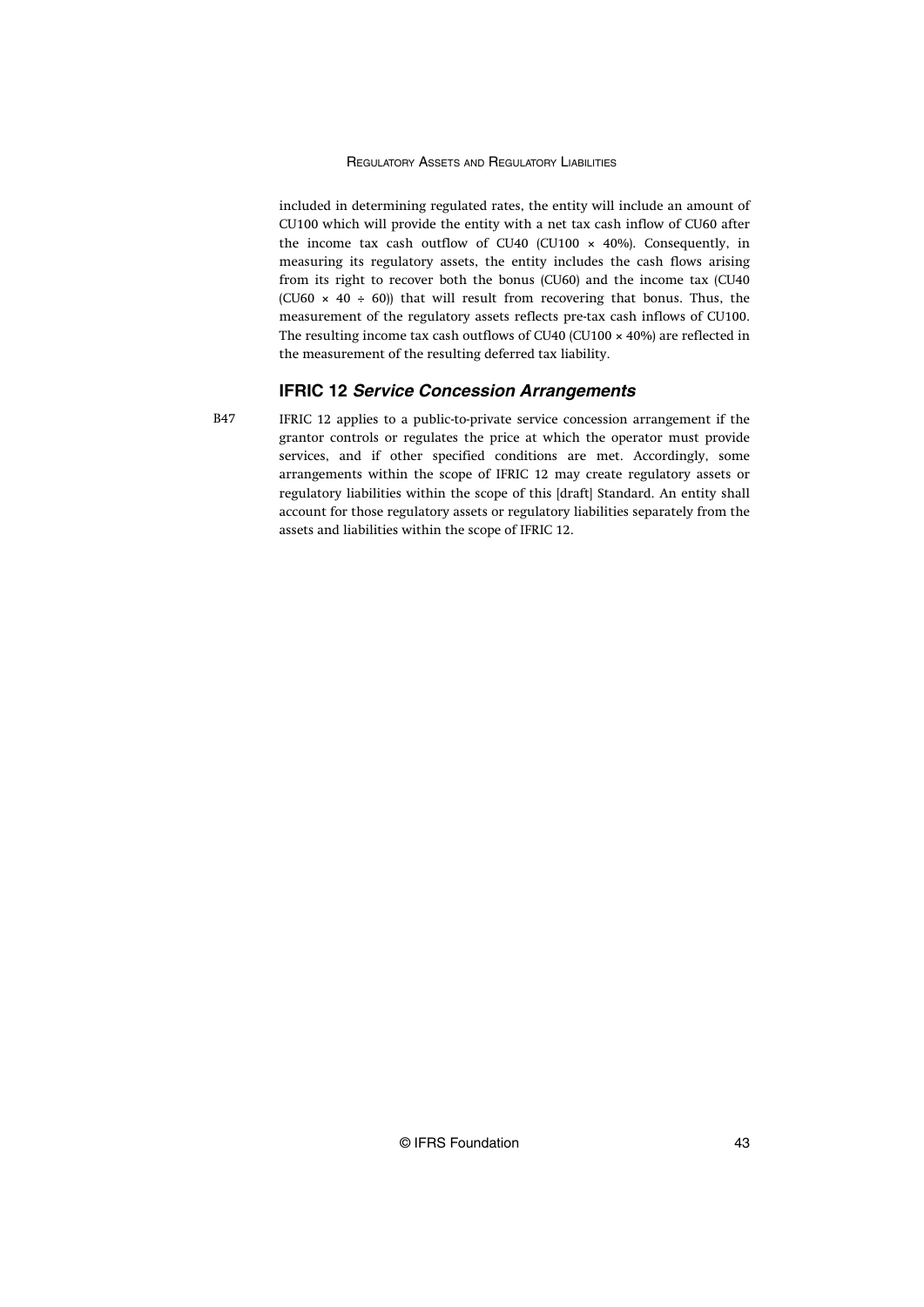included in determining regulated rates, the entity will include an amount of CU100 which will provide the entity with a net tax cash inflow of CU60 after the income tax cash outflow of CU40 (CU100 × 40%). Consequently, in measuring its regulatory assets, the entity includes the cash flows arising from its right to recover both the bonus (CU60) and the income tax (CU40 (CU60 × 40 ÷ 60)) that will result from recovering that bonus. Thus, the measurement of the regulatory assets reflects pre-tax cash inflows of CU100. The resulting income tax cash outflows of CU40 (CU100 × 40%) are reflected in the measurement of the resulting deferred tax liability.

## IFRIC 12 *Service Concession Arrangements*

B47 IFRIC 12 applies to a public-to-private service concession arrangement if the grantor controls or regulates the price at which the operator must provide services, and if other specified conditions are met. Accordingly, some arrangements within the scope of IFRIC 12 may create regulatory assets or regulatory liabilities within the scope of this [draft] Standard. An entity shall account for those regulatory assets or regulatory liabilities separately from the assets and liabilities within the scope of IFRIC 12.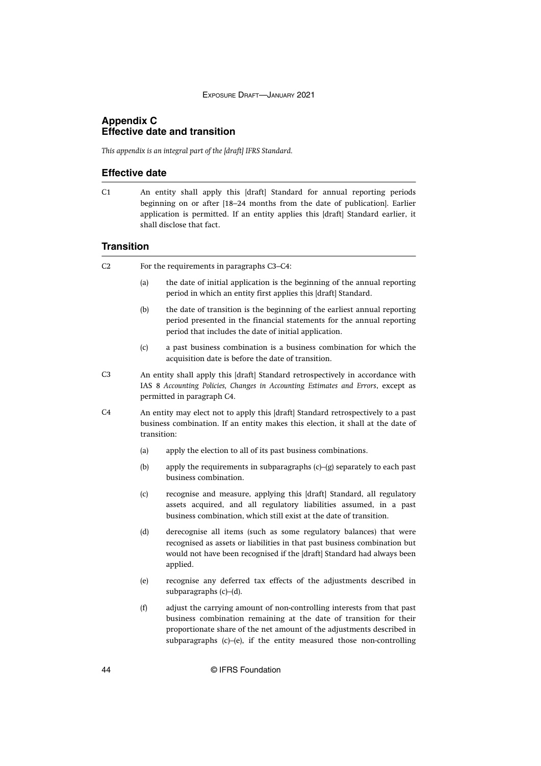## Appendix C
## Effective date and transition

*This appendix is an integral part of the [draft] IFRS Standard.*

### Effective date

C1 An entity shall apply this [draft] Standard for annual reporting periods beginning on or after [18–24 months from the date of publication]. Earlier application is permitted. If an entity applies this [draft] Standard earlier, it shall disclose that fact.

### Transition

C2 For the requirements in paragraphs C3–C4:

(a) the date of initial application is the beginning of the annual reporting period in which an entity first applies this [draft] Standard.

(b) the date of transition is the beginning of the earliest annual reporting period presented in the financial statements for the annual reporting period that includes the date of initial application.

(c) a past business combination is a business combination for which the acquisition date is before the date of transition.

C3 An entity shall apply this [draft] Standard retrospectively in accordance with IAS 8 *Accounting Policies, Changes in Accounting Estimates and Errors*, except as permitted in paragraph C4.

C4 An entity may elect not to apply this [draft] Standard retrospectively to a past business combination. If an entity makes this election, it shall at the date of transition:

(a) apply the election to all of its past business combinations.

(b) apply the requirements in subparagraphs (c)–(g) separately to each past business combination.

(c) recognise and measure, applying this [draft] Standard, all regulatory assets acquired, and all regulatory liabilities assumed, in a past business combination, which still exist at the date of transition.

(d) derecognise all items (such as some regulatory balances) that were recognised as assets or liabilities in that past business combination but would not have been recognised if the [draft] Standard had always been applied.

(e) recognise any deferred tax effects of the adjustments described in subparagraphs (c)–(d).

(f) adjust the carrying amount of non-controlling interests from that past business combination remaining at the date of transition for their proportionate share of the net amount of the adjustments described in subparagraphs (c)–(e), if the entity measured those non-controlling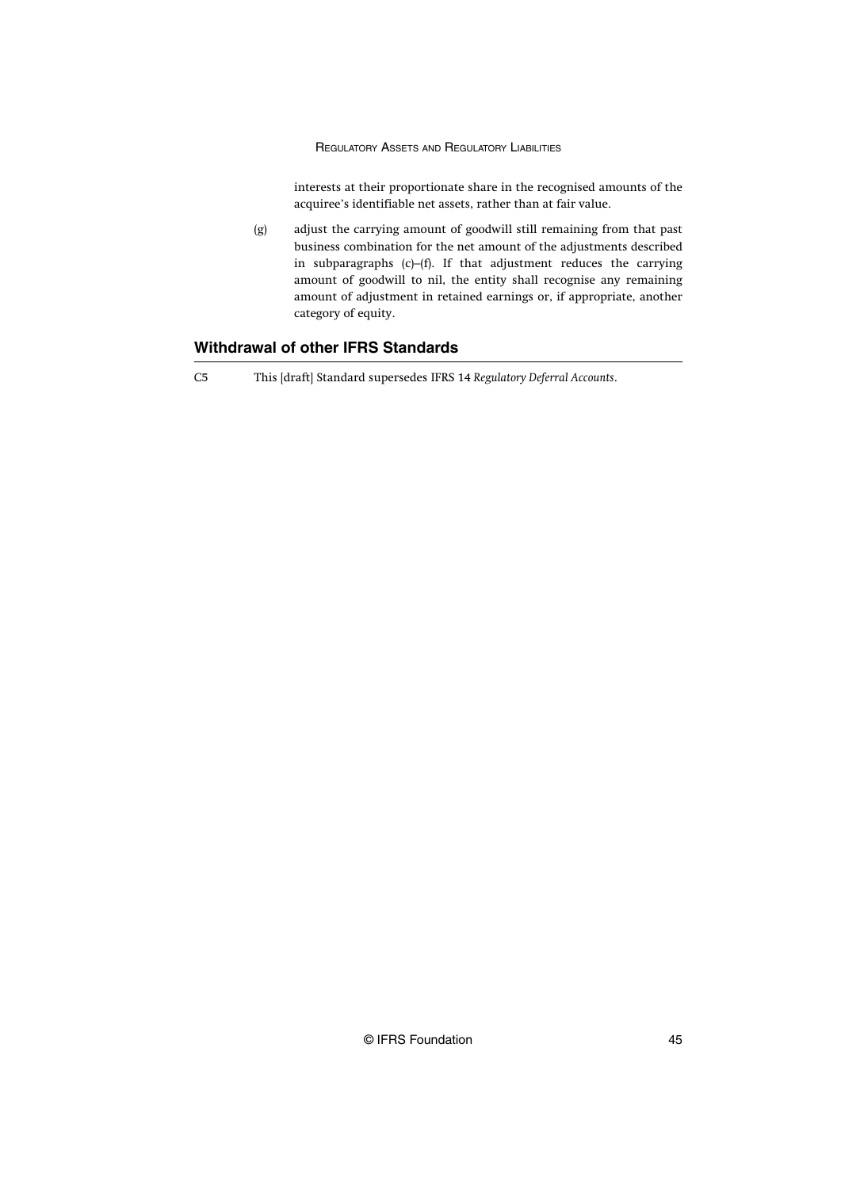interests at their proportionate share in the recognised amounts of the acquiree's identifiable net assets, rather than at fair value.

(g) adjust the carrying amount of goodwill still remaining from that past business combination for the net amount of the adjustments described in subparagraphs (c)–(f). If that adjustment reduces the carrying amount of goodwill to nil, the entity shall recognise any remaining amount of adjustment in retained earnings or, if appropriate, another category of equity.

## Withdrawal of other IFRS Standards

C5 This [draft] Standard supersedes IFRS 14 *Regulatory Deferral Accounts*.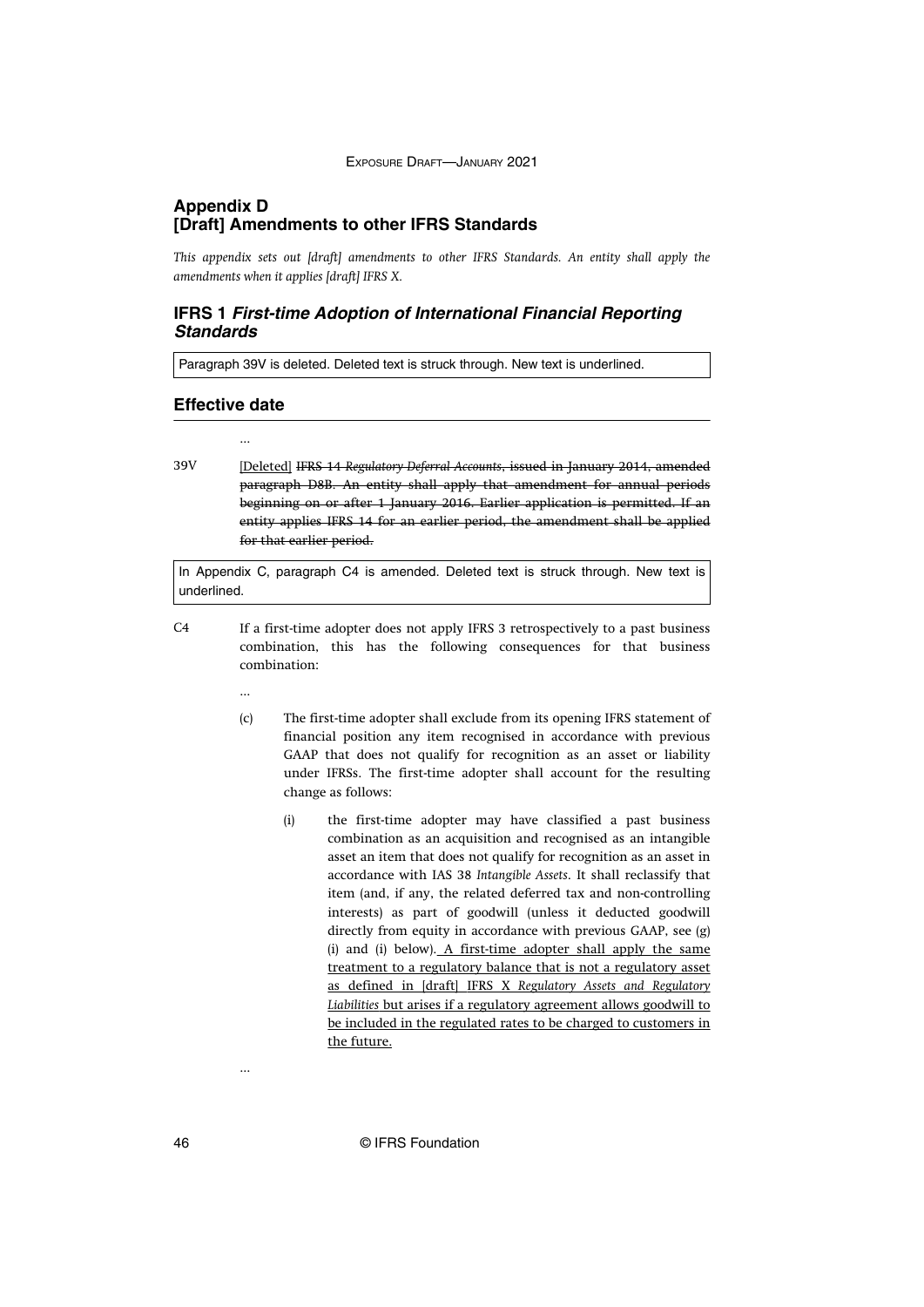## Appendix D
## [Draft] Amendments to other IFRS Standards

*This appendix sets out [draft] amendments to other IFRS Standards. An entity shall apply the amendments when it applies [draft] IFRS X.*

### IFRS 1 *First-time Adoption of International Financial Reporting Standards*

Paragraph 39V is deleted. Deleted text is struck through. New text is underlined.

### Effective date

...

39V [Deleted] ~~IFRS 14 *Regulatory Deferral Accounts*, issued in January 2014, amended paragraph D8B. An entity shall apply that amendment for annual periods beginning on or after 1 January 2016. Earlier application is permitted. If an entity applies IFRS 14 for an earlier period, the amendment shall be applied for that earlier period.~~

In Appendix C, paragraph C4 is amended. Deleted text is struck through. New text is underlined.

C4 If a first-time adopter does not apply IFRS 3 retrospectively to a past business combination, this has the following consequences for that business combination:

...

(c) The first-time adopter shall exclude from its opening IFRS statement of financial position any item recognised in accordance with previous GAAP that does not qualify for recognition as an asset or liability under IFRSs. The first-time adopter shall account for the resulting change as follows:

(i) the first-time adopter may have classified a past business combination as an acquisition and recognised as an intangible asset an item that does not qualify for recognition as an asset in accordance with IAS 38 *Intangible Assets*. It shall reclassify that item (and, if any, the related deferred tax and non-controlling interests) as part of goodwill (unless it deducted goodwill directly from equity in accordance with previous GAAP, see (g)(i) and (i) below). A first-time adopter shall apply the same treatment to a regulatory balance that is not a regulatory asset as defined in [draft] IFRS X *Regulatory Assets and Regulatory Liabilities* but arises if a regulatory agreement allows goodwill to be included in the regulated rates to be charged to customers in the future.

...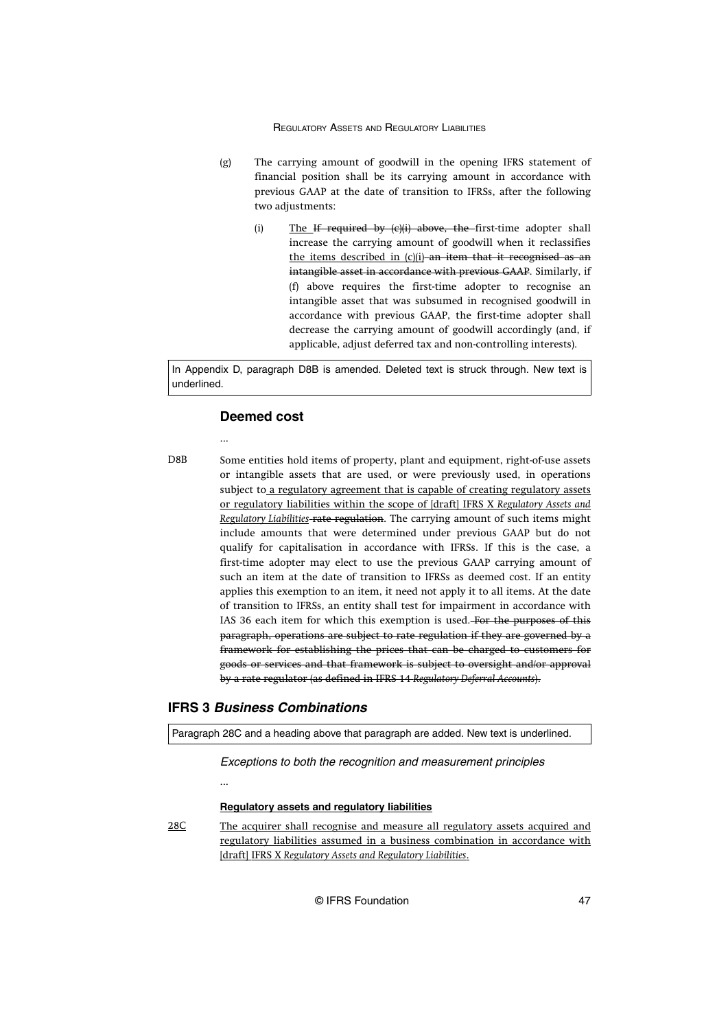(g) The carrying amount of goodwill in the opening IFRS statement of financial position shall be its carrying amount in accordance with previous GAAP at the date of transition to IFRSs, after the following two adjustments:

(i) <u>The</u> ~~If required by (c)(i) above, the~~ first-time adopter shall increase the carrying amount of goodwill when it reclassifies <u>the items described in (c)(i)</u> ~~an item that it recognised as an intangible asset in accordance with previous GAAP~~. Similarly, if (f) above requires the first-time adopter to recognise an intangible asset that was subsumed in recognised goodwill in accordance with previous GAAP, the first-time adopter shall decrease the carrying amount of goodwill accordingly (and, if applicable, adjust deferred tax and non-controlling interests).

In Appendix D, paragraph D8B is amended. Deleted text is struck through. New text is underlined.

### Deemed cost

...

D8B Some entities hold items of property, plant and equipment, right-of-use assets or intangible assets that are used, or were previously used, in operations subject to <u>a regulatory agreement that is capable of creating regulatory assets or regulatory liabilities within the scope of [draft] IFRS X *Regulatory Assets and Regulatory Liabilities*</u> ~~rate regulation~~. The carrying amount of such items might include amounts that were determined under previous GAAP but do not qualify for capitalisation in accordance with IFRSs. If this is the case, a first-time adopter may elect to use the previous GAAP carrying amount of such an item at the date of transition to IFRSs as deemed cost. If an entity applies this exemption to an item, it need not apply it to all items. At the date of transition to IFRSs, an entity shall test for impairment in accordance with IAS 36 each item for which this exemption is used. ~~For the purposes of this paragraph, operations are subject to rate regulation if they are governed by a framework for establishing the prices that can be charged to customers for goods or services and that framework is subject to oversight and/or approval by a rate regulator (as defined in IFRS 14 *Regulatory Deferral Accounts*).~~

## IFRS 3 *Business Combinations*

Paragraph 28C and a heading above that paragraph are added. New text is underlined.

*Exceptions to both the recognition and measurement principles*

...

<u>**Regulatory assets and regulatory liabilities**</u>

<u>28C</u> <u>The acquirer shall recognise and measure all regulatory assets acquired and regulatory liabilities assumed in a business combination in accordance with [draft] IFRS X *Regulatory Assets and Regulatory Liabilities*.</u>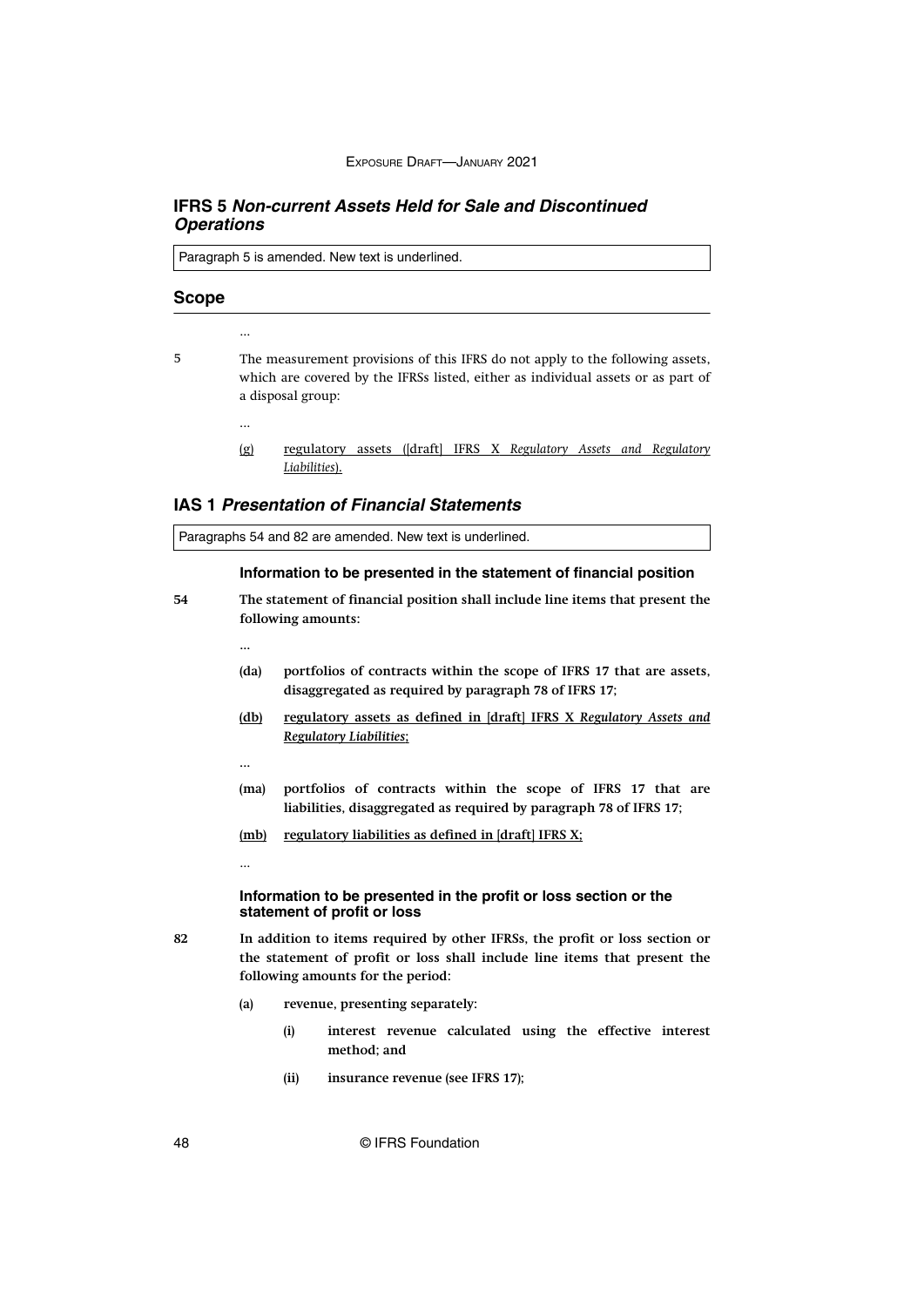## IFRS 5 *Non-current Assets Held for Sale and Discontinued Operations*

Paragraph 5 is amended. New text is underlined.

### Scope

...

5 The measurement provisions of this IFRS do not apply to the following assets, which are covered by the IFRSs listed, either as individual assets or as part of a disposal group:

...

(g) <u>regulatory assets ([draft] IFRS X *Regulatory Assets and Regulatory Liabilities*).</u>

## IAS 1 *Presentation of Financial Statements*

Paragraphs 54 and 82 are amended. New text is underlined.

### Information to be presented in the statement of financial position

54 **The statement of financial position shall include line items that present the following amounts:**

...

**(da) portfolios of contracts within the scope of IFRS 17 that are assets, disaggregated as required by paragraph 78 of IFRS 17;**

<u>**(db) regulatory assets as defined in [draft] IFRS X *Regulatory Assets and Regulatory Liabilities*;**</u>

...

**(ma) portfolios of contracts within the scope of IFRS 17 that are liabilities, disaggregated as required by paragraph 78 of IFRS 17;**

<u>**(mb) regulatory liabilities as defined in [draft] IFRS X;**</u>

...

### Information to be presented in the profit or loss section or the statement of profit or loss

82 **In addition to items required by other IFRSs, the profit or loss section or the statement of profit or loss shall include line items that present the following amounts for the period:**

**(a) revenue, presenting separately:**

**(i) interest revenue calculated using the effective interest method; and**

**(ii) insurance revenue (see IFRS 17);**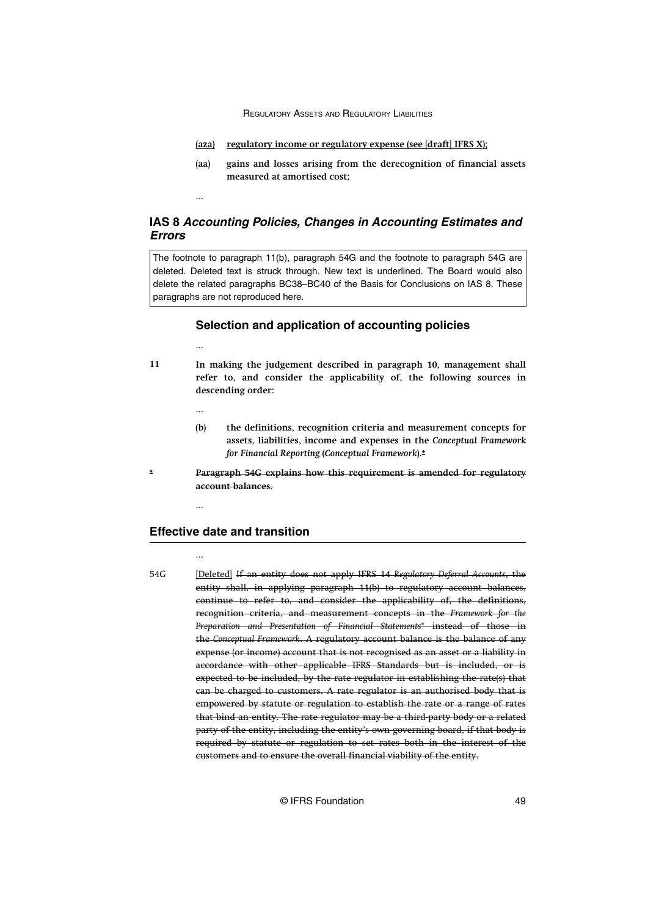**(aza)** **regulatory income or regulatory expense (see [draft] IFRS X);**

**(aa)** **gains and losses arising from the derecognition of financial assets measured at amortised cost;**

...

## IAS 8 *Accounting Policies, Changes in Accounting Estimates and Errors*

The footnote to paragraph 11(b), paragraph 54G and the footnote to paragraph 54G are deleted. Deleted text is struck through. New text is underlined. The Board would also delete the related paragraphs BC38–BC40 of the Basis for Conclusions on IAS 8. These paragraphs are not reproduced here.

### Selection and application of accounting policies

...

11 **In making the judgement described in paragraph 10, management shall refer to, and consider the applicability of, the following sources in descending order:**

...

**(b)** **the definitions, recognition criteria and measurement concepts for assets, liabilities, income and expenses in the *Conceptual Framework for Financial Reporting* (*Conceptual Framework*).~~*~~**

~~*~~ ~~**Paragraph 54G explains how this requirement is amended for regulatory account balances.**~~

...

## Effective date and transition

...

54G [Deleted] ~~If an entity does not apply IFRS 14 *Regulatory Deferral Accounts*, the entity shall, in applying paragraph 11(b) to regulatory account balances, continue to refer to, and consider the applicability of, the definitions, recognition criteria, and measurement concepts in the *Framework for the Preparation and Presentation of Financial Statements** instead of those in the *Conceptual Framework*. A regulatory account balance is the balance of any expense (or income) account that is not recognised as an asset or a liability in accordance with other applicable IFRS Standards but is included, or is expected to be included, by the rate regulator in establishing the rate(s) that can be charged to customers. A rate regulator is an authorised body that is empowered by statute or regulation to establish the rate or a range of rates that bind an entity. The rate regulator may be a third-party body or a related party of the entity, including the entity's own governing board, if that body is required by statute or regulation to set rates both in the interest of the customers and to ensure the overall financial viability of the entity.~~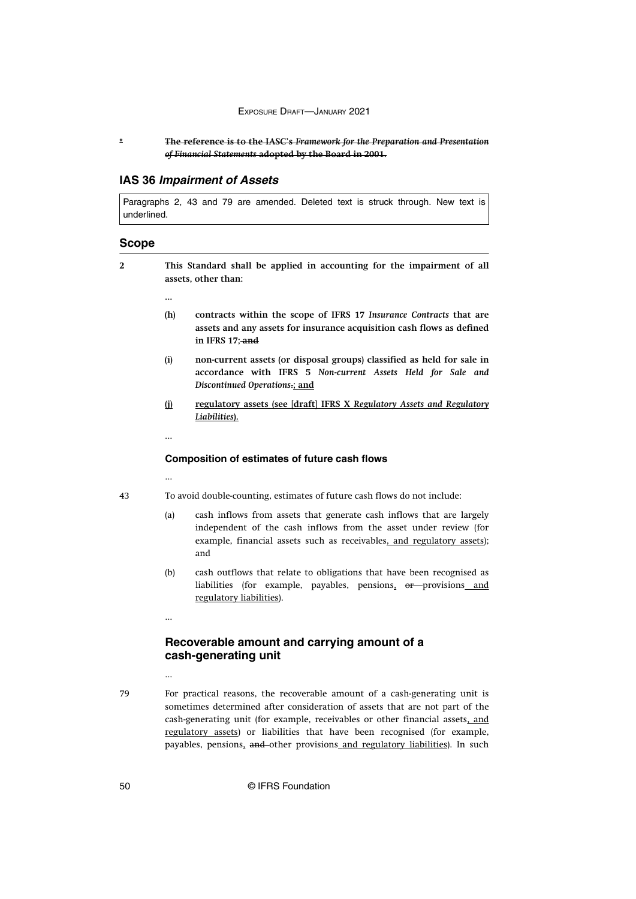\* ~~**The reference is to the IASC's *Framework for the Preparation and Presentation of Financial Statements* adopted by the Board in 2001.**~~

## IAS 36 *Impairment of Assets*

Paragraphs 2, 43 and 79 are amended. Deleted text is struck through. New text is underlined.

### Scope

2 **This Standard shall be applied in accounting for the impairment of all assets, other than:**

...

**(h) contracts within the scope of IFRS 17 *Insurance Contracts* that are assets and any assets for insurance acquisition cash flows as defined in IFRS 17;~~ and~~**

**(i) non-current assets (or disposal groups) classified as held for sale in accordance with IFRS 5 *Non-current Assets Held for Sale and Discontinued Operations*~~.~~<u>; and</u>**

**<u>(j) regulatory assets (see [draft] IFRS X *Regulatory Assets and Regulatory Liabilities*).</u>**

...

#### Composition of estimates of future cash flows

...

43 To avoid double-counting, estimates of future cash flows do not include:

(a) cash inflows from assets that generate cash inflows that are largely independent of the cash inflows from the asset under review (for example, financial assets such as receivables<u>, and regulatory assets</u>); and

(b) cash outflows that relate to obligations that have been recognised as liabilities (for example, payables, pensions<u>,</u> ~~or~~ provisions<u> and regulatory liabilities</u>).

...

### Recoverable amount and carrying amount of a cash-generating unit

...

79 For practical reasons, the recoverable amount of a cash-generating unit is sometimes determined after consideration of assets that are not part of the cash-generating unit (for example, receivables or other financial assets<u>, and regulatory assets</u>) or liabilities that have been recognised (for example, payables, pensions<u>,</u> ~~and~~ other provisions<u> and regulatory liabilities</u>). In such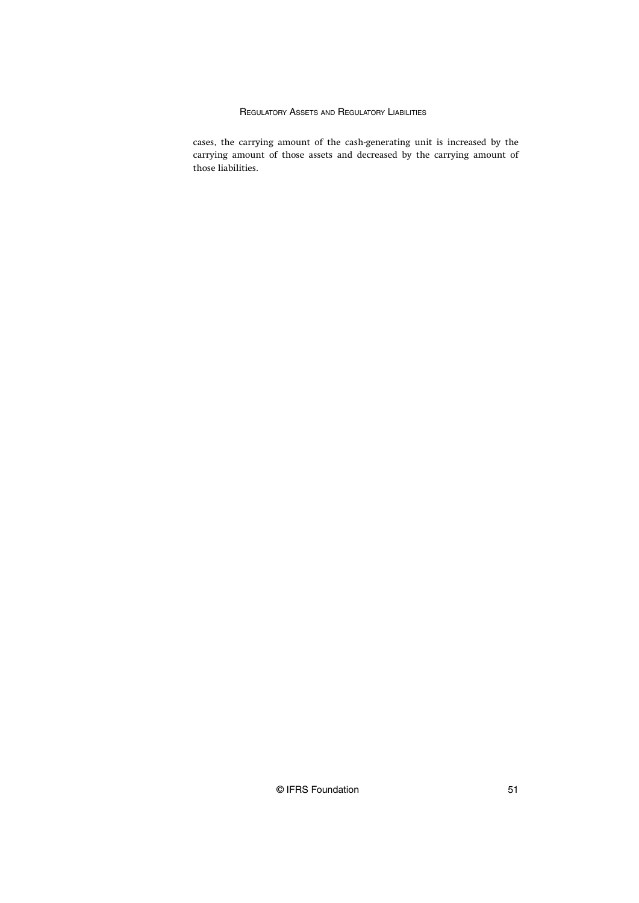cases, the carrying amount of the cash-generating unit is increased by the carrying amount of those assets and decreased by the carrying amount of those liabilities.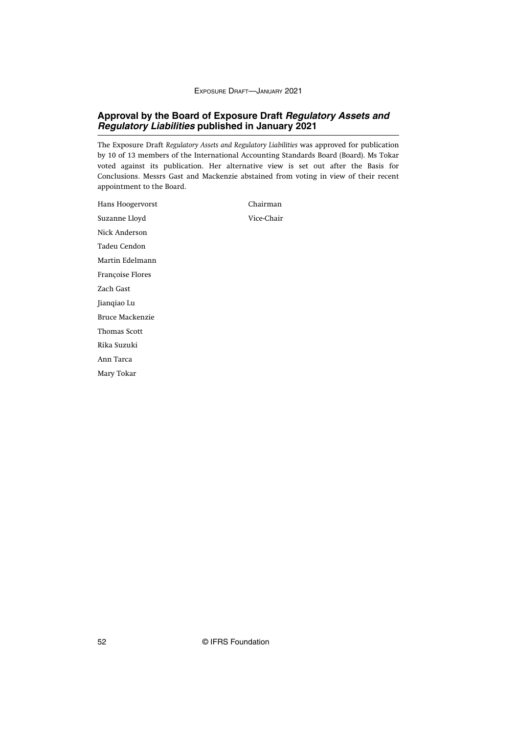## Approval by the Board of Exposure Draft *Regulatory Assets and Regulatory Liabilities* published in January 2021

The Exposure Draft *Regulatory Assets and Regulatory Liabilities* was approved for publication by 10 of 13 members of the International Accounting Standards Board (Board). Ms Tokar voted against its publication. Her alternative view is set out after the Basis for Conclusions. Messrs Gast and Mackenzie abstained from voting in view of their recent appointment to the Board.

| | |
|---|---|
| Hans Hoogervorst | Chairman |
| Suzanne Lloyd | Vice-Chair |
| Nick Anderson | |
| Tadeu Cendon | |
| Martin Edelmann | |
| Françoise Flores | |
| Zach Gast | |
| Jianqiao Lu | |
| Bruce Mackenzie | |
| Thomas Scott | |
| Rika Suzuki | |
| Ann Tarca | |
| Mary Tokar | |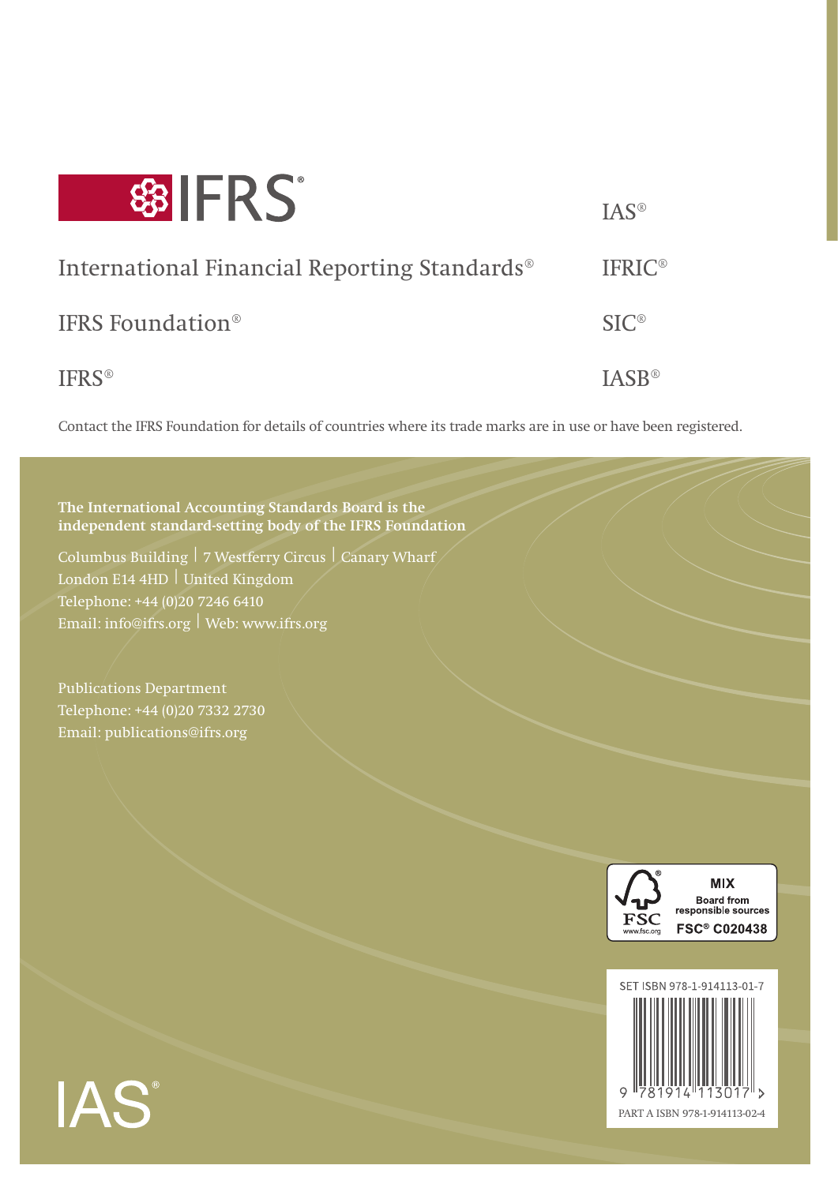IFRS®

International Financial Reporting Standards®

IFRS Foundation®

IFRS®

IAS®

IFRIC®

SIC®

IASB®

Contact the IFRS Foundation for details of countries where its trade marks are in use or have been registered.

**The International Accounting Standards Board is the independent standard-setting body of the IFRS Foundation**

Columbus Building | 7 Westferry Circus | Canary Wharf
London E14 4HD | United Kingdom
Telephone: +44 (0)20 7246 6410
Email: info@ifrs.org | Web: www.ifrs.org

Publications Department
Telephone: +44 (0)20 7332 2730
Email: publications@ifrs.org

FSC www.fsc.org MIX Board from responsible sources FSC® C020438

SET ISBN 978-1-914113-01-7

9 781914 113017

PART A ISBN 978-1-914113-02-4

IAS®